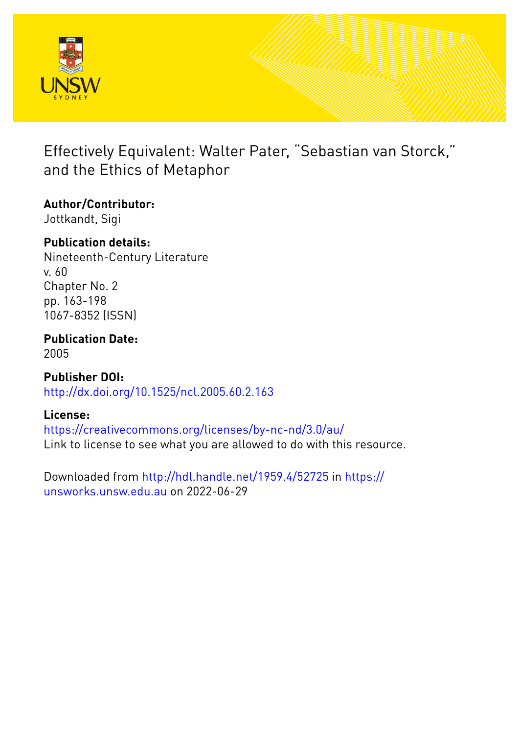# Effectively Equivalent: Walter Pater, "Sebastian van Storck," and the Ethics of Metaphor

**Author/Contributor:**
Jottkandt, Sigi

**Publication details:**
Nineteenth-Century Literature
v. 60
Chapter No. 2
pp. 163-198
1067-8352 (ISSN)

**Publication Date:**
2005

**Publisher DOI:**
http://dx.doi.org/10.1525/ncl.2005.60.2.163

**License:**
https://creativecommons.org/licenses/by-nc-nd/3.0/au/
Link to license to see what you are allowed to do with this resource.

Downloaded from http://hdl.handle.net/1959.4/52725 in https://unsworks.unsw.edu.au on 2022-06-29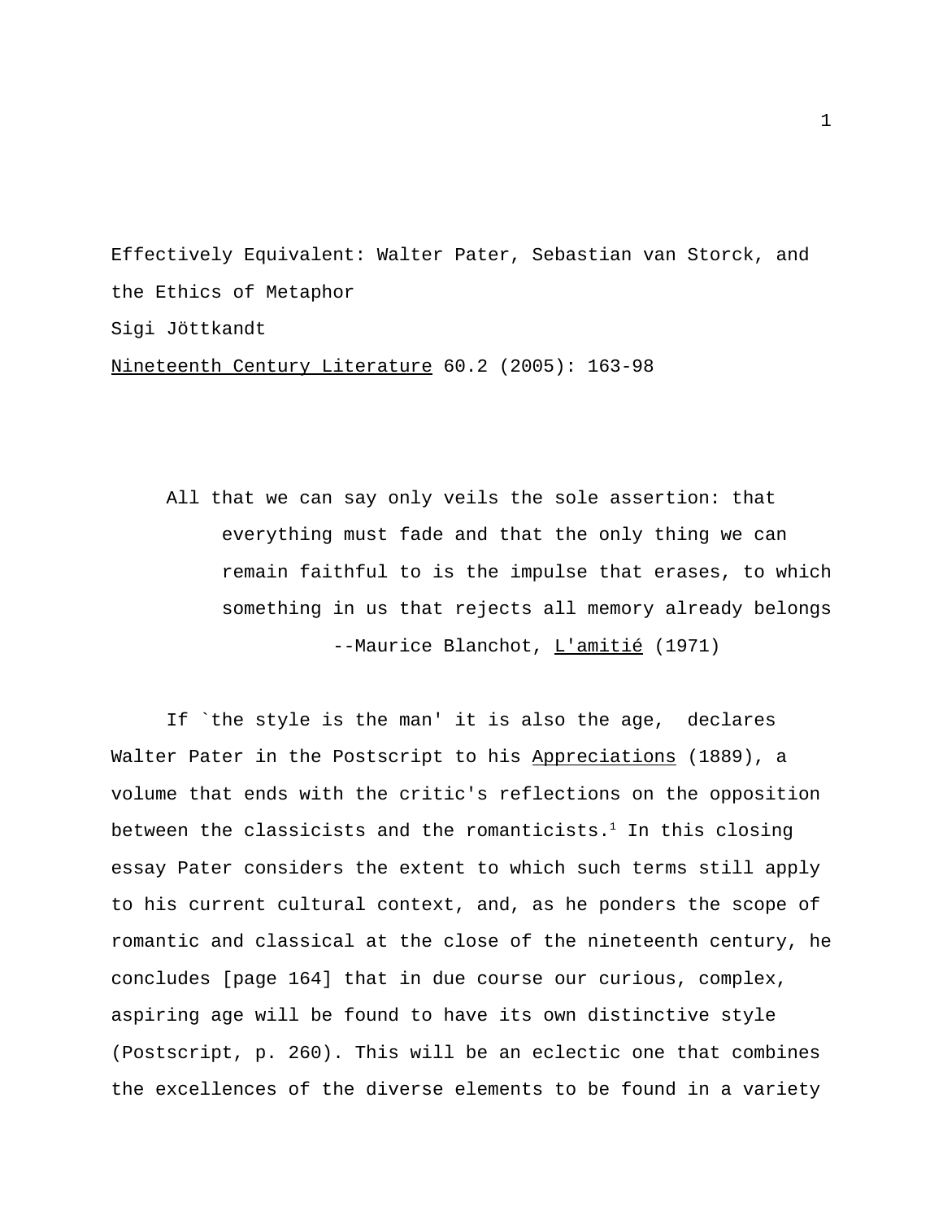Effectively Equivalent: Walter Pater, Sebastian van Storck, and the Ethics of Metaphor

Sigi Jöttkandt

Nineteenth Century Literature 60.2 (2005): 163-98

> All that we can say only veils the sole assertion: that everything must fade and that the only thing we can remain faithful to is the impulse that erases, to which something in us that rejects all memory already belongs
>
> --Maurice Blanchot, L'amitié (1971)

If `the style is the man' it is also the age,  declares Walter Pater in the Postscript to his Appreciations (1889), a volume that ends with the critic's reflections on the opposition between the classicists and the romanticists.[1] In this closing essay Pater considers the extent to which such terms still apply to his current cultural context, and, as he ponders the scope of romantic and classical at the close of the nineteenth century, he concludes [page 164] that in due course our curious, complex, aspiring age will be found to have its own distinctive style (Postscript, p. 260). This will be an eclectic one that combines the excellences of the diverse elements to be found in a variety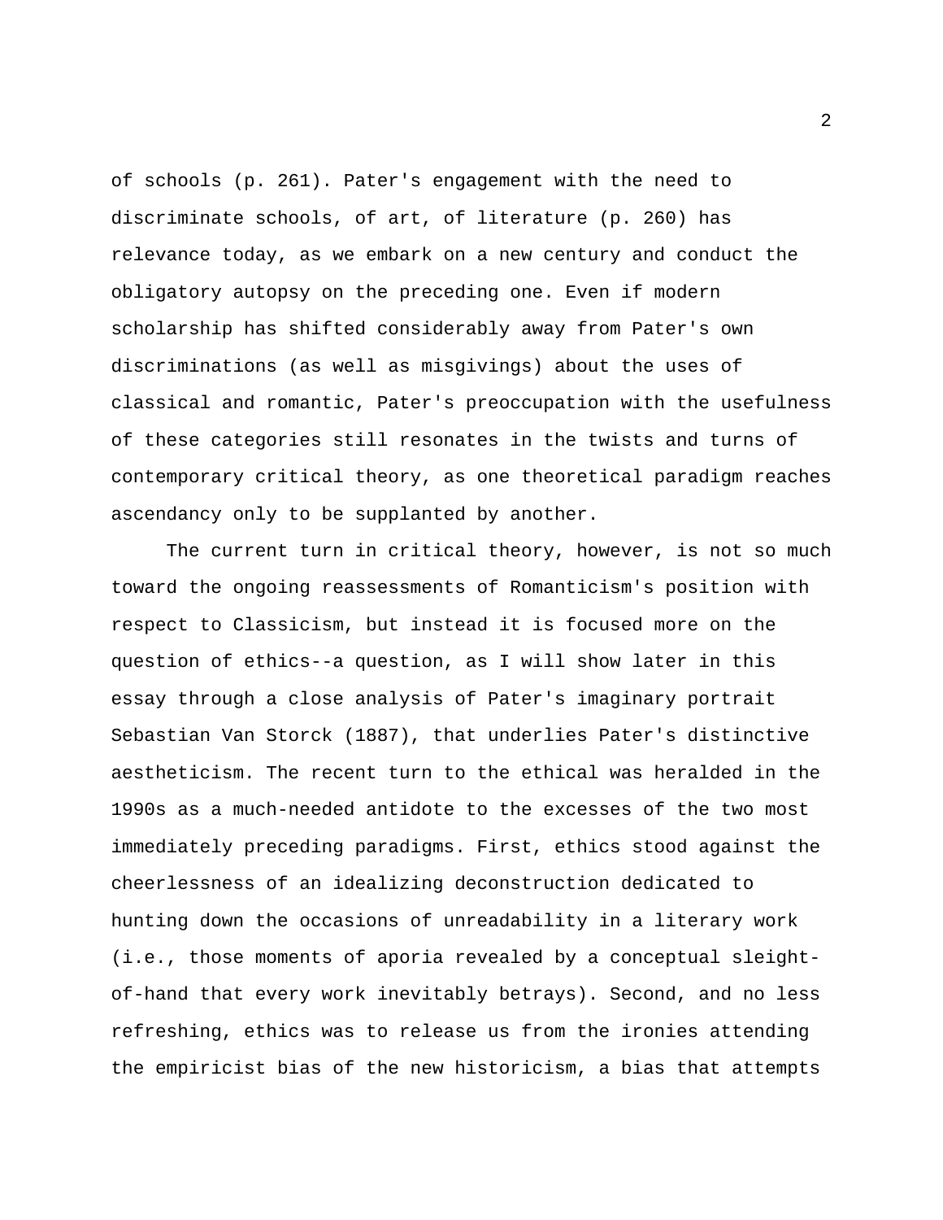of schools (p. 261). Pater's engagement with the need to discriminate schools, of art, of literature (p. 260) has relevance today, as we embark on a new century and conduct the obligatory autopsy on the preceding one. Even if modern scholarship has shifted considerably away from Pater's own discriminations (as well as misgivings) about the uses of classical and romantic, Pater's preoccupation with the usefulness of these categories still resonates in the twists and turns of contemporary critical theory, as one theoretical paradigm reaches ascendancy only to be supplanted by another.

The current turn in critical theory, however, is not so much toward the ongoing reassessments of Romanticism's position with respect to Classicism, but instead it is focused more on the question of ethics--a question, as I will show later in this essay through a close analysis of Pater's imaginary portrait Sebastian Van Storck (1887), that underlies Pater's distinctive aestheticism. The recent turn to the ethical was heralded in the 1990s as a much-needed antidote to the excesses of the two most immediately preceding paradigms. First, ethics stood against the cheerlessness of an idealizing deconstruction dedicated to hunting down the occasions of unreadability in a literary work (i.e., those moments of aporia revealed by a conceptual sleight-of-hand that every work inevitably betrays). Second, and no less refreshing, ethics was to release us from the ironies attending the empiricist bias of the new historicism, a bias that attempts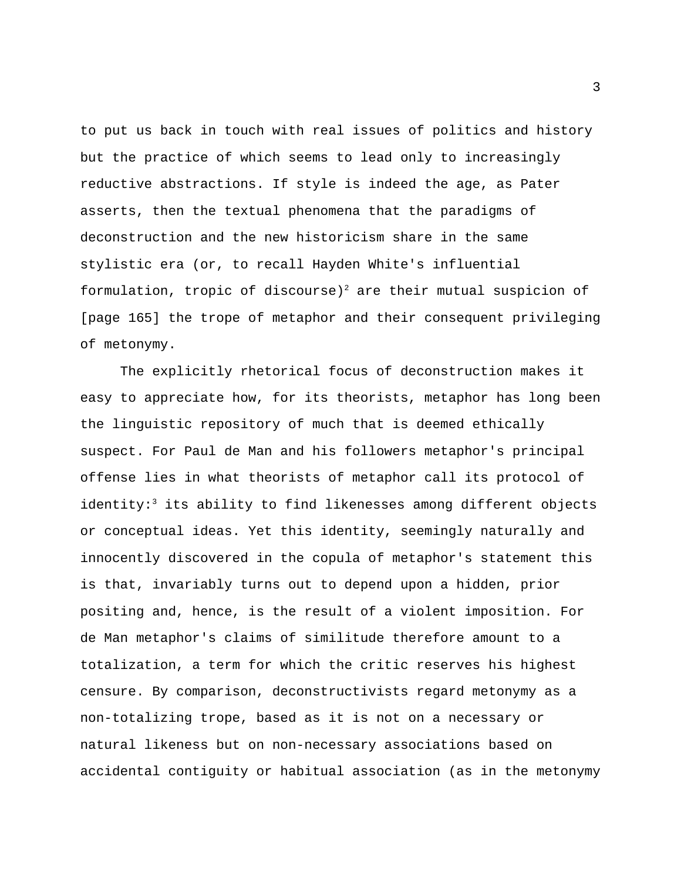to put us back in touch with real issues of politics and history but the practice of which seems to lead only to increasingly reductive abstractions. If style is indeed the age, as Pater asserts, then the textual phenomena that the paradigms of deconstruction and the new historicism share in the same stylistic era (or, to recall Hayden White's influential formulation, tropic of discourse)[2] are their mutual suspicion of [page 165] the trope of metaphor and their consequent privileging of metonymy.

The explicitly rhetorical focus of deconstruction makes it easy to appreciate how, for its theorists, metaphor has long been the linguistic repository of much that is deemed ethically suspect. For Paul de Man and his followers metaphor's principal offense lies in what theorists of metaphor call its protocol of identity:[3] its ability to find likenesses among different objects or conceptual ideas. Yet this identity, seemingly naturally and innocently discovered in the copula of metaphor's statement this is that, invariably turns out to depend upon a hidden, prior positing and, hence, is the result of a violent imposition. For de Man metaphor's claims of similitude therefore amount to a totalization, a term for which the critic reserves his highest censure. By comparison, deconstructivists regard metonymy as a non-totalizing trope, based as it is not on a necessary or natural likeness but on non-necessary associations based on accidental contiguity or habitual association (as in the metonymy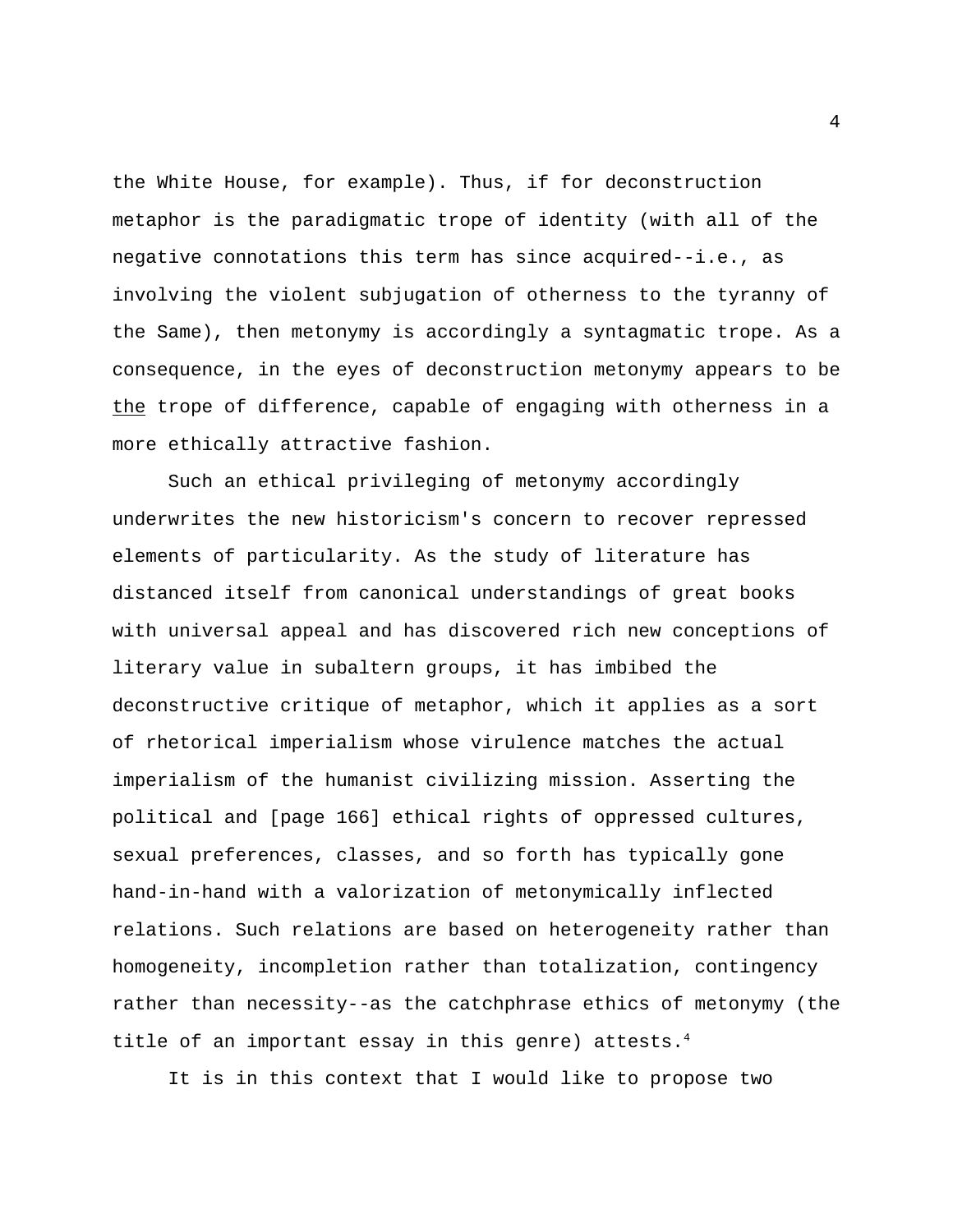the White House, for example). Thus, if for deconstruction metaphor is the paradigmatic trope of identity (with all of the negative connotations this term has since acquired--i.e., as involving the violent subjugation of otherness to the tyranny of the Same), then metonymy is accordingly a syntagmatic trope. As a consequence, in the eyes of deconstruction metonymy appears to be <u>the</u> trope of difference, capable of engaging with otherness in a more ethically attractive fashion.

Such an ethical privileging of metonymy accordingly underwrites the new historicism's concern to recover repressed elements of particularity. As the study of literature has distanced itself from canonical understandings of great books with universal appeal and has discovered rich new conceptions of literary value in subaltern groups, it has imbibed the deconstructive critique of metaphor, which it applies as a sort of rhetorical imperialism whose virulence matches the actual imperialism of the humanist civilizing mission. Asserting the political and [page 166] ethical rights of oppressed cultures, sexual preferences, classes, and so forth has typically gone hand-in-hand with a valorization of metonymically inflected relations. Such relations are based on heterogeneity rather than homogeneity, incompletion rather than totalization, contingency rather than necessity--as the catchphrase ethics of metonymy (the title of an important essay in this genre) attests.[4]

It is in this context that I would like to propose two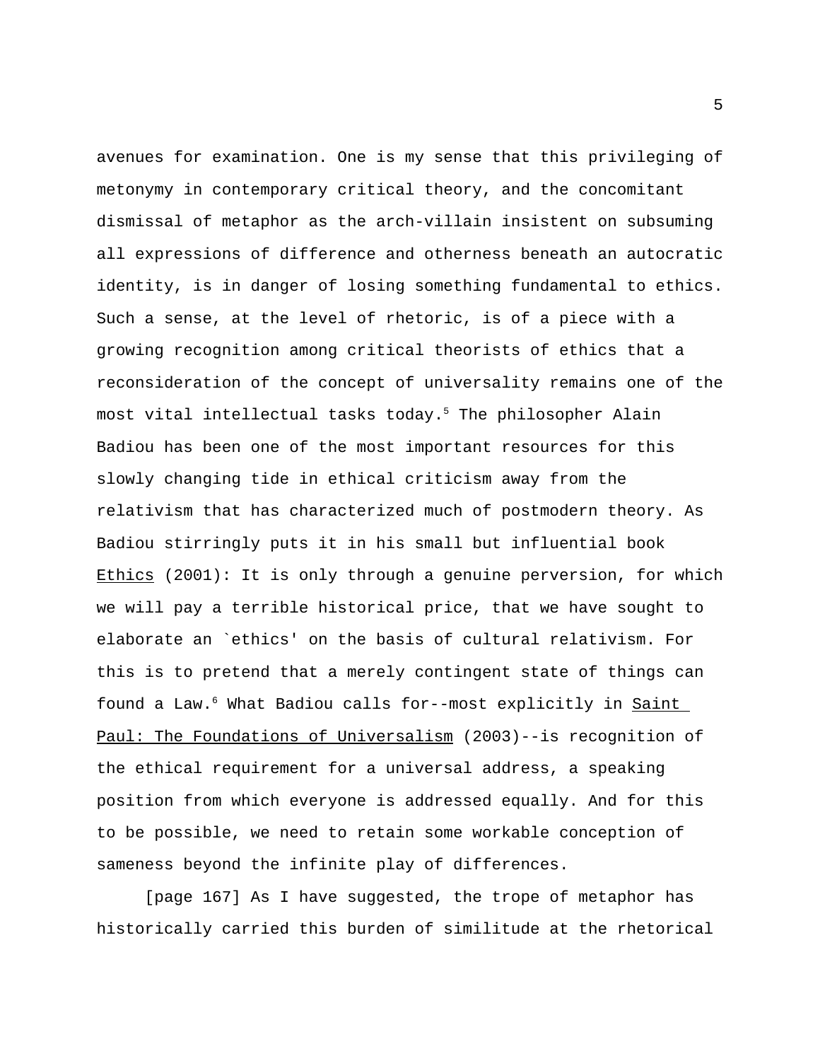avenues for examination. One is my sense that this privileging of metonymy in contemporary critical theory, and the concomitant dismissal of metaphor as the arch-villain insistent on subsuming all expressions of difference and otherness beneath an autocratic identity, is in danger of losing something fundamental to ethics. Such a sense, at the level of rhetoric, is of a piece with a growing recognition among critical theorists of ethics that a reconsideration of the concept of universality remains one of the most vital intellectual tasks today.[5] The philosopher Alain Badiou has been one of the most important resources for this slowly changing tide in ethical criticism away from the relativism that has characterized much of postmodern theory. As Badiou stirringly puts it in his small but influential book Ethics (2001): It is only through a genuine perversion, for which we will pay a terrible historical price, that we have sought to elaborate an `ethics' on the basis of cultural relativism. For this is to pretend that a merely contingent state of things can found a Law.[6] What Badiou calls for--most explicitly in Saint Paul: The Foundations of Universalism (2003)--is recognition of the ethical requirement for a universal address, a speaking position from which everyone is addressed equally. And for this to be possible, we need to retain some workable conception of sameness beyond the infinite play of differences.

[page 167] As I have suggested, the trope of metaphor has historically carried this burden of similitude at the rhetorical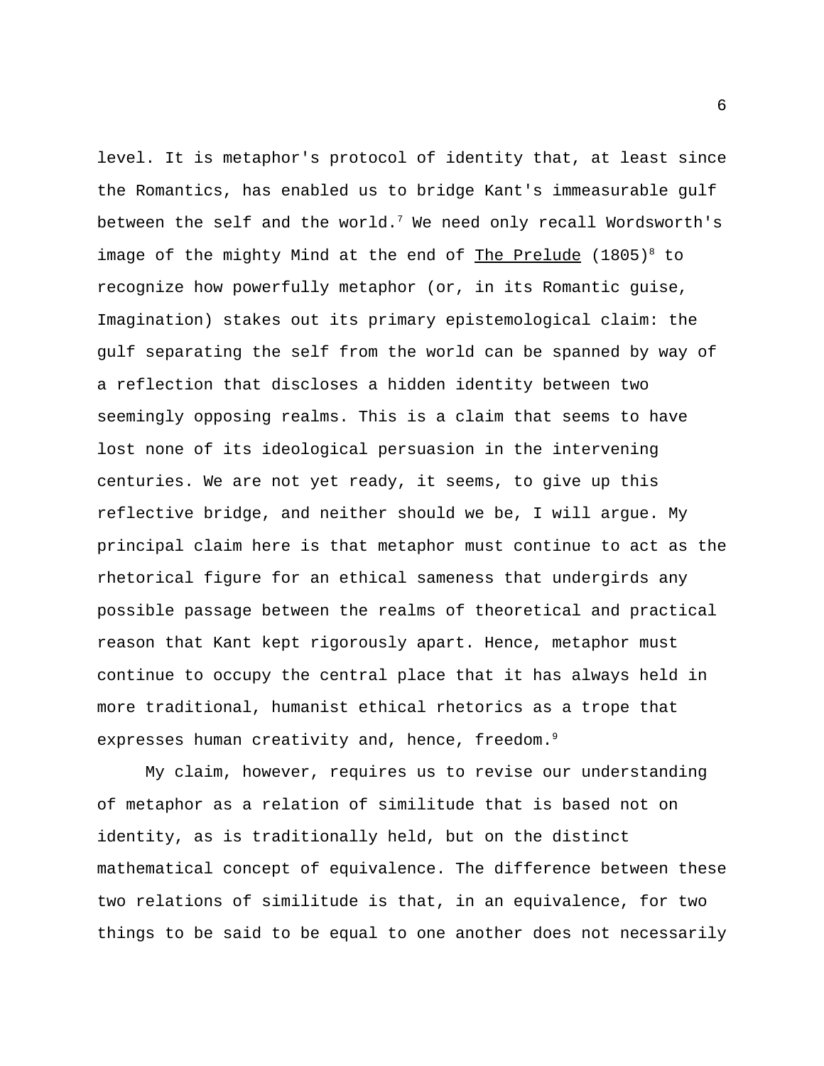level. It is metaphor's protocol of identity that, at least since the Romantics, has enabled us to bridge Kant's immeasurable gulf between the self and the world.[7] We need only recall Wordsworth's image of the mighty Mind at the end of The Prelude (1805)[8] to recognize how powerfully metaphor (or, in its Romantic guise, Imagination) stakes out its primary epistemological claim: the gulf separating the self from the world can be spanned by way of a reflection that discloses a hidden identity between two seemingly opposing realms. This is a claim that seems to have lost none of its ideological persuasion in the intervening centuries. We are not yet ready, it seems, to give up this reflective bridge, and neither should we be, I will argue. My principal claim here is that metaphor must continue to act as the rhetorical figure for an ethical sameness that undergirds any possible passage between the realms of theoretical and practical reason that Kant kept rigorously apart. Hence, metaphor must continue to occupy the central place that it has always held in more traditional, humanist ethical rhetorics as a trope that expresses human creativity and, hence, freedom.[9]

My claim, however, requires us to revise our understanding of metaphor as a relation of similitude that is based not on identity, as is traditionally held, but on the distinct mathematical concept of equivalence. The difference between these two relations of similitude is that, in an equivalence, for two things to be said to be equal to one another does not necessarily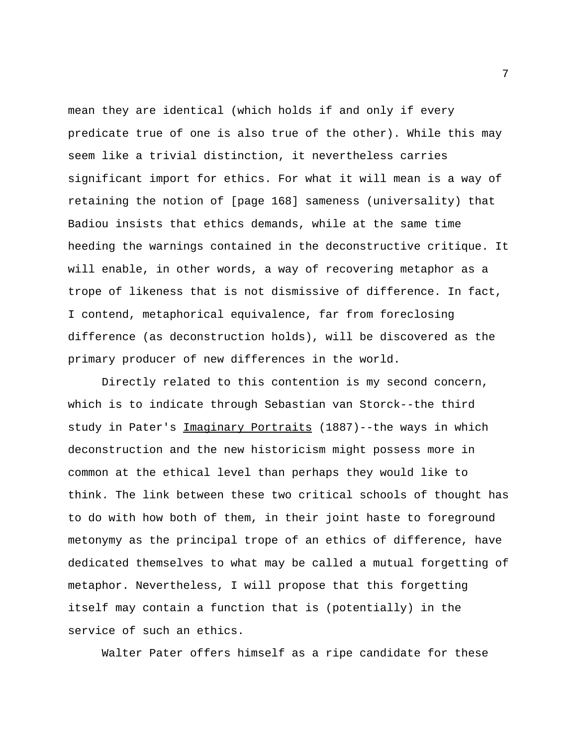mean they are identical (which holds if and only if every predicate true of one is also true of the other). While this may seem like a trivial distinction, it nevertheless carries significant import for ethics. For what it will mean is a way of retaining the notion of [page 168] sameness (universality) that Badiou insists that ethics demands, while at the same time heeding the warnings contained in the deconstructive critique. It will enable, in other words, a way of recovering metaphor as a trope of likeness that is not dismissive of difference. In fact, I contend, metaphorical equivalence, far from foreclosing difference (as deconstruction holds), will be discovered as the primary producer of new differences in the world.

Directly related to this contention is my second concern, which is to indicate through Sebastian van Storck--the third study in Pater's Imaginary Portraits (1887)--the ways in which deconstruction and the new historicism might possess more in common at the ethical level than perhaps they would like to think. The link between these two critical schools of thought has to do with how both of them, in their joint haste to foreground metonymy as the principal trope of an ethics of difference, have dedicated themselves to what may be called a mutual forgetting of metaphor. Nevertheless, I will propose that this forgetting itself may contain a function that is (potentially) in the service of such an ethics.

Walter Pater offers himself as a ripe candidate for these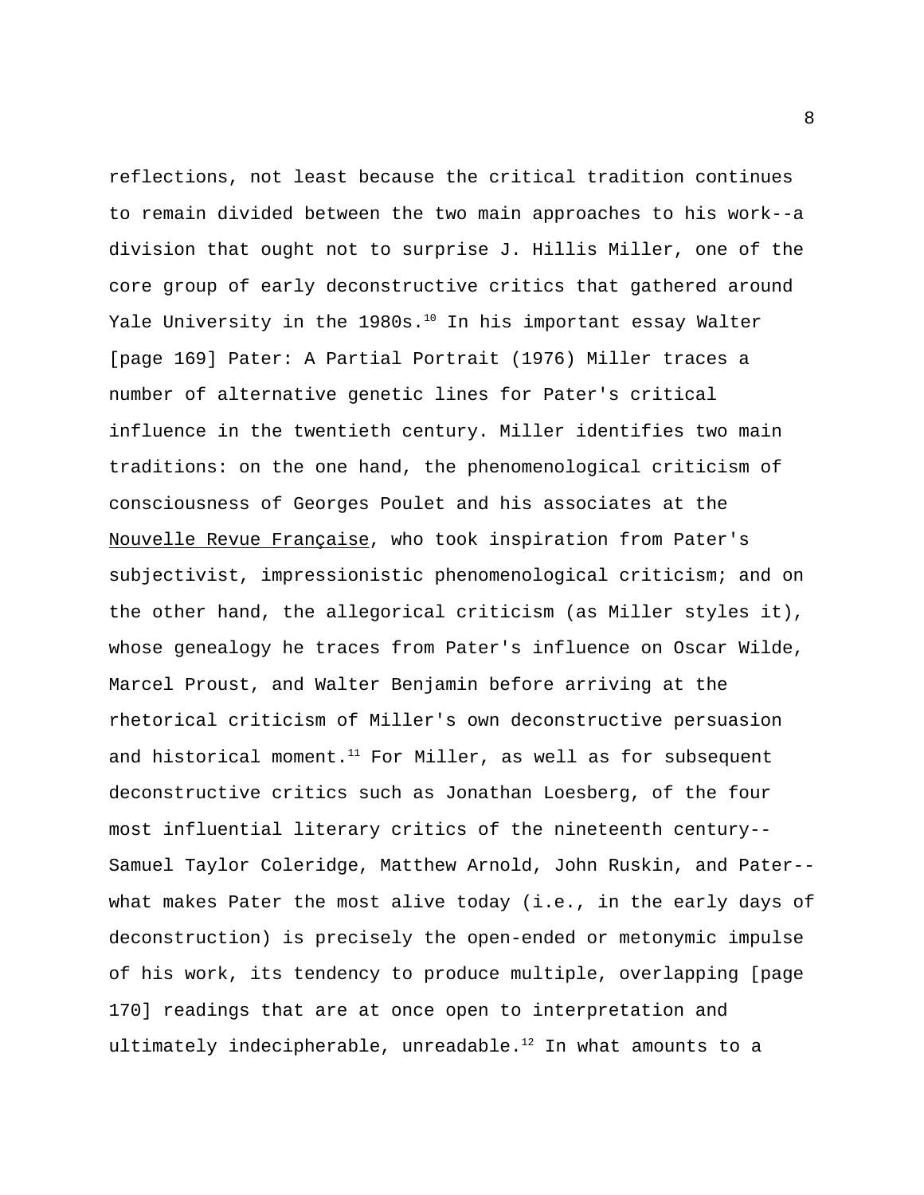reflections, not least because the critical tradition continues to remain divided between the two main approaches to his work--a division that ought not to surprise J. Hillis Miller, one of the core group of early deconstructive critics that gathered around Yale University in the 1980s.[10] In his important essay Walter [page 169] Pater: A Partial Portrait (1976) Miller traces a number of alternative genetic lines for Pater's critical influence in the twentieth century. Miller identifies two main traditions: on the one hand, the phenomenological criticism of consciousness of Georges Poulet and his associates at the Nouvelle Revue Française, who took inspiration from Pater's subjectivist, impressionistic phenomenological criticism; and on the other hand, the allegorical criticism (as Miller styles it), whose genealogy he traces from Pater's influence on Oscar Wilde, Marcel Proust, and Walter Benjamin before arriving at the rhetorical criticism of Miller's own deconstructive persuasion and historical moment.[11] For Miller, as well as for subsequent deconstructive critics such as Jonathan Loesberg, of the four most influential literary critics of the nineteenth century--Samuel Taylor Coleridge, Matthew Arnold, John Ruskin, and Pater--what makes Pater the most alive today (i.e., in the early days of deconstruction) is precisely the open-ended or metonymic impulse of his work, its tendency to produce multiple, overlapping [page 170] readings that are at once open to interpretation and ultimately indecipherable, unreadable.[12] In what amounts to a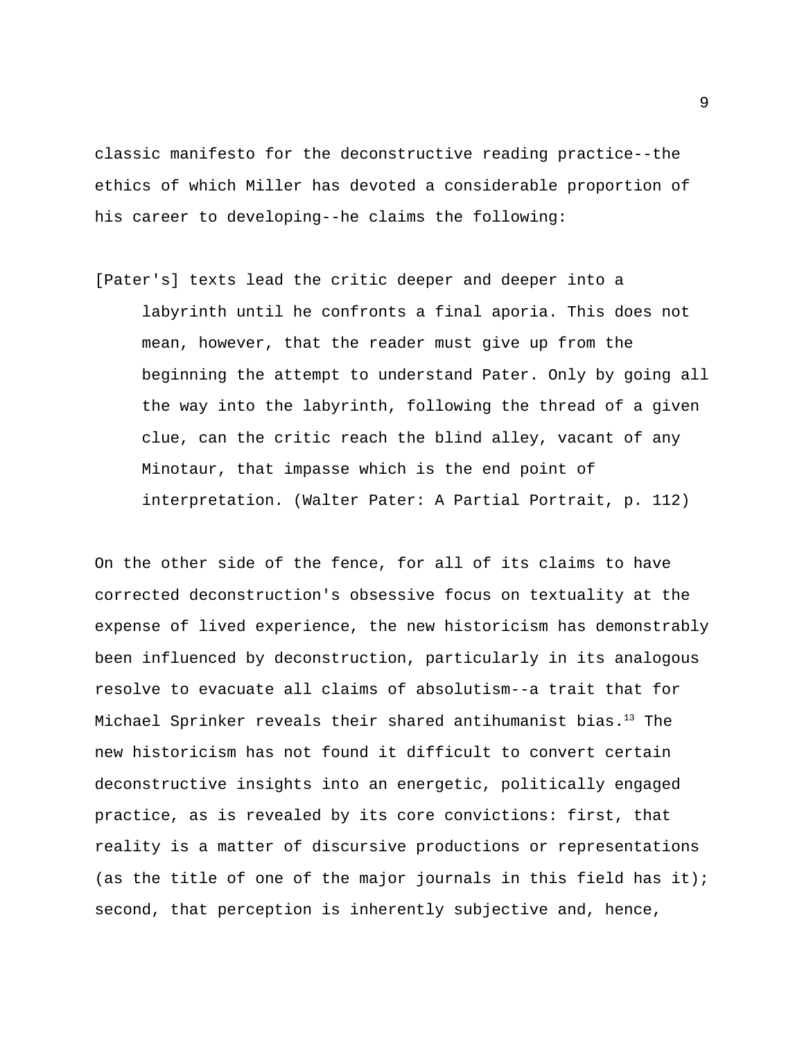classic manifesto for the deconstructive reading practice--the ethics of which Miller has devoted a considerable proportion of his career to developing--he claims the following:

> [Pater's] texts lead the critic deeper and deeper into a labyrinth until he confronts a final aporia. This does not mean, however, that the reader must give up from the beginning the attempt to understand Pater. Only by going all the way into the labyrinth, following the thread of a given clue, can the critic reach the blind alley, vacant of any Minotaur, that impasse which is the end point of interpretation. (Walter Pater: A Partial Portrait, p. 112)

On the other side of the fence, for all of its claims to have corrected deconstruction's obsessive focus on textuality at the expense of lived experience, the new historicism has demonstrably been influenced by deconstruction, particularly in its analogous resolve to evacuate all claims of absolutism--a trait that for Michael Sprinker reveals their shared antihumanist bias.[13] The new historicism has not found it difficult to convert certain deconstructive insights into an energetic, politically engaged practice, as is revealed by its core convictions: first, that reality is a matter of discursive productions or representations (as the title of one of the major journals in this field has it); second, that perception is inherently subjective and, hence,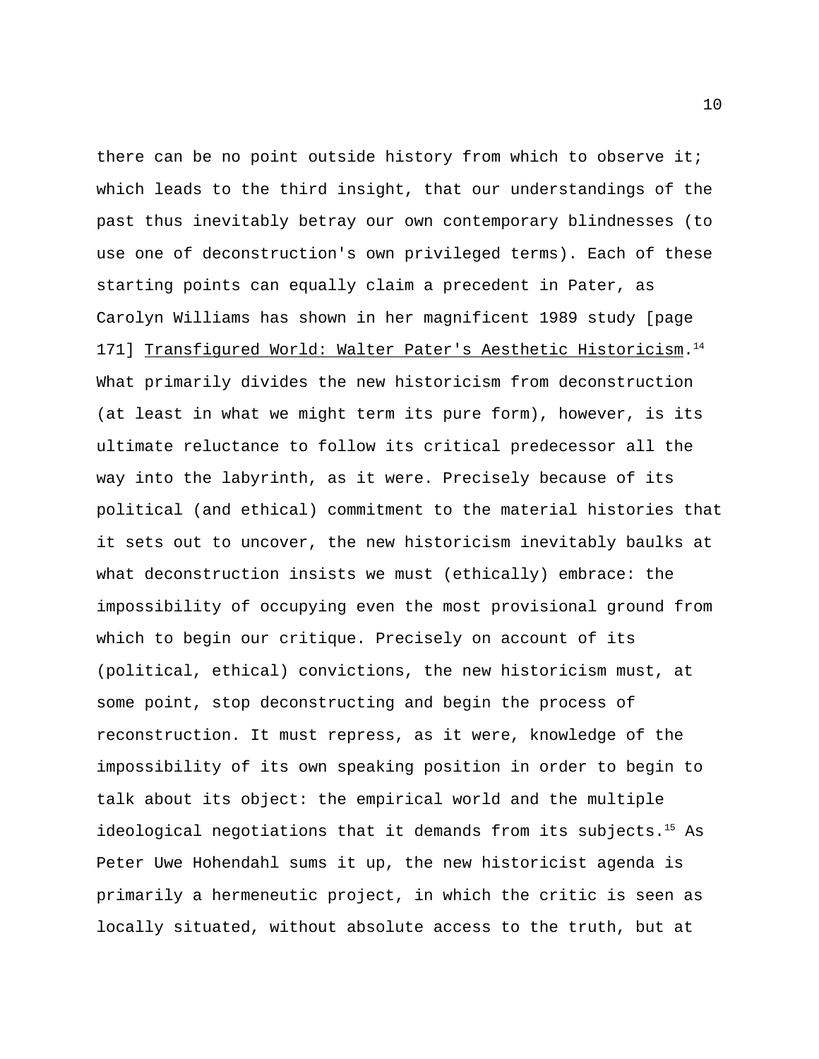there can be no point outside history from which to observe it; which leads to the third insight, that our understandings of the past thus inevitably betray our own contemporary blindnesses (to use one of deconstruction's own privileged terms). Each of these starting points can equally claim a precedent in Pater, as Carolyn Williams has shown in her magnificent 1989 study [page 171] Transfigured World: Walter Pater's Aesthetic Historicism.[14] What primarily divides the new historicism from deconstruction (at least in what we might term its pure form), however, is its ultimate reluctance to follow its critical predecessor all the way into the labyrinth, as it were. Precisely because of its political (and ethical) commitment to the material histories that it sets out to uncover, the new historicism inevitably baulks at what deconstruction insists we must (ethically) embrace: the impossibility of occupying even the most provisional ground from which to begin our critique. Precisely on account of its (political, ethical) convictions, the new historicism must, at some point, stop deconstructing and begin the process of reconstruction. It must repress, as it were, knowledge of the impossibility of its own speaking position in order to begin to talk about its object: the empirical world and the multiple ideological negotiations that it demands from its subjects.[15] As Peter Uwe Hohendahl sums it up, the new historicist agenda is primarily a hermeneutic project, in which the critic is seen as locally situated, without absolute access to the truth, but at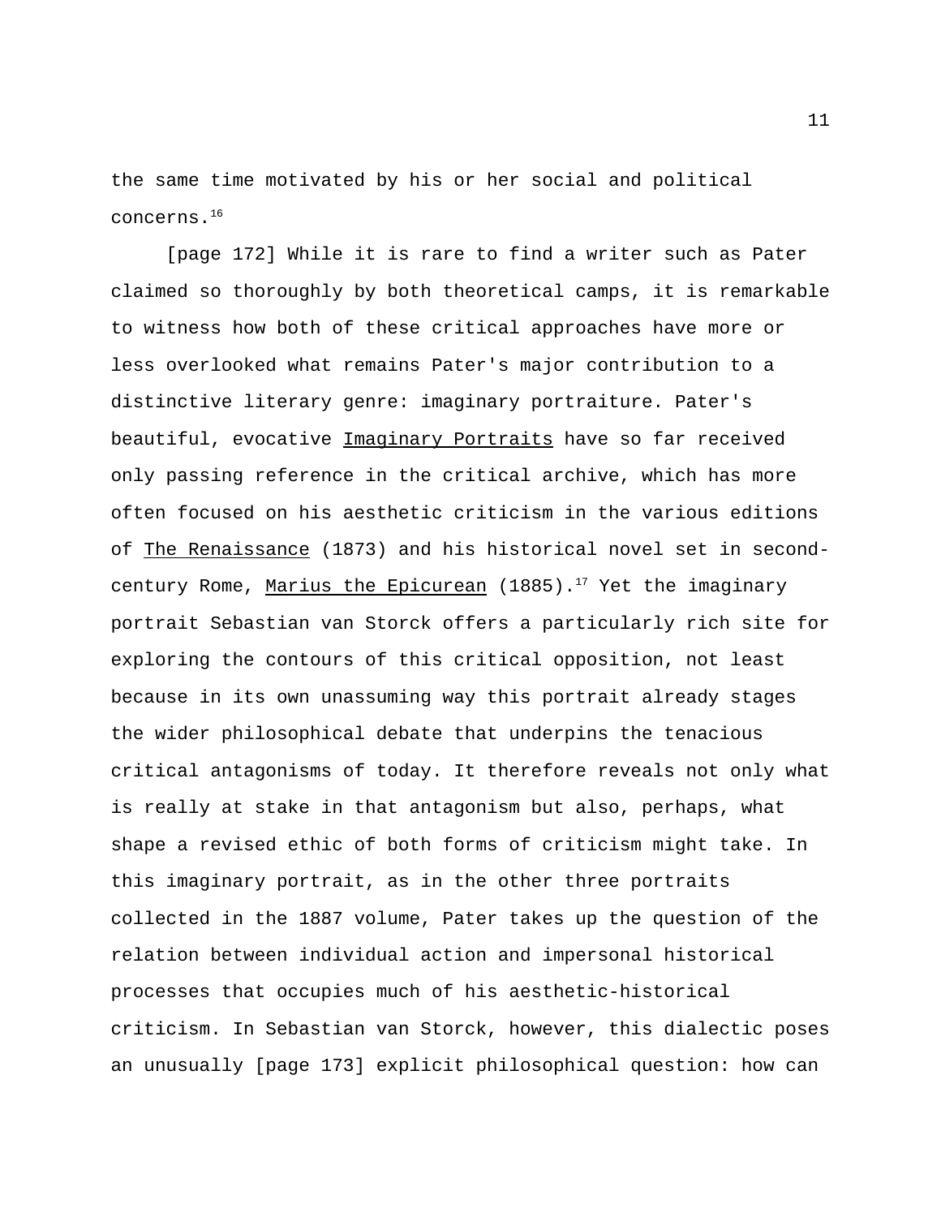the same time motivated by his or her social and political concerns.[16]

[page 172] While it is rare to find a writer such as Pater claimed so thoroughly by both theoretical camps, it is remarkable to witness how both of these critical approaches have more or less overlooked what remains Pater's major contribution to a distinctive literary genre: imaginary portraiture. Pater's beautiful, evocative Imaginary Portraits have so far received only passing reference in the critical archive, which has more often focused on his aesthetic criticism in the various editions of The Renaissance (1873) and his historical novel set in second-century Rome, Marius the Epicurean (1885).[17] Yet the imaginary portrait Sebastian van Storck offers a particularly rich site for exploring the contours of this critical opposition, not least because in its own unassuming way this portrait already stages the wider philosophical debate that underpins the tenacious critical antagonisms of today. It therefore reveals not only what is really at stake in that antagonism but also, perhaps, what shape a revised ethic of both forms of criticism might take. In this imaginary portrait, as in the other three portraits collected in the 1887 volume, Pater takes up the question of the relation between individual action and impersonal historical processes that occupies much of his aesthetic-historical criticism. In Sebastian van Storck, however, this dialectic poses an unusually [page 173] explicit philosophical question: how can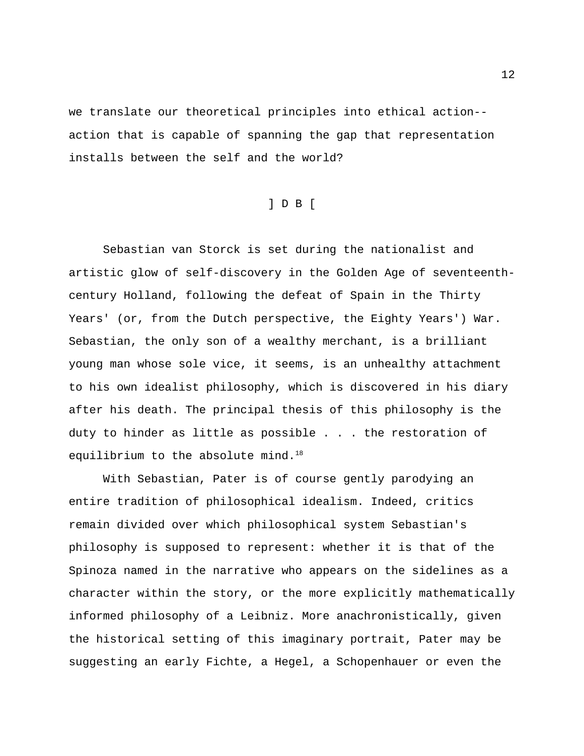we translate our theoretical principles into ethical action--action that is capable of spanning the gap that representation installs between the self and the world?

] D B [

Sebastian van Storck is set during the nationalist and artistic glow of self-discovery in the Golden Age of seventeenth-century Holland, following the defeat of Spain in the Thirty Years' (or, from the Dutch perspective, the Eighty Years') War. Sebastian, the only son of a wealthy merchant, is a brilliant young man whose sole vice, it seems, is an unhealthy attachment to his own idealist philosophy, which is discovered in his diary after his death. The principal thesis of this philosophy is the duty to hinder as little as possible . . . the restoration of equilibrium to the absolute mind.[18]

With Sebastian, Pater is of course gently parodying an entire tradition of philosophical idealism. Indeed, critics remain divided over which philosophical system Sebastian's philosophy is supposed to represent: whether it is that of the Spinoza named in the narrative who appears on the sidelines as a character within the story, or the more explicitly mathematically informed philosophy of a Leibniz. More anachronistically, given the historical setting of this imaginary portrait, Pater may be suggesting an early Fichte, a Hegel, a Schopenhauer or even the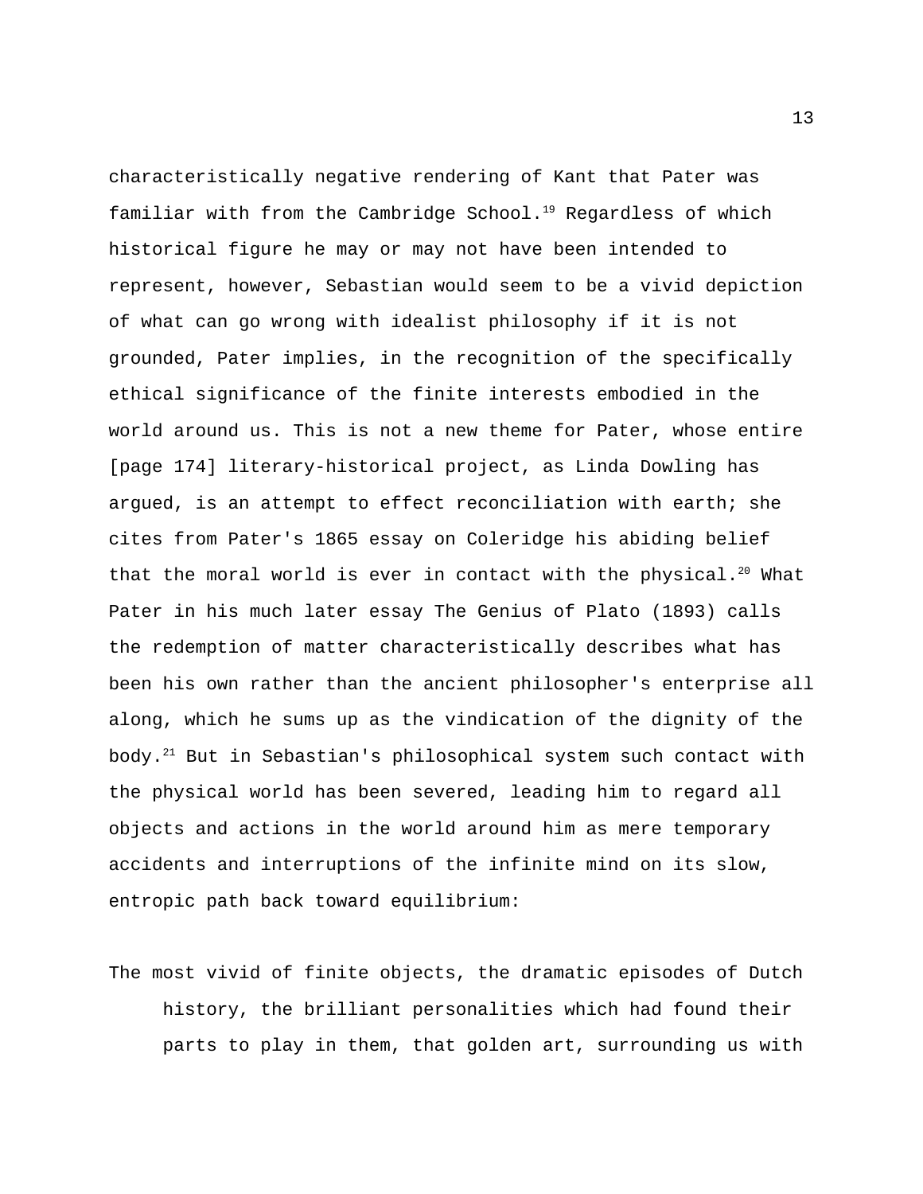characteristically negative rendering of Kant that Pater was familiar with from the Cambridge School.[19] Regardless of which historical figure he may or may not have been intended to represent, however, Sebastian would seem to be a vivid depiction of what can go wrong with idealist philosophy if it is not grounded, Pater implies, in the recognition of the specifically ethical significance of the finite interests embodied in the world around us. This is not a new theme for Pater, whose entire [page 174] literary-historical project, as Linda Dowling has argued, is an attempt to effect reconciliation with earth; she cites from Pater's 1865 essay on Coleridge his abiding belief that the moral world is ever in contact with the physical.[20] What Pater in his much later essay The Genius of Plato (1893) calls the redemption of matter characteristically describes what has been his own rather than the ancient philosopher's enterprise all along, which he sums up as the vindication of the dignity of the body.[21] But in Sebastian's philosophical system such contact with the physical world has been severed, leading him to regard all objects and actions in the world around him as mere temporary accidents and interruptions of the infinite mind on its slow, entropic path back toward equilibrium:

> The most vivid of finite objects, the dramatic episodes of Dutch history, the brilliant personalities which had found their parts to play in them, that golden art, surrounding us with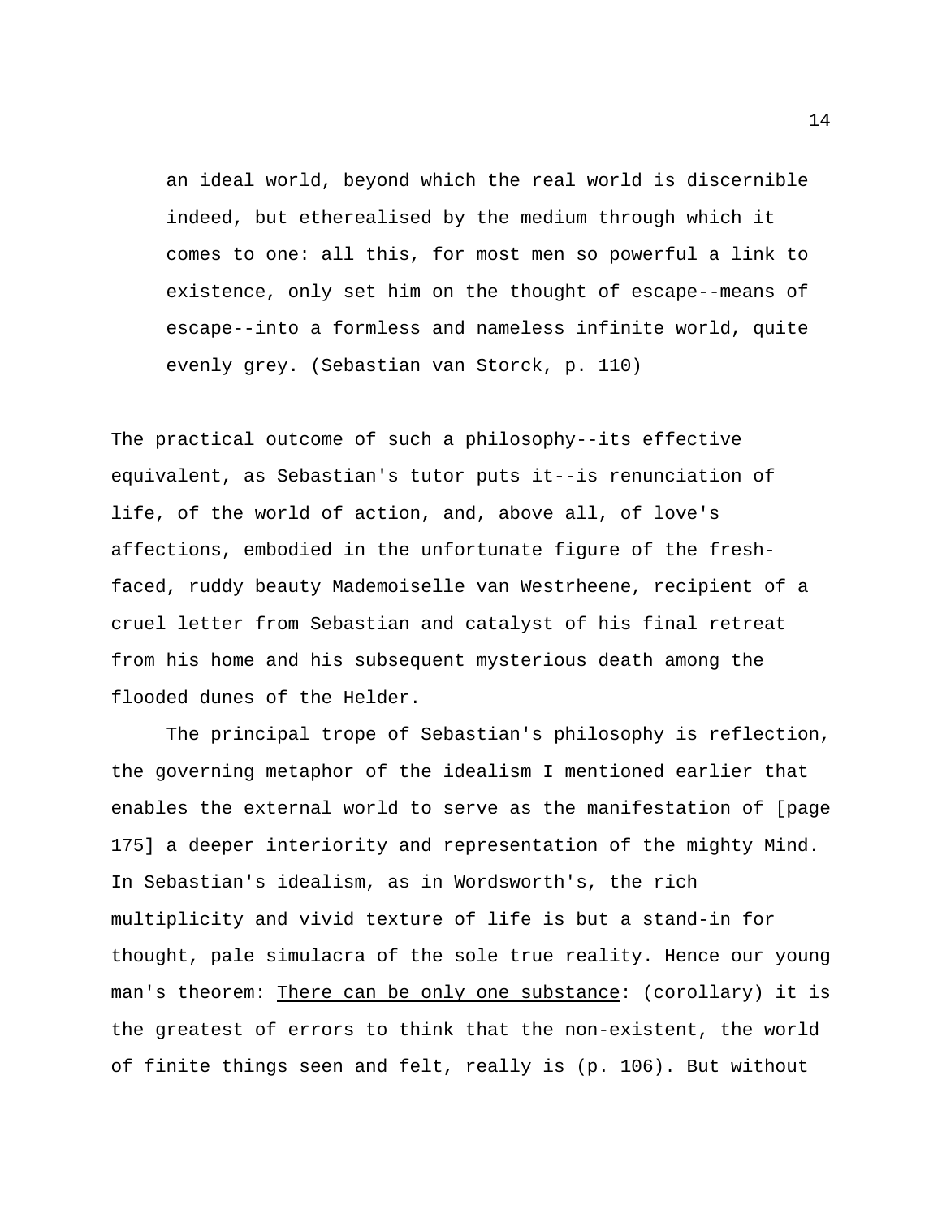> an ideal world, beyond which the real world is discernible indeed, but etherealised by the medium through which it comes to one: all this, for most men so powerful a link to existence, only set him on the thought of escape--means of escape--into a formless and nameless infinite world, quite evenly grey. (Sebastian van Storck, p. 110)

The practical outcome of such a philosophy--its effective equivalent, as Sebastian's tutor puts it--is renunciation of life, of the world of action, and, above all, of love's affections, embodied in the unfortunate figure of the fresh-faced, ruddy beauty Mademoiselle van Westrheene, recipient of a cruel letter from Sebastian and catalyst of his final retreat from his home and his subsequent mysterious death among the flooded dunes of the Helder.

The principal trope of Sebastian's philosophy is reflection, the governing metaphor of the idealism I mentioned earlier that enables the external world to serve as the manifestation of [page 175] a deeper interiority and representation of the mighty Mind. In Sebastian's idealism, as in Wordsworth's, the rich multiplicity and vivid texture of life is but a stand-in for thought, pale simulacra of the sole true reality. Hence our young man's theorem: <u>There can be only one substance</u>: (corollary) it is the greatest of errors to think that the non-existent, the world of finite things seen and felt, really is (p. 106). But without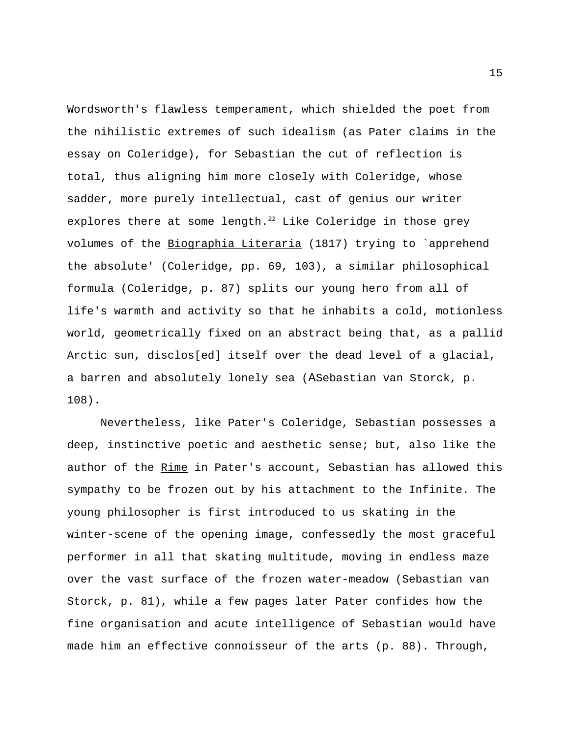Wordsworth's flawless temperament, which shielded the poet from the nihilistic extremes of such idealism (as Pater claims in the essay on Coleridge), for Sebastian the cut of reflection is total, thus aligning him more closely with Coleridge, whose sadder, more purely intellectual, cast of genius our writer explores there at some length.[22] Like Coleridge in those grey volumes of the <u>Biographia Literaria</u> (1817) trying to `apprehend the absolute' (Coleridge, pp. 69, 103), a similar philosophical formula (Coleridge, p. 87) splits our young hero from all of life's warmth and activity so that he inhabits a cold, motionless world, geometrically fixed on an abstract being that, as a pallid Arctic sun, disclos[ed] itself over the dead level of a glacial, a barren and absolutely lonely sea (ASebastian van Storck, p. 108).

Nevertheless, like Pater's Coleridge, Sebastian possesses a deep, instinctive poetic and aesthetic sense; but, also like the author of the <u>Rime</u> in Pater's account, Sebastian has allowed this sympathy to be frozen out by his attachment to the Infinite. The young philosopher is first introduced to us skating in the winter-scene of the opening image, confessedly the most graceful performer in all that skating multitude, moving in endless maze over the vast surface of the frozen water-meadow (Sebastian van Storck, p. 81), while a few pages later Pater confides how the fine organisation and acute intelligence of Sebastian would have made him an effective connoisseur of the arts (p. 88). Through,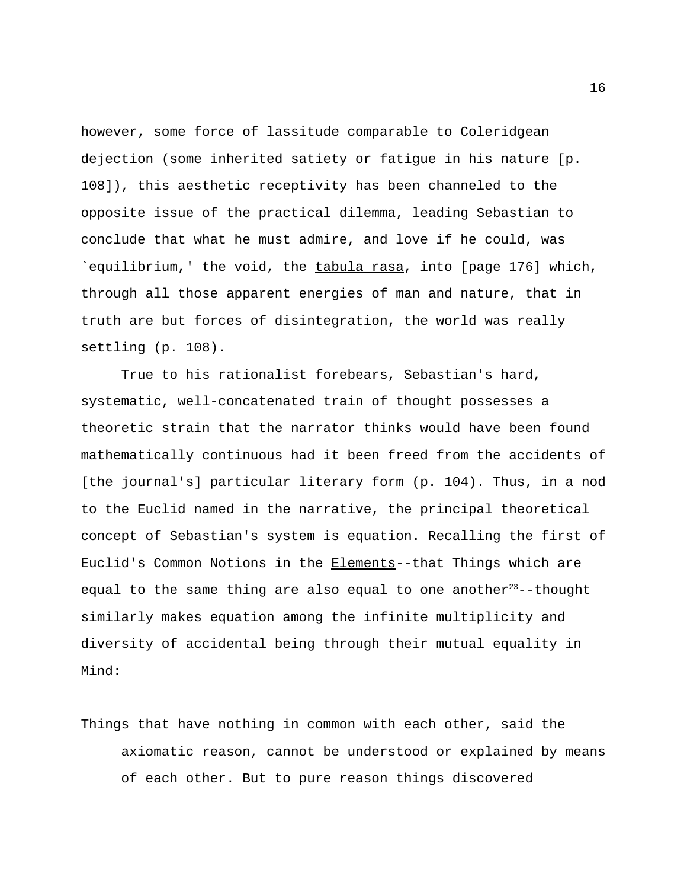however, some force of lassitude comparable to Coleridgean dejection (some inherited satiety or fatigue in his nature [p. 108]), this aesthetic receptivity has been channeled to the opposite issue of the practical dilemma, leading Sebastian to conclude that what he must admire, and love if he could, was `equilibrium,' the void, the _tabula rasa_, into [page 176] which, through all those apparent energies of man and nature, that in truth are but forces of disintegration, the world was really settling (p. 108).

True to his rationalist forebears, Sebastian's hard, systematic, well-concatenated train of thought possesses a theoretic strain that the narrator thinks would have been found mathematically continuous had it been freed from the accidents of [the journal's] particular literary form (p. 104). Thus, in a nod to the Euclid named in the narrative, the principal theoretical concept of Sebastian's system is equation. Recalling the first of Euclid's Common Notions in the _Elements_--that Things which are equal to the same thing are also equal to one another[23]--thought similarly makes equation among the infinite multiplicity and diversity of accidental being through their mutual equality in Mind:

> Things that have nothing in common with each other, said the axiomatic reason, cannot be understood or explained by means of each other. But to pure reason things discovered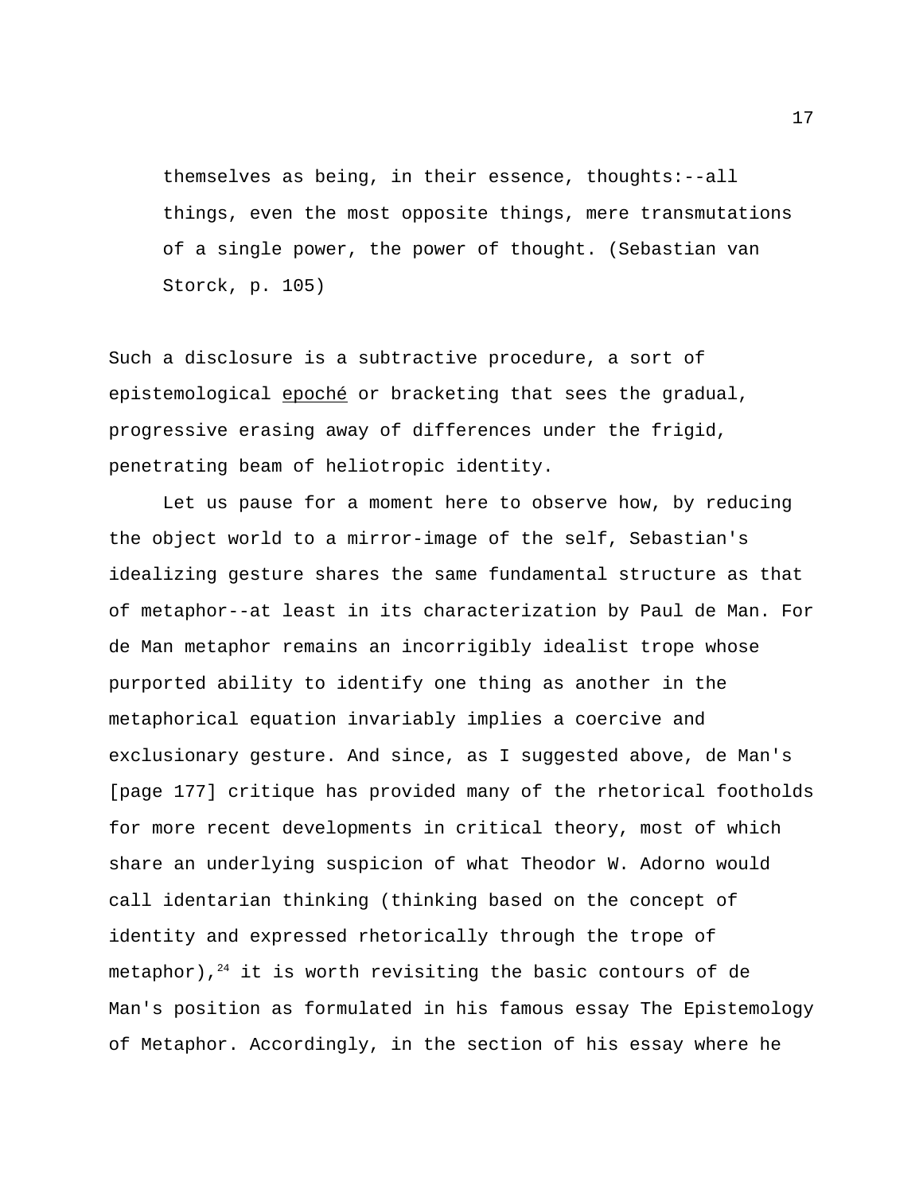> themselves as being, in their essence, thoughts:--all things, even the most opposite things, mere transmutations of a single power, the power of thought. (Sebastian van Storck, p. 105)

Such a disclosure is a subtractive procedure, a sort of epistemological <u>epoché</u> or bracketing that sees the gradual, progressive erasing away of differences under the frigid, penetrating beam of heliotropic identity.

Let us pause for a moment here to observe how, by reducing the object world to a mirror-image of the self, Sebastian's idealizing gesture shares the same fundamental structure as that of metaphor--at least in its characterization by Paul de Man. For de Man metaphor remains an incorrigibly idealist trope whose purported ability to identify one thing as another in the metaphorical equation invariably implies a coercive and exclusionary gesture. And since, as I suggested above, de Man's [page 177] critique has provided many of the rhetorical footholds for more recent developments in critical theory, most of which share an underlying suspicion of what Theodor W. Adorno would call identarian thinking (thinking based on the concept of identity and expressed rhetorically through the trope of metaphor),[24] it is worth revisiting the basic contours of de Man's position as formulated in his famous essay The Epistemology of Metaphor. Accordingly, in the section of his essay where he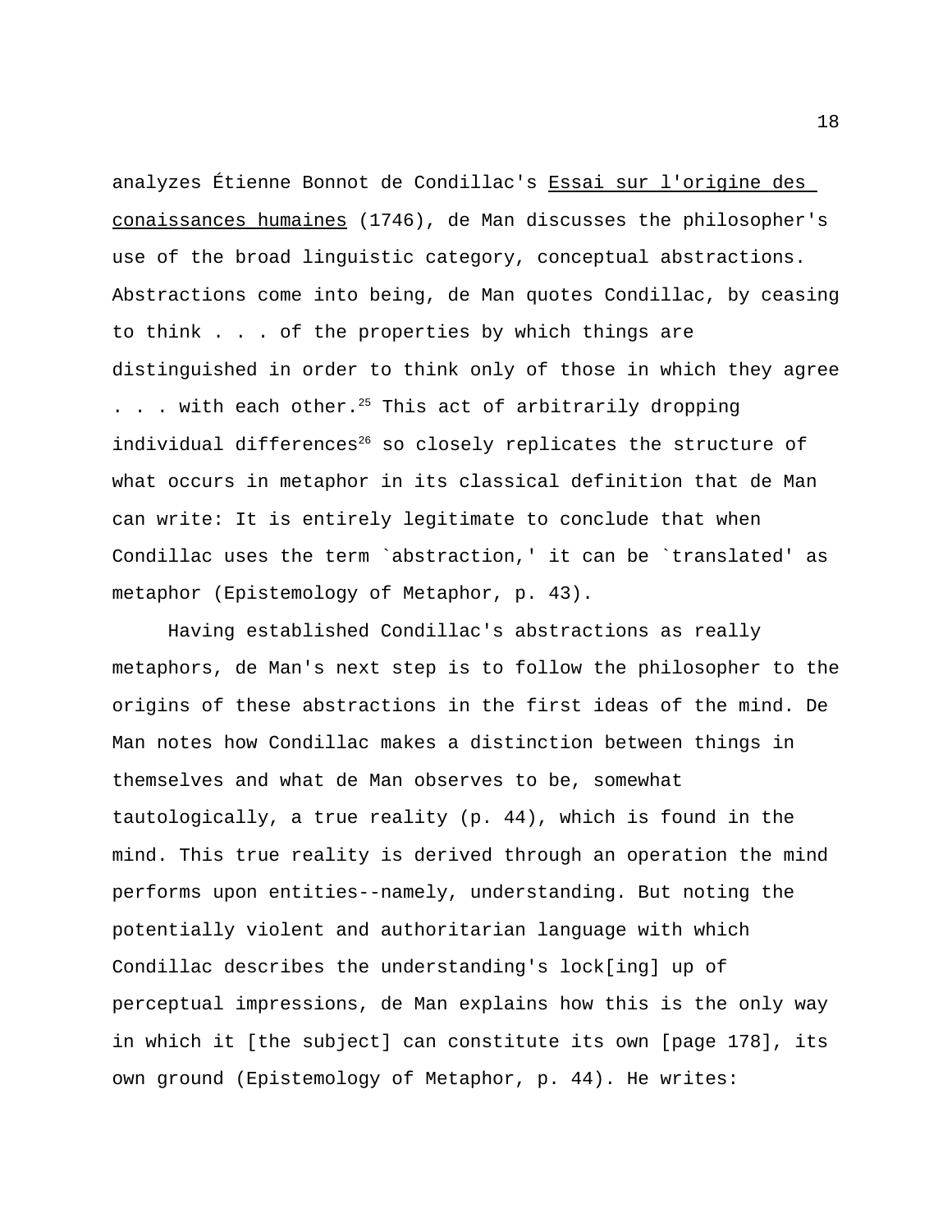analyzes Étienne Bonnot de Condillac's <u>Essai sur l'origine des conaissances humaines</u> (1746), de Man discusses the philosopher's use of the broad linguistic category, conceptual abstractions. Abstractions come into being, de Man quotes Condillac, by ceasing to think . . . of the properties by which things are distinguished in order to think only of those in which they agree . . . with each other.[25] This act of arbitrarily dropping individual differences[26] so closely replicates the structure of what occurs in metaphor in its classical definition that de Man can write: It is entirely legitimate to conclude that when Condillac uses the term `abstraction,' it can be `translated' as metaphor (Epistemology of Metaphor, p. 43).

Having established Condillac's abstractions as really metaphors, de Man's next step is to follow the philosopher to the origins of these abstractions in the first ideas of the mind. De Man notes how Condillac makes a distinction between things in themselves and what de Man observes to be, somewhat tautologically, a true reality (p. 44), which is found in the mind. This true reality is derived through an operation the mind performs upon entities--namely, understanding. But noting the potentially violent and authoritarian language with which Condillac describes the understanding's lock[ing] up of perceptual impressions, de Man explains how this is the only way in which it [the subject] can constitute its own [page 178], its own ground (Epistemology of Metaphor, p. 44). He writes: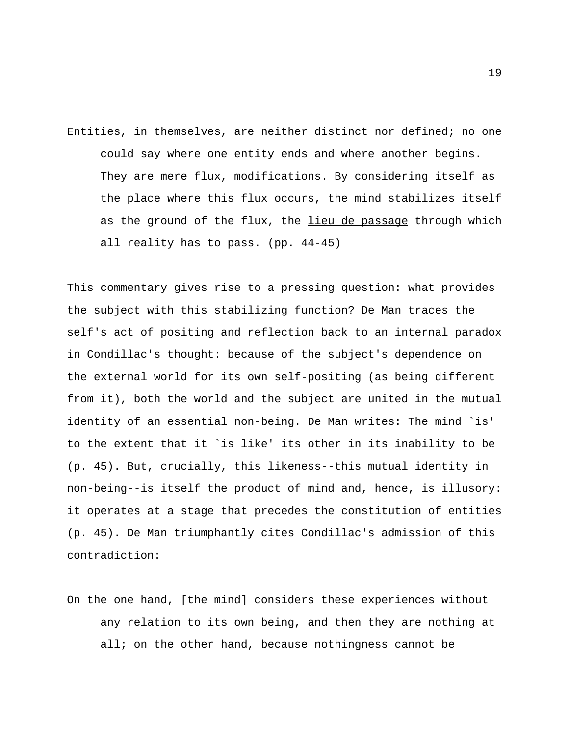> Entities, in themselves, are neither distinct nor defined; no one could say where one entity ends and where another begins. They are mere flux, modifications. By considering itself as the place where this flux occurs, the mind stabilizes itself as the ground of the flux, the _lieu de passage_ through which all reality has to pass. (pp. 44-45)

This commentary gives rise to a pressing question: what provides the subject with this stabilizing function? De Man traces the self's act of positing and reflection back to an internal paradox in Condillac's thought: because of the subject's dependence on the external world for its own self-positing (as being different from it), both the world and the subject are united in the mutual identity of an essential non-being. De Man writes: The mind `is' to the extent that it `is like' its other in its inability to be (p. 45). But, crucially, this likeness--this mutual identity in non-being--is itself the product of mind and, hence, is illusory: it operates at a stage that precedes the constitution of entities (p. 45). De Man triumphantly cites Condillac's admission of this contradiction:

> On the one hand, [the mind] considers these experiences without any relation to its own being, and then they are nothing at all; on the other hand, because nothingness cannot be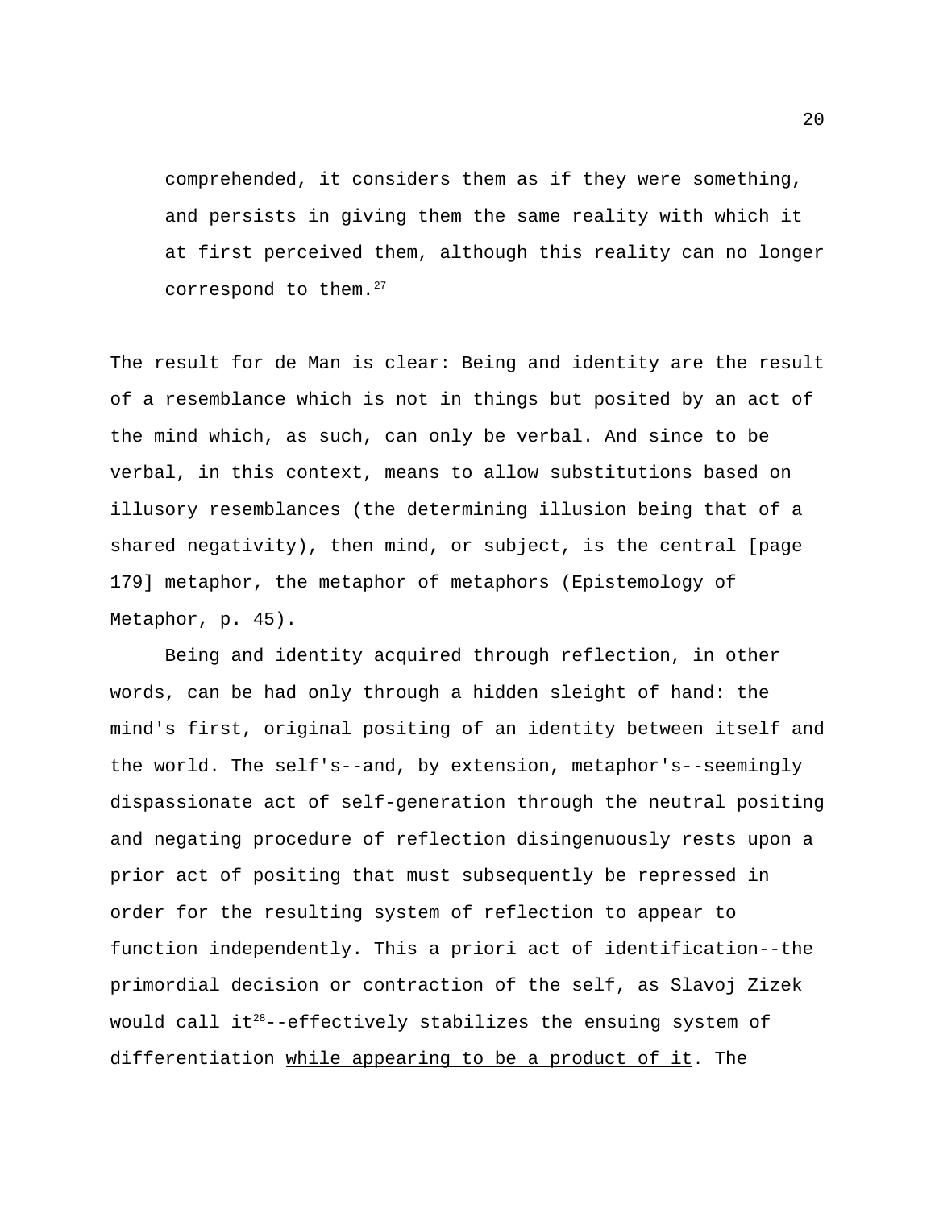> comprehended, it considers them as if they were something, and persists in giving them the same reality with which it at first perceived them, although this reality can no longer correspond to them.[27]

The result for de Man is clear: Being and identity are the result of a resemblance which is not in things but posited by an act of the mind which, as such, can only be verbal. And since to be verbal, in this context, means to allow substitutions based on illusory resemblances (the determining illusion being that of a shared negativity), then mind, or subject, is the central [page 179] metaphor, the metaphor of metaphors (Epistemology of Metaphor, p. 45).

Being and identity acquired through reflection, in other words, can be had only through a hidden sleight of hand: the mind's first, original positing of an identity between itself and the world. The self's--and, by extension, metaphor's--seemingly dispassionate act of self-generation through the neutral positing and negating procedure of reflection disingenuously rests upon a prior act of positing that must subsequently be repressed in order for the resulting system of reflection to appear to function independently. This a priori act of identification--the primordial decision or contraction of the self, as Slavoj Zizek would call it[28]--effectively stabilizes the ensuing system of differentiation <u>while appearing to be a product of it</u>. The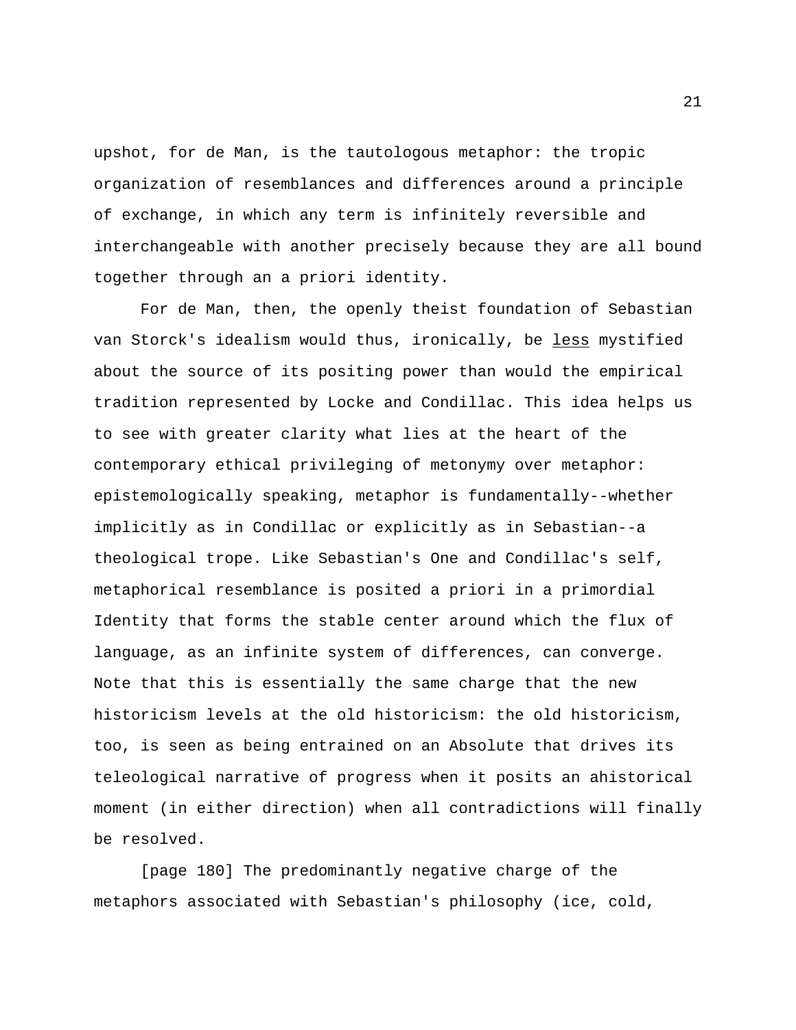upshot, for de Man, is the tautologous metaphor: the tropic organization of resemblances and differences around a principle of exchange, in which any term is infinitely reversible and interchangeable with another precisely because they are all bound together through an a priori identity.

For de Man, then, the openly theist foundation of Sebastian van Storck's idealism would thus, ironically, be <u>less</u> mystified about the source of its positing power than would the empirical tradition represented by Locke and Condillac. This idea helps us to see with greater clarity what lies at the heart of the contemporary ethical privileging of metonymy over metaphor: epistemologically speaking, metaphor is fundamentally--whether implicitly as in Condillac or explicitly as in Sebastian--a theological trope. Like Sebastian's One and Condillac's self, metaphorical resemblance is posited a priori in a primordial Identity that forms the stable center around which the flux of language, as an infinite system of differences, can converge. Note that this is essentially the same charge that the new historicism levels at the old historicism: the old historicism, too, is seen as being entrained on an Absolute that drives its teleological narrative of progress when it posits an ahistorical moment (in either direction) when all contradictions will finally be resolved.

[page 180] The predominantly negative charge of the metaphors associated with Sebastian's philosophy (ice, cold,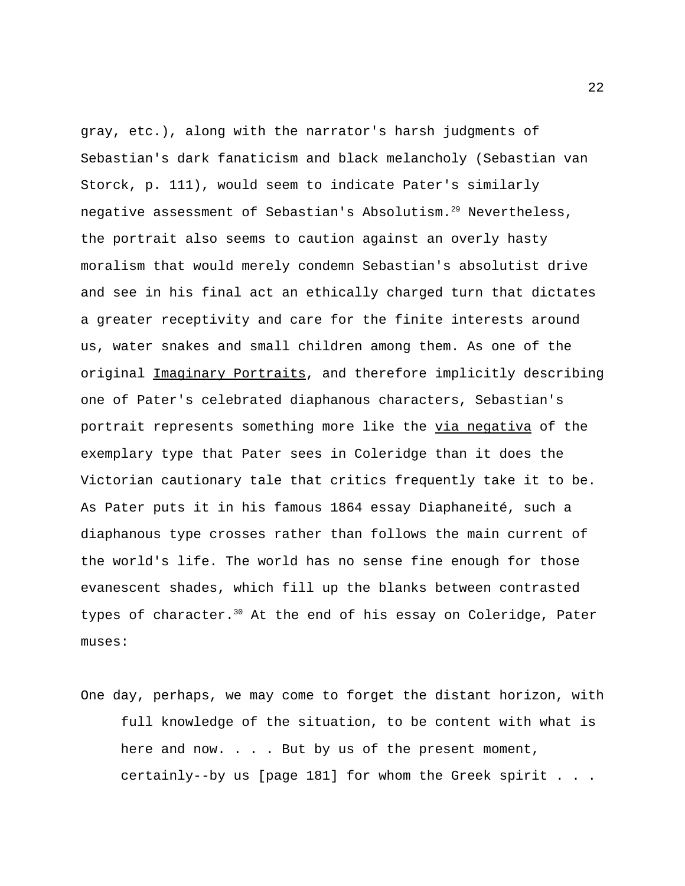gray, etc.), along with the narrator's harsh judgments of Sebastian's dark fanaticism and black melancholy (Sebastian van Storck, p. 111), would seem to indicate Pater's similarly negative assessment of Sebastian's Absolutism.[29] Nevertheless, the portrait also seems to caution against an overly hasty moralism that would merely condemn Sebastian's absolutist drive and see in his final act an ethically charged turn that dictates a greater receptivity and care for the finite interests around us, water snakes and small children among them. As one of the original _Imaginary Portraits_, and therefore implicitly describing one of Pater's celebrated diaphanous characters, Sebastian's portrait represents something more like the _via negativa_ of the exemplary type that Pater sees in Coleridge than it does the Victorian cautionary tale that critics frequently take it to be. As Pater puts it in his famous 1864 essay Diaphaneité, such a diaphanous type crosses rather than follows the main current of the world's life. The world has no sense fine enough for those evanescent shades, which fill up the blanks between contrasted types of character.[30] At the end of his essay on Coleridge, Pater muses:

> One day, perhaps, we may come to forget the distant horizon, with full knowledge of the situation, to be content with what is here and now. . . . But by us of the present moment, certainly--by us [page 181] for whom the Greek spirit . . .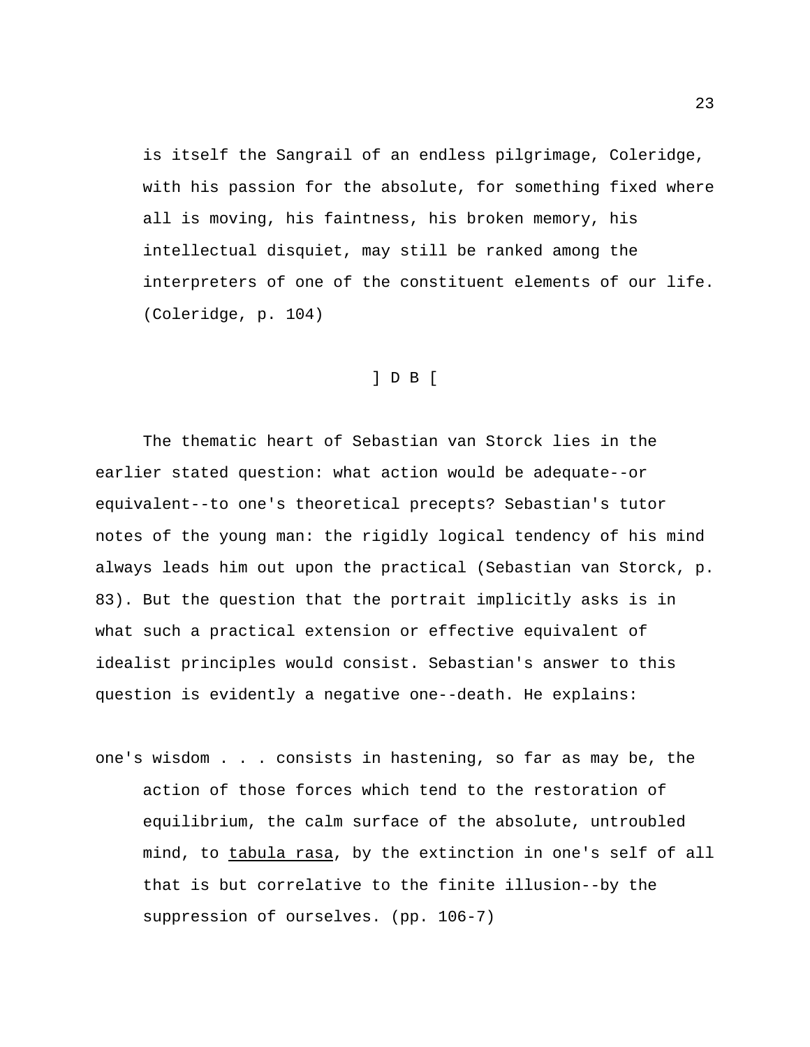is itself the Sangrail of an endless pilgrimage, Coleridge, with his passion for the absolute, for something fixed where all is moving, his faintness, his broken memory, his intellectual disquiet, may still be ranked among the interpreters of one of the constituent elements of our life. (Coleridge, p. 104)

] D B [

The thematic heart of Sebastian van Storck lies in the earlier stated question: what action would be adequate--or equivalent--to one's theoretical precepts? Sebastian's tutor notes of the young man: the rigidly logical tendency of his mind always leads him out upon the practical (Sebastian van Storck, p. 83). But the question that the portrait implicitly asks is in what such a practical extension or effective equivalent of idealist principles would consist. Sebastian's answer to this question is evidently a negative one--death. He explains:

> one's wisdom . . . consists in hastening, so far as may be, the action of those forces which tend to the restoration of equilibrium, the calm surface of the absolute, untroubled mind, to <u>tabula rasa</u>, by the extinction in one's self of all that is but correlative to the finite illusion--by the suppression of ourselves. (pp. 106-7)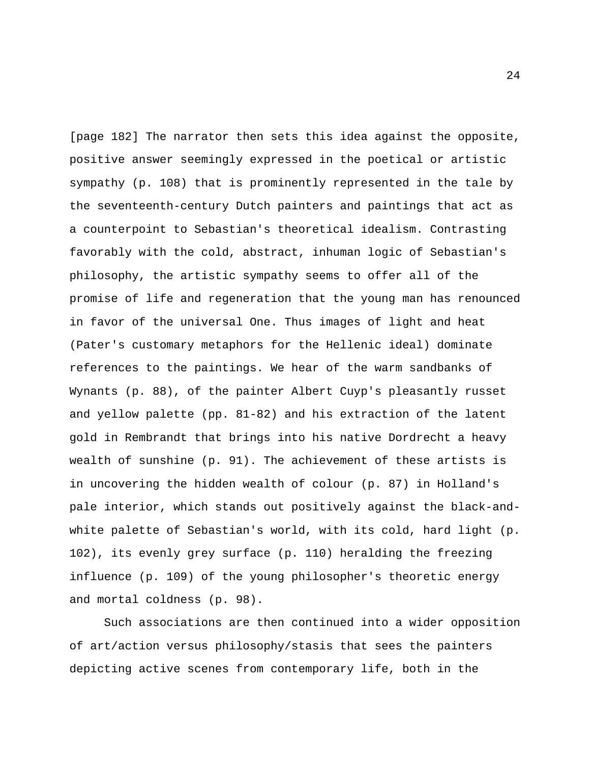[page 182] The narrator then sets this idea against the opposite, positive answer seemingly expressed in the poetical or artistic sympathy (p. 108) that is prominently represented in the tale by the seventeenth-century Dutch painters and paintings that act as a counterpoint to Sebastian's theoretical idealism. Contrasting favorably with the cold, abstract, inhuman logic of Sebastian's philosophy, the artistic sympathy seems to offer all of the promise of life and regeneration that the young man has renounced in favor of the universal One. Thus images of light and heat (Pater's customary metaphors for the Hellenic ideal) dominate references to the paintings. We hear of the warm sandbanks of Wynants (p. 88), of the painter Albert Cuyp's pleasantly russet and yellow palette (pp. 81-82) and his extraction of the latent gold in Rembrandt that brings into his native Dordrecht a heavy wealth of sunshine (p. 91). The achievement of these artists is in uncovering the hidden wealth of colour (p. 87) in Holland's pale interior, which stands out positively against the black-and-white palette of Sebastian's world, with its cold, hard light (p. 102), its evenly grey surface (p. 110) heralding the freezing influence (p. 109) of the young philosopher's theoretic energy and mortal coldness (p. 98).

Such associations are then continued into a wider opposition of art/action versus philosophy/stasis that sees the painters depicting active scenes from contemporary life, both in the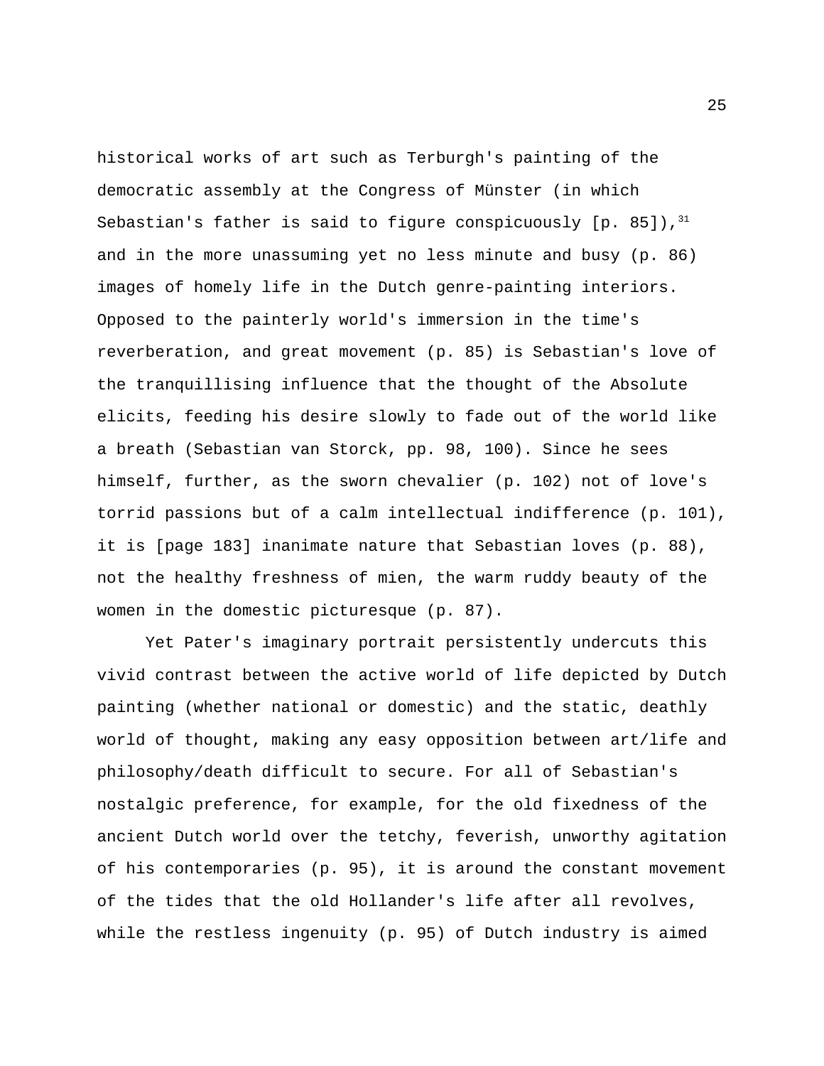historical works of art such as Terburgh's painting of the democratic assembly at the Congress of Münster (in which Sebastian's father is said to figure conspicuously [p. 85]),[31] and in the more unassuming yet no less minute and busy (p. 86) images of homely life in the Dutch genre-painting interiors. Opposed to the painterly world's immersion in the time's reverberation, and great movement (p. 85) is Sebastian's love of the tranquillising influence that the thought of the Absolute elicits, feeding his desire slowly to fade out of the world like a breath (Sebastian van Storck, pp. 98, 100). Since he sees himself, further, as the sworn chevalier (p. 102) not of love's torrid passions but of a calm intellectual indifference (p. 101), it is [page 183] inanimate nature that Sebastian loves (p. 88), not the healthy freshness of mien, the warm ruddy beauty of the women in the domestic picturesque (p. 87).

Yet Pater's imaginary portrait persistently undercuts this vivid contrast between the active world of life depicted by Dutch painting (whether national or domestic) and the static, deathly world of thought, making any easy opposition between art/life and philosophy/death difficult to secure. For all of Sebastian's nostalgic preference, for example, for the old fixedness of the ancient Dutch world over the tetchy, feverish, unworthy agitation of his contemporaries (p. 95), it is around the constant movement of the tides that the old Hollander's life after all revolves, while the restless ingenuity (p. 95) of Dutch industry is aimed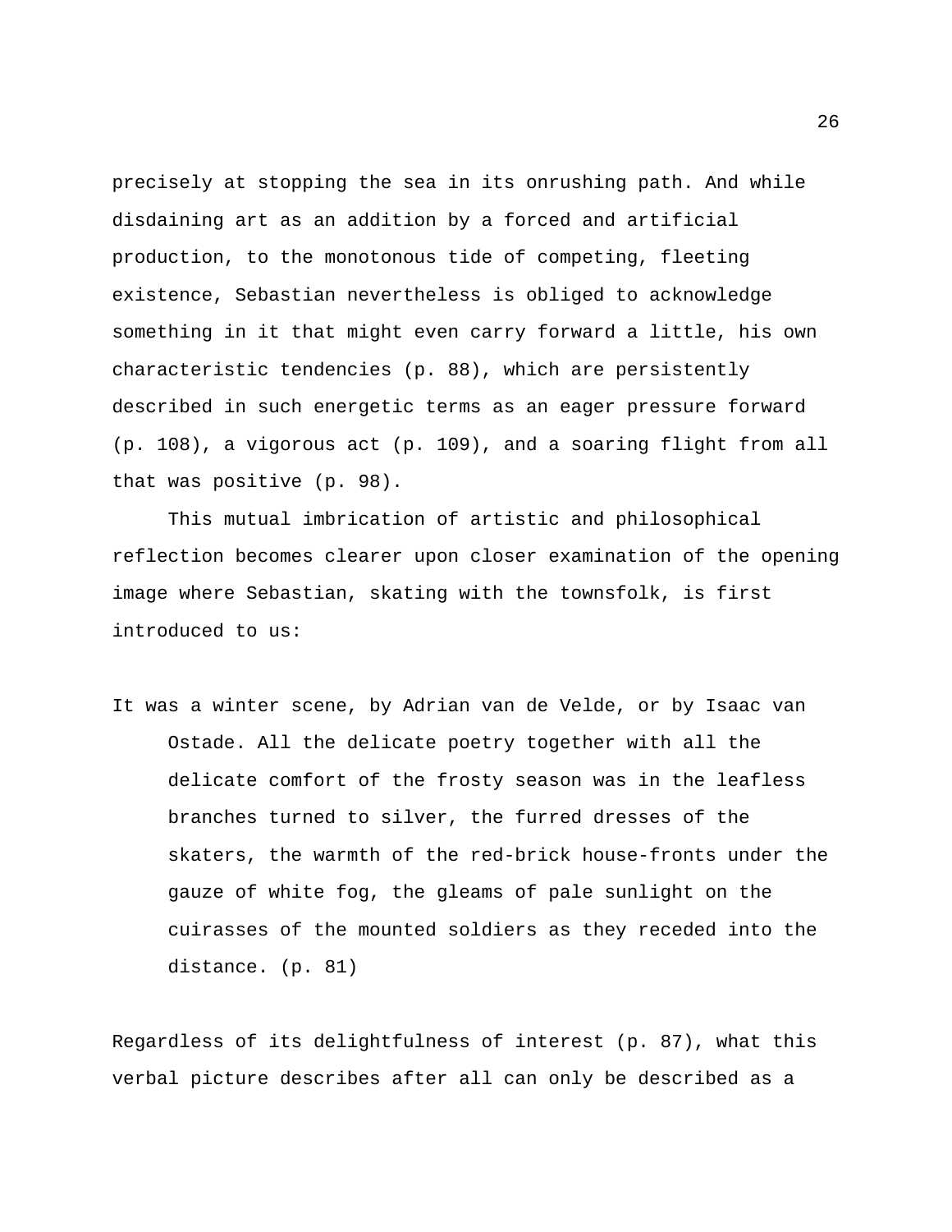precisely at stopping the sea in its onrushing path. And while disdaining art as an addition by a forced and artificial production, to the monotonous tide of competing, fleeting existence, Sebastian nevertheless is obliged to acknowledge something in it that might even carry forward a little, his own characteristic tendencies (p. 88), which are persistently described in such energetic terms as an eager pressure forward (p. 108), a vigorous act (p. 109), and a soaring flight from all that was positive (p. 98).

This mutual imbrication of artistic and philosophical reflection becomes clearer upon closer examination of the opening image where Sebastian, skating with the townsfolk, is first introduced to us:

> It was a winter scene, by Adrian van de Velde, or by Isaac van Ostade. All the delicate poetry together with all the delicate comfort of the frosty season was in the leafless branches turned to silver, the furred dresses of the skaters, the warmth of the red-brick house-fronts under the gauze of white fog, the gleams of pale sunlight on the cuirasses of the mounted soldiers as they receded into the distance. (p. 81)

Regardless of its delightfulness of interest (p. 87), what this verbal picture describes after all can only be described as a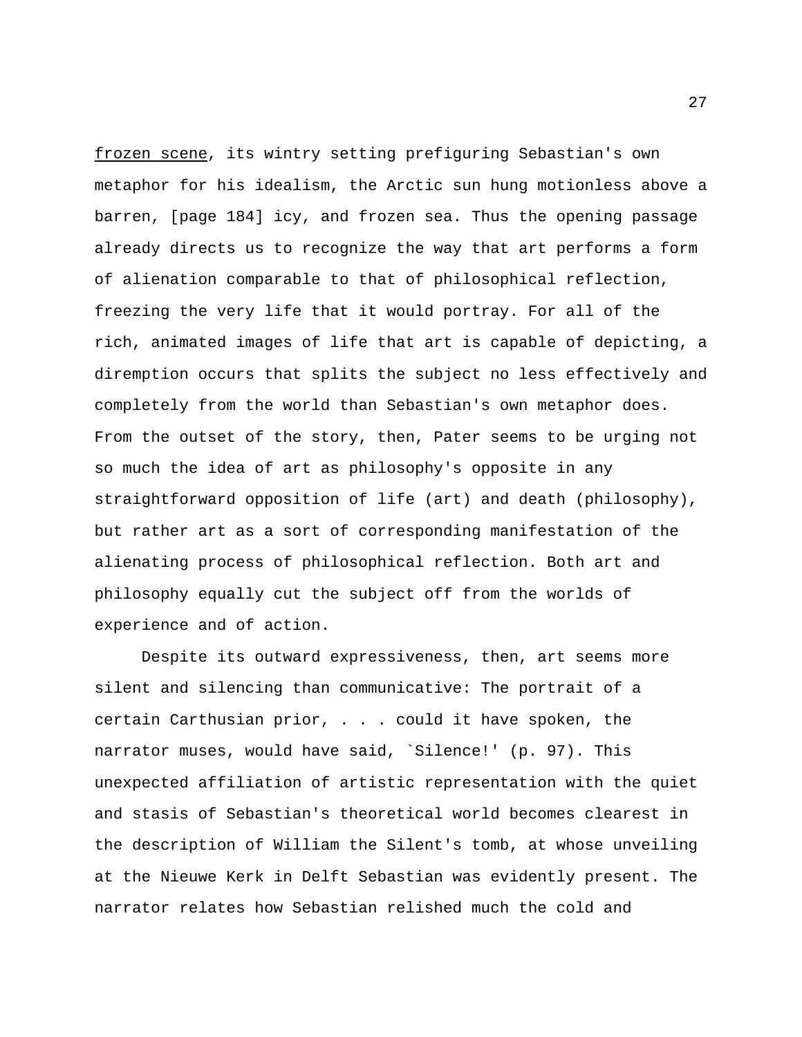frozen scene, its wintry setting prefiguring Sebastian's own metaphor for his idealism, the Arctic sun hung motionless above a barren, [page 184] icy, and frozen sea. Thus the opening passage already directs us to recognize the way that art performs a form of alienation comparable to that of philosophical reflection, freezing the very life that it would portray. For all of the rich, animated images of life that art is capable of depicting, a diremption occurs that splits the subject no less effectively and completely from the world than Sebastian's own metaphor does. From the outset of the story, then, Pater seems to be urging not so much the idea of art as philosophy's opposite in any straightforward opposition of life (art) and death (philosophy), but rather art as a sort of corresponding manifestation of the alienating process of philosophical reflection. Both art and philosophy equally cut the subject off from the worlds of experience and of action.

Despite its outward expressiveness, then, art seems more silent and silencing than communicative: The portrait of a certain Carthusian prior, . . . could it have spoken, the narrator muses, would have said, `Silence!' (p. 97). This unexpected affiliation of artistic representation with the quiet and stasis of Sebastian's theoretical world becomes clearest in the description of William the Silent's tomb, at whose unveiling at the Nieuwe Kerk in Delft Sebastian was evidently present. The narrator relates how Sebastian relished much the cold and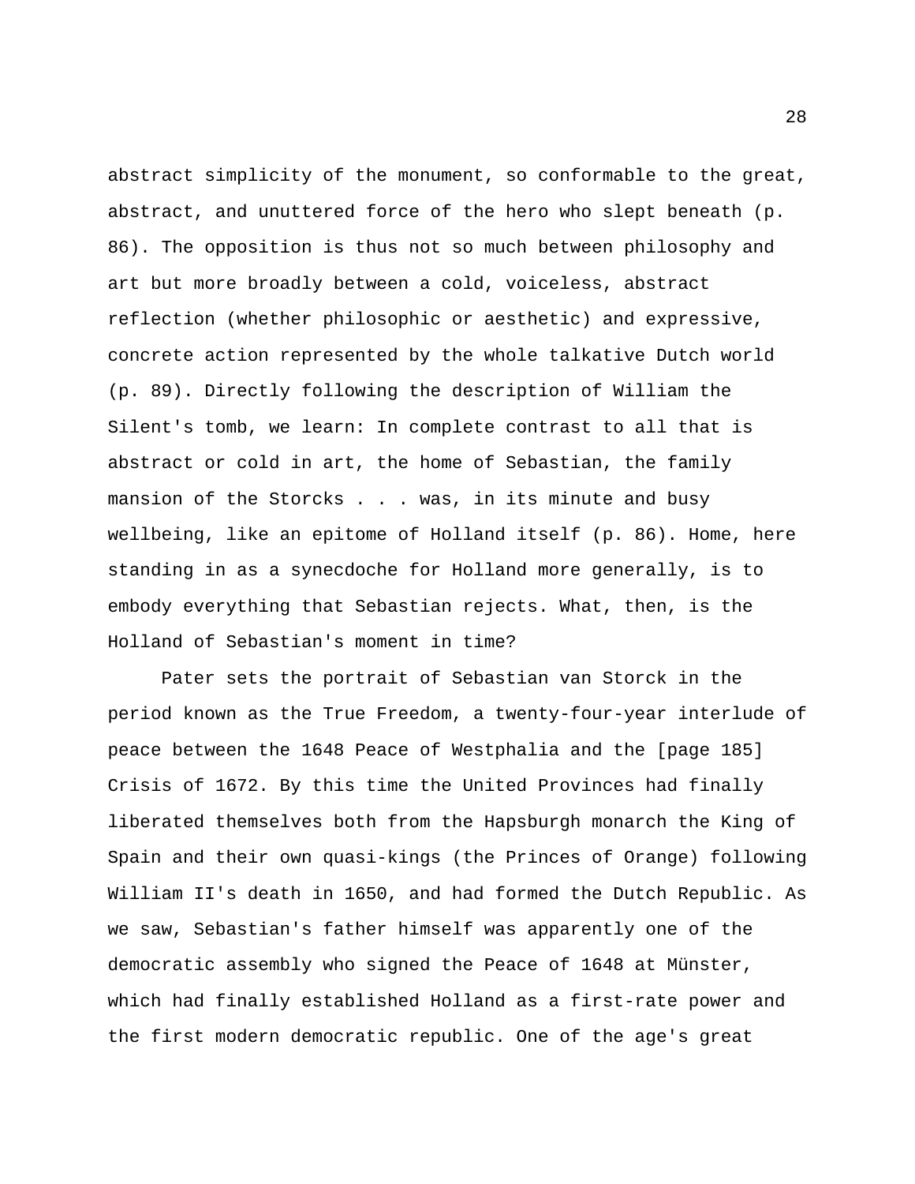abstract simplicity of the monument, so conformable to the great, abstract, and unuttered force of the hero who slept beneath (p. 86). The opposition is thus not so much between philosophy and art but more broadly between a cold, voiceless, abstract reflection (whether philosophic or aesthetic) and expressive, concrete action represented by the whole talkative Dutch world (p. 89). Directly following the description of William the Silent's tomb, we learn: In complete contrast to all that is abstract or cold in art, the home of Sebastian, the family mansion of the Storcks . . . was, in its minute and busy wellbeing, like an epitome of Holland itself (p. 86). Home, here standing in as a synecdoche for Holland more generally, is to embody everything that Sebastian rejects. What, then, is the Holland of Sebastian's moment in time?

Pater sets the portrait of Sebastian van Storck in the period known as the True Freedom, a twenty-four-year interlude of peace between the 1648 Peace of Westphalia and the [page 185] Crisis of 1672. By this time the United Provinces had finally liberated themselves both from the Hapsburgh monarch the King of Spain and their own quasi-kings (the Princes of Orange) following William II's death in 1650, and had formed the Dutch Republic. As we saw, Sebastian's father himself was apparently one of the democratic assembly who signed the Peace of 1648 at Münster, which had finally established Holland as a first-rate power and the first modern democratic republic. One of the age's great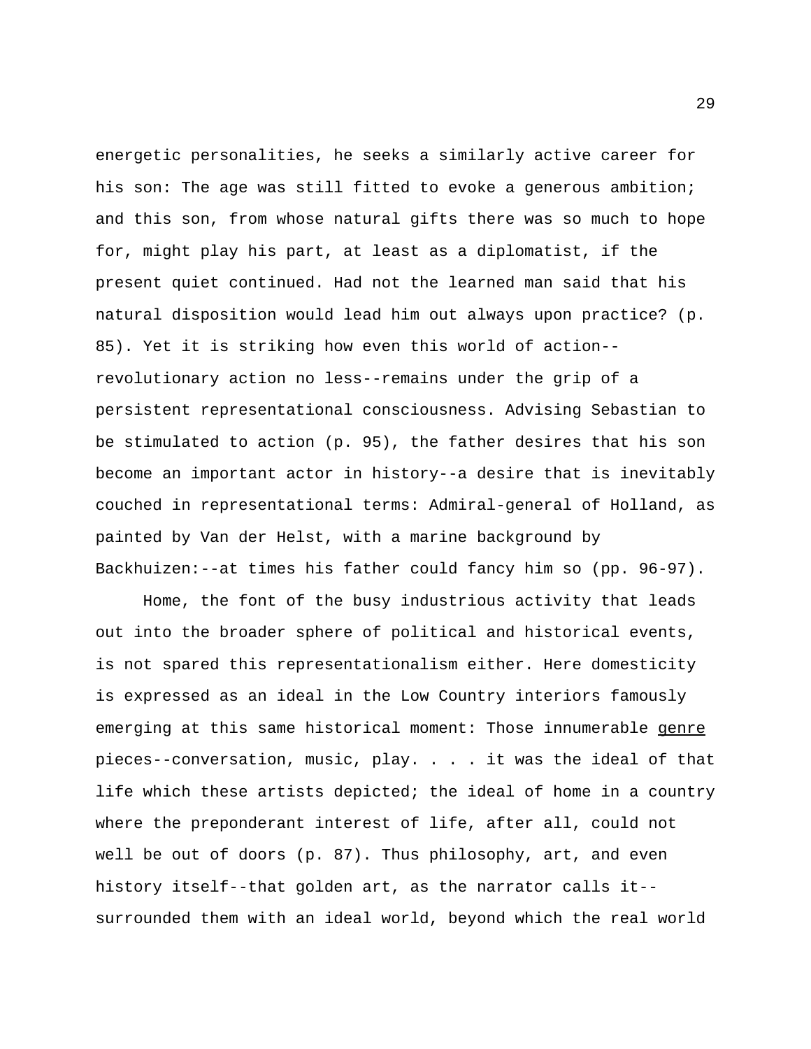energetic personalities, he seeks a similarly active career for his son: The age was still fitted to evoke a generous ambition; and this son, from whose natural gifts there was so much to hope for, might play his part, at least as a diplomatist, if the present quiet continued. Had not the learned man said that his natural disposition would lead him out always upon practice? (p. 85). Yet it is striking how even this world of action--revolutionary action no less--remains under the grip of a persistent representational consciousness. Advising Sebastian to be stimulated to action (p. 95), the father desires that his son become an important actor in history--a desire that is inevitably couched in representational terms: Admiral-general of Holland, as painted by Van der Helst, with a marine background by Backhuizen:--at times his father could fancy him so (pp. 96-97).

Home, the font of the busy industrious activity that leads out into the broader sphere of political and historical events, is not spared this representationalism either. Here domesticity is expressed as an ideal in the Low Country interiors famously emerging at this same historical moment: Those innumerable <u>genre</u> pieces--conversation, music, play. . . . it was the ideal of that life which these artists depicted; the ideal of home in a country where the preponderant interest of life, after all, could not well be out of doors (p. 87). Thus philosophy, art, and even history itself--that golden art, as the narrator calls it--surrounded them with an ideal world, beyond which the real world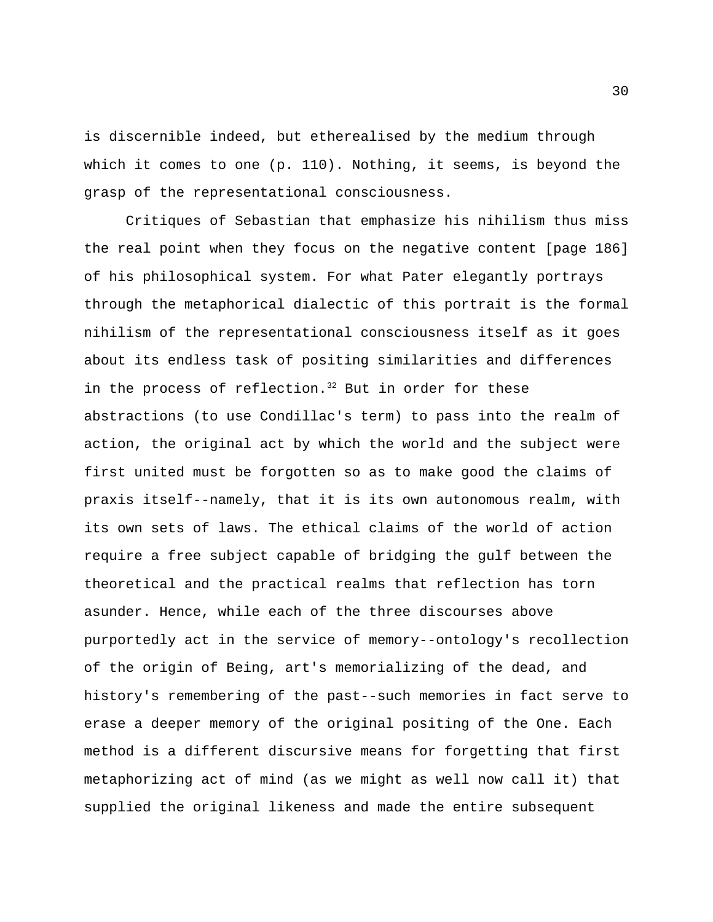is discernible indeed, but etherealised by the medium through which it comes to one (p. 110). Nothing, it seems, is beyond the grasp of the representational consciousness.

Critiques of Sebastian that emphasize his nihilism thus miss the real point when they focus on the negative content [page 186] of his philosophical system. For what Pater elegantly portrays through the metaphorical dialectic of this portrait is the formal nihilism of the representational consciousness itself as it goes about its endless task of positing similarities and differences in the process of reflection.[32] But in order for these abstractions (to use Condillac's term) to pass into the realm of action, the original act by which the world and the subject were first united must be forgotten so as to make good the claims of praxis itself--namely, that it is its own autonomous realm, with its own sets of laws. The ethical claims of the world of action require a free subject capable of bridging the gulf between the theoretical and the practical realms that reflection has torn asunder. Hence, while each of the three discourses above purportedly act in the service of memory--ontology's recollection of the origin of Being, art's memorializing of the dead, and history's remembering of the past--such memories in fact serve to erase a deeper memory of the original positing of the One. Each method is a different discursive means for forgetting that first metaphorizing act of mind (as we might as well now call it) that supplied the original likeness and made the entire subsequent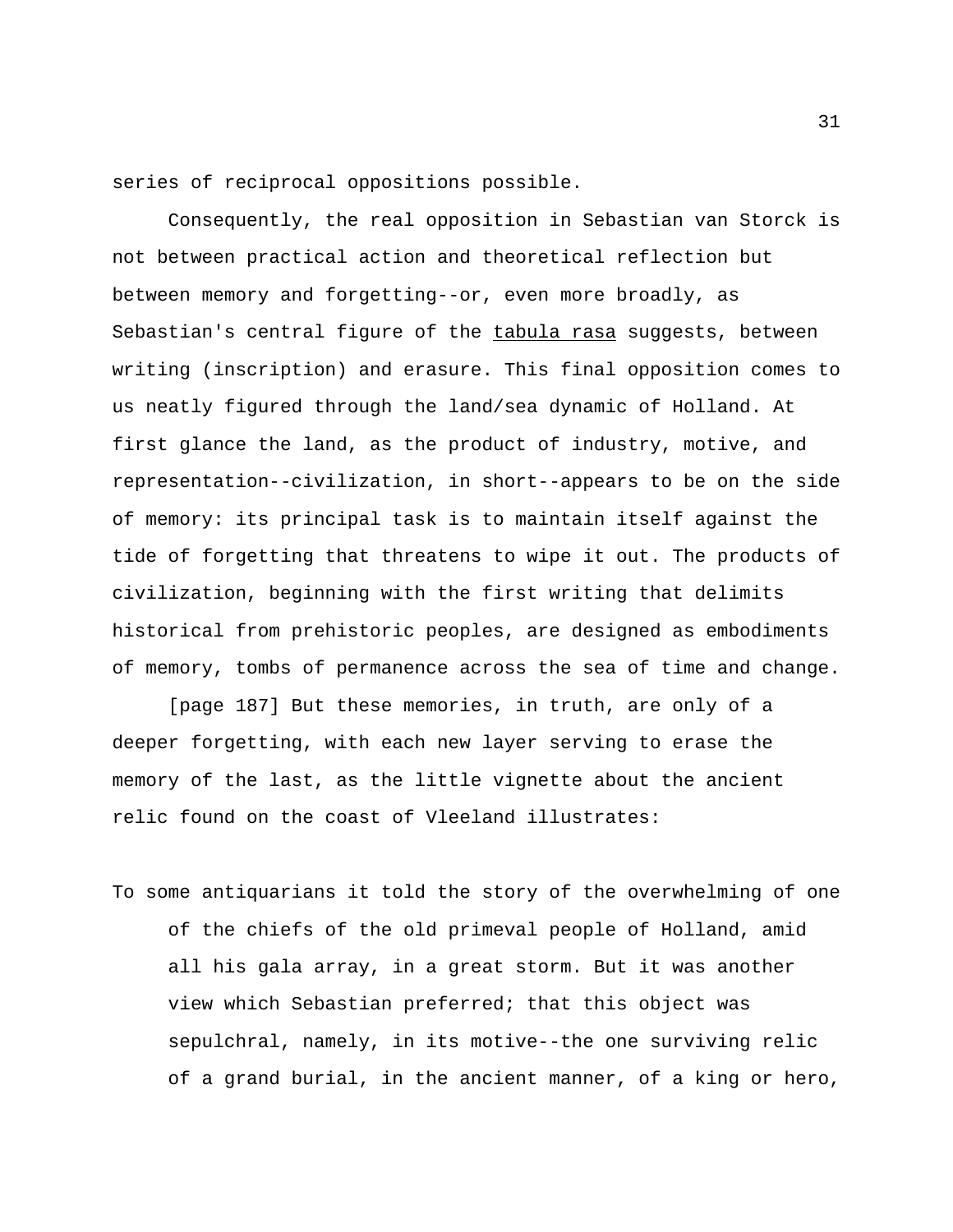series of reciprocal oppositions possible.

Consequently, the real opposition in Sebastian van Storck is not between practical action and theoretical reflection but between memory and forgetting--or, even more broadly, as Sebastian's central figure of the <u>tabula rasa</u> suggests, between writing (inscription) and erasure. This final opposition comes to us neatly figured through the land/sea dynamic of Holland. At first glance the land, as the product of industry, motive, and representation--civilization, in short--appears to be on the side of memory: its principal task is to maintain itself against the tide of forgetting that threatens to wipe it out. The products of civilization, beginning with the first writing that delimits historical from prehistoric peoples, are designed as embodiments of memory, tombs of permanence across the sea of time and change.

[page 187] But these memories, in truth, are only of a deeper forgetting, with each new layer serving to erase the memory of the last, as the little vignette about the ancient relic found on the coast of Vleeland illustrates:

> To some antiquarians it told the story of the overwhelming of one of the chiefs of the old primeval people of Holland, amid all his gala array, in a great storm. But it was another view which Sebastian preferred; that this object was sepulchral, namely, in its motive--the one surviving relic of a grand burial, in the ancient manner, of a king or hero,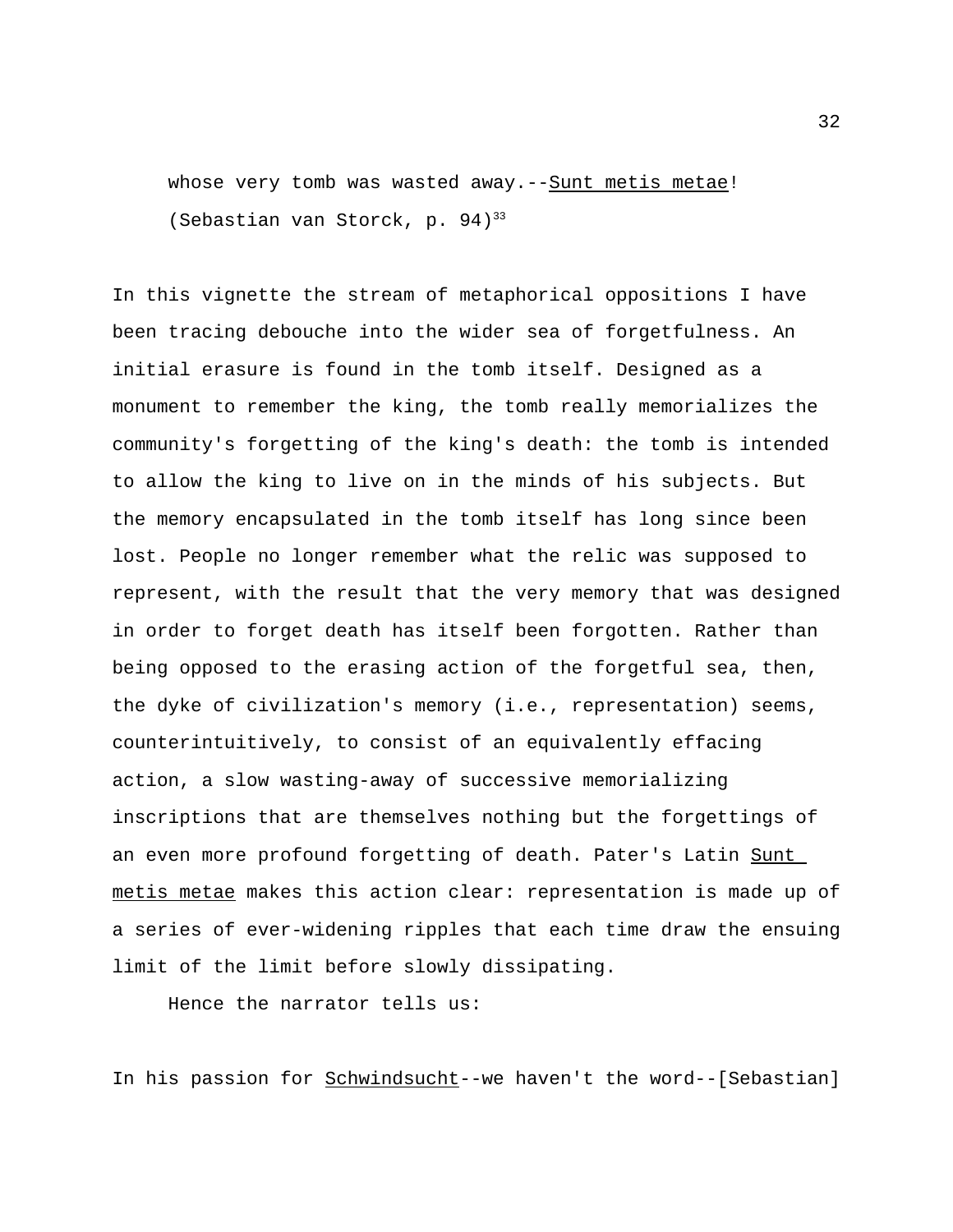> whose very tomb was wasted away.--*Sunt metis metae*! (Sebastian van Storck, p. 94)[33]

In this vignette the stream of metaphorical oppositions I have been tracing debouche into the wider sea of forgetfulness. An initial erasure is found in the tomb itself. Designed as a monument to remember the king, the tomb really memorializes the community's forgetting of the king's death: the tomb is intended to allow the king to live on in the minds of his subjects. But the memory encapsulated in the tomb itself has long since been lost. People no longer remember what the relic was supposed to represent, with the result that the very memory that was designed in order to forget death has itself been forgotten. Rather than being opposed to the erasing action of the forgetful sea, then, the dyke of civilization's memory (i.e., representation) seems, counterintuitively, to consist of an equivalently effacing action, a slow wasting-away of successive memorializing inscriptions that are themselves nothing but the forgettings of an even more profound forgetting of death. Pater's Latin *Sunt metis metae* makes this action clear: representation is made up of a series of ever-widening ripples that each time draw the ensuing limit of the limit before slowly dissipating.

Hence the narrator tells us:

> In his passion for *Schwindsucht*--we haven't the word--[Sebastian]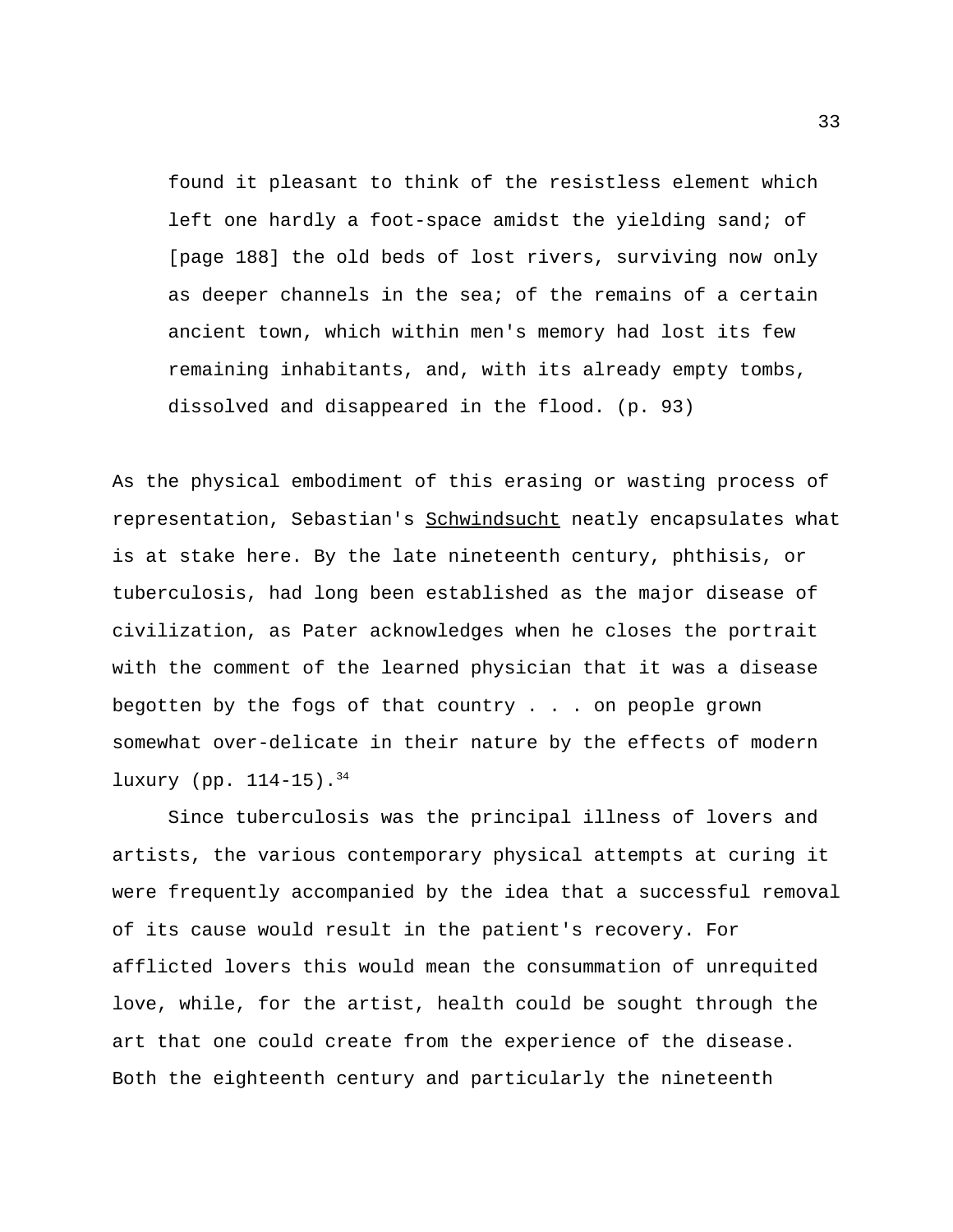> found it pleasant to think of the resistless element which left one hardly a foot-space amidst the yielding sand; of [page 188] the old beds of lost rivers, surviving now only as deeper channels in the sea; of the remains of a certain ancient town, which within men's memory had lost its few remaining inhabitants, and, with its already empty tombs, dissolved and disappeared in the flood. (p. 93)

As the physical embodiment of this erasing or wasting process of representation, Sebastian's Schwindsucht neatly encapsulates what is at stake here. By the late nineteenth century, phthisis, or tuberculosis, had long been established as the major disease of civilization, as Pater acknowledges when he closes the portrait with the comment of the learned physician that it was a disease begotten by the fogs of that country . . . on people grown somewhat over-delicate in their nature by the effects of modern luxury (pp. 114-15).[34]

Since tuberculosis was the principal illness of lovers and artists, the various contemporary physical attempts at curing it were frequently accompanied by the idea that a successful removal of its cause would result in the patient's recovery. For afflicted lovers this would mean the consummation of unrequited love, while, for the artist, health could be sought through the art that one could create from the experience of the disease. Both the eighteenth century and particularly the nineteenth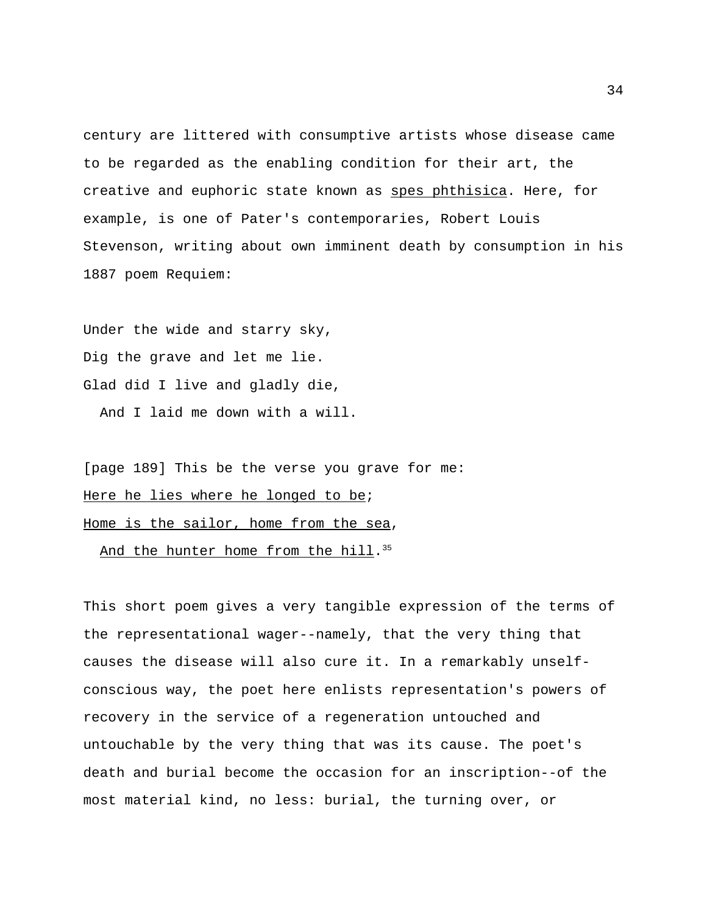century are littered with consumptive artists whose disease came to be regarded as the enabling condition for their art, the creative and euphoric state known as _spes phthisica_. Here, for example, is one of Pater's contemporaries, Robert Louis Stevenson, writing about own imminent death by consumption in his 1887 poem Requiem:

Under the wide and starry sky,  
Dig the grave and let me lie.  
Glad did I live and gladly die,  
  And I laid me down with a will.

[page 189] This be the verse you grave for me:  
_Here he lies where he longed to be_;  
_Home is the sailor, home from the sea_,  
  _And the hunter home from the hill_.[35]

This short poem gives a very tangible expression of the terms of the representational wager--namely, that the very thing that causes the disease will also cure it. In a remarkably unself-conscious way, the poet here enlists representation's powers of recovery in the service of a regeneration untouched and untouchable by the very thing that was its cause. The poet's death and burial become the occasion for an inscription--of the most material kind, no less: burial, the turning over, or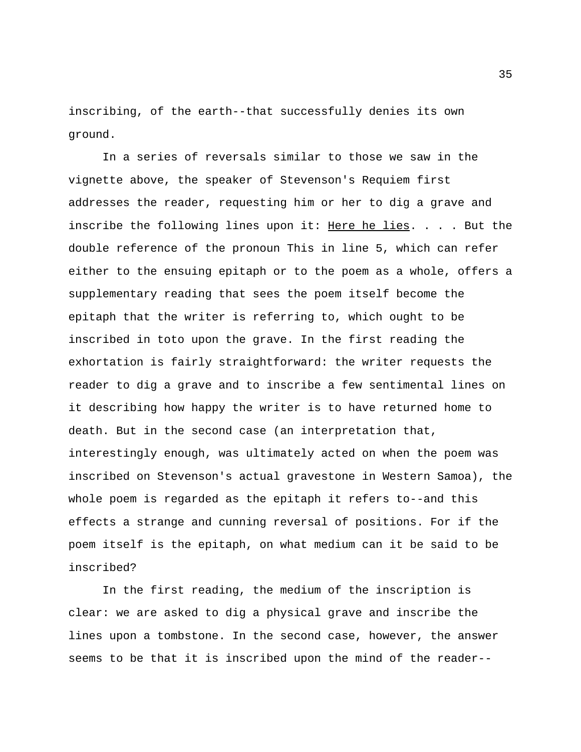inscribing, of the earth--that successfully denies its own ground.

In a series of reversals similar to those we saw in the vignette above, the speaker of Stevenson's Requiem first addresses the reader, requesting him or her to dig a grave and inscribe the following lines upon it: _Here he lies_. . . . But the double reference of the pronoun This in line 5, which can refer either to the ensuing epitaph or to the poem as a whole, offers a supplementary reading that sees the poem itself become the epitaph that the writer is referring to, which ought to be inscribed in toto upon the grave. In the first reading the exhortation is fairly straightforward: the writer requests the reader to dig a grave and to inscribe a few sentimental lines on it describing how happy the writer is to have returned home to death. But in the second case (an interpretation that, interestingly enough, was ultimately acted on when the poem was inscribed on Stevenson's actual gravestone in Western Samoa), the whole poem is regarded as the epitaph it refers to--and this effects a strange and cunning reversal of positions. For if the poem itself is the epitaph, on what medium can it be said to be inscribed?

In the first reading, the medium of the inscription is clear: we are asked to dig a physical grave and inscribe the lines upon a tombstone. In the second case, however, the answer seems to be that it is inscribed upon the mind of the reader--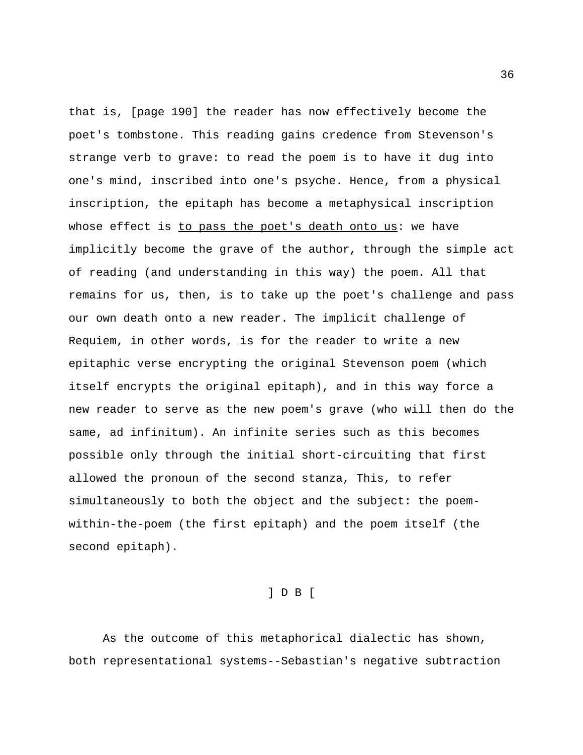that is, [page 190] the reader has now effectively become the poet's tombstone. This reading gains credence from Stevenson's strange verb to grave: to read the poem is to have it dug into one's mind, inscribed into one's psyche. Hence, from a physical inscription, the epitaph has become a metaphysical inscription whose effect is <u>to pass the poet's death onto us</u>: we have implicitly become the grave of the author, through the simple act of reading (and understanding in this way) the poem. All that remains for us, then, is to take up the poet's challenge and pass our own death onto a new reader. The implicit challenge of Requiem, in other words, is for the reader to write a new epitaphic verse encrypting the original Stevenson poem (which itself encrypts the original epitaph), and in this way force a new reader to serve as the new poem's grave (who will then do the same, ad infinitum). An infinite series such as this becomes possible only through the initial short-circuiting that first allowed the pronoun of the second stanza, This, to refer simultaneously to both the object and the subject: the poem-within-the-poem (the first epitaph) and the poem itself (the second epitaph).

] D B [

As the outcome of this metaphorical dialectic has shown, both representational systems--Sebastian's negative subtraction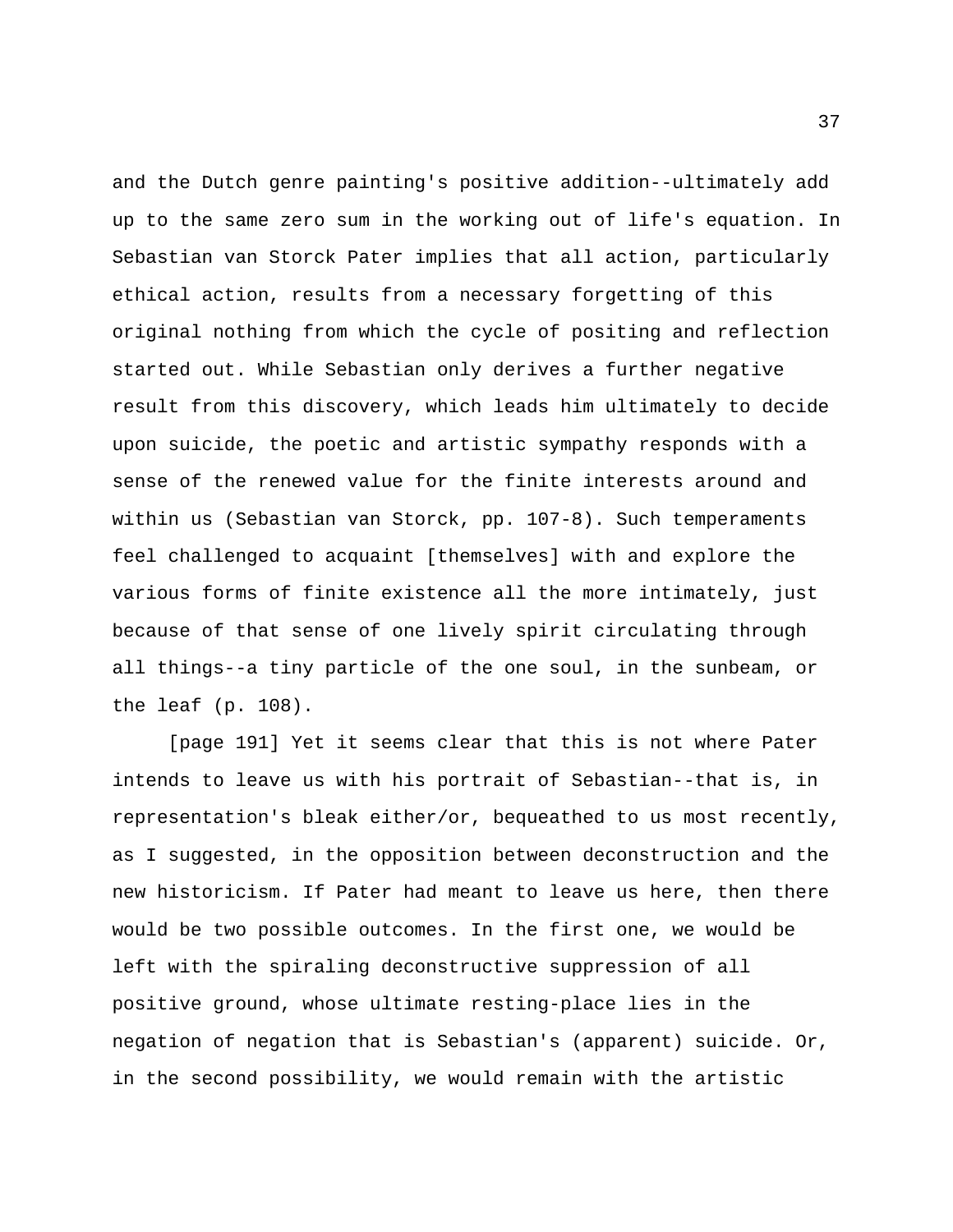and the Dutch genre painting's positive addition--ultimately add up to the same zero sum in the working out of life's equation. In Sebastian van Storck Pater implies that all action, particularly ethical action, results from a necessary forgetting of this original nothing from which the cycle of positing and reflection started out. While Sebastian only derives a further negative result from this discovery, which leads him ultimately to decide upon suicide, the poetic and artistic sympathy responds with a sense of the renewed value for the finite interests around and within us (Sebastian van Storck, pp. 107-8). Such temperaments feel challenged to acquaint [themselves] with and explore the various forms of finite existence all the more intimately, just because of that sense of one lively spirit circulating through all things--a tiny particle of the one soul, in the sunbeam, or the leaf (p. 108).

[page 191] Yet it seems clear that this is not where Pater intends to leave us with his portrait of Sebastian--that is, in representation's bleak either/or, bequeathed to us most recently, as I suggested, in the opposition between deconstruction and the new historicism. If Pater had meant to leave us here, then there would be two possible outcomes. In the first one, we would be left with the spiraling deconstructive suppression of all positive ground, whose ultimate resting-place lies in the negation of negation that is Sebastian's (apparent) suicide. Or, in the second possibility, we would remain with the artistic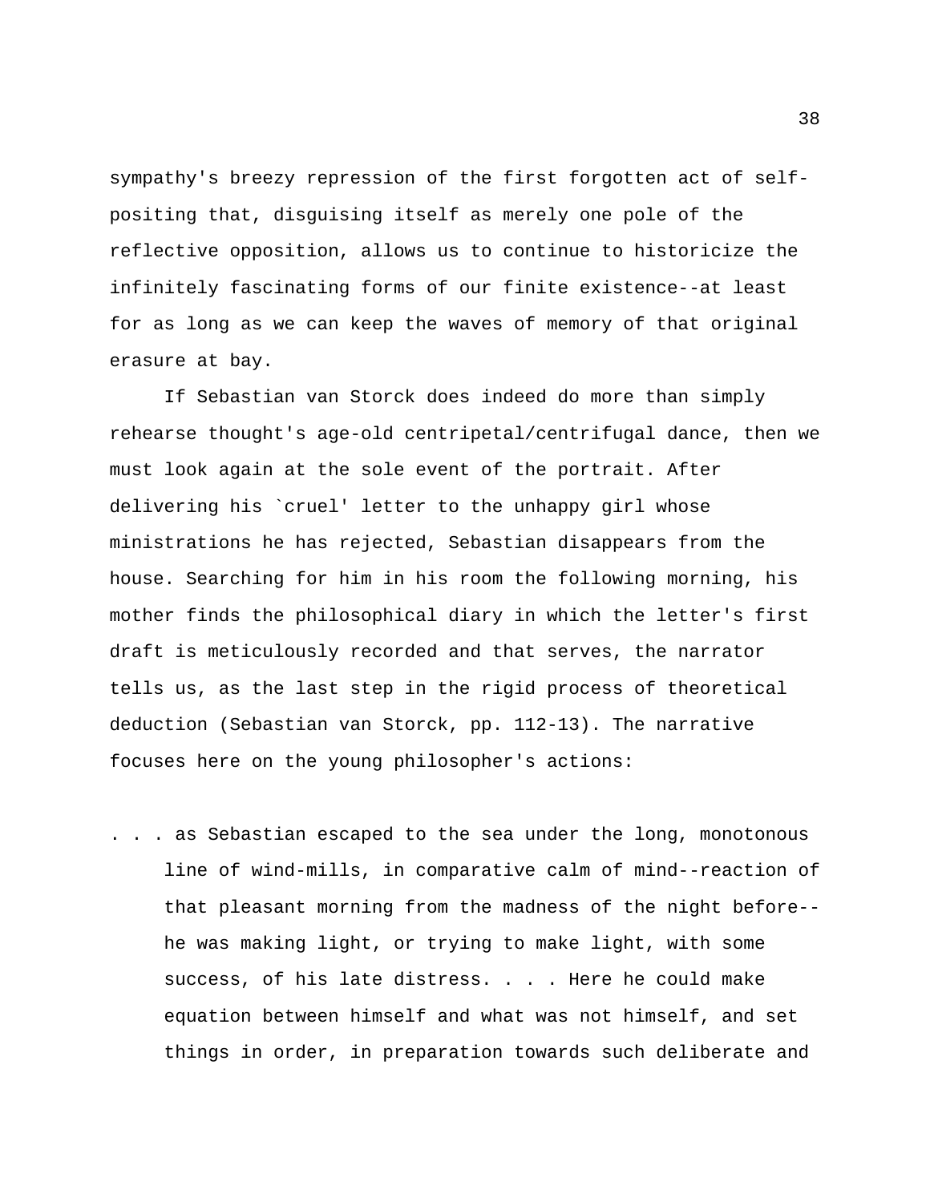sympathy's breezy repression of the first forgotten act of self-positing that, disguising itself as merely one pole of the reflective opposition, allows us to continue to historicize the infinitely fascinating forms of our finite existence--at least for as long as we can keep the waves of memory of that original erasure at bay.

If Sebastian van Storck does indeed do more than simply rehearse thought's age-old centripetal/centrifugal dance, then we must look again at the sole event of the portrait. After delivering his `cruel' letter to the unhappy girl whose ministrations he has rejected, Sebastian disappears from the house. Searching for him in his room the following morning, his mother finds the philosophical diary in which the letter's first draft is meticulously recorded and that serves, the narrator tells us, as the last step in the rigid process of theoretical deduction (Sebastian van Storck, pp. 112-13). The narrative focuses here on the young philosopher's actions:

> . . . as Sebastian escaped to the sea under the long, monotonous line of wind-mills, in comparative calm of mind--reaction of that pleasant morning from the madness of the night before--he was making light, or trying to make light, with some success, of his late distress. . . . Here he could make equation between himself and what was not himself, and set things in order, in preparation towards such deliberate and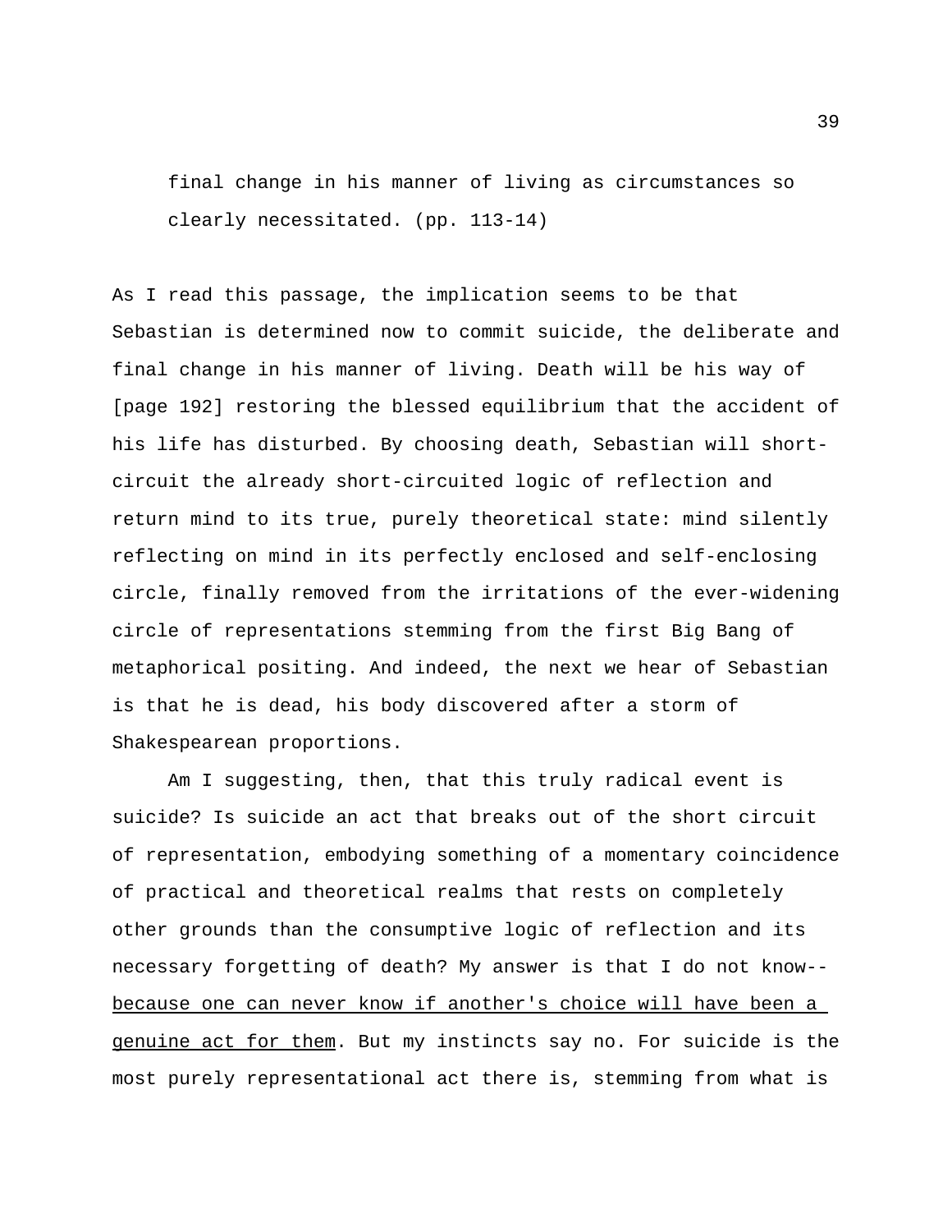> final change in his manner of living as circumstances so clearly necessitated. (pp. 113-14)

As I read this passage, the implication seems to be that Sebastian is determined now to commit suicide, the deliberate and final change in his manner of living. Death will be his way of [page 192] restoring the blessed equilibrium that the accident of his life has disturbed. By choosing death, Sebastian will short-circuit the already short-circuited logic of reflection and return mind to its true, purely theoretical state: mind silently reflecting on mind in its perfectly enclosed and self-enclosing circle, finally removed from the irritations of the ever-widening circle of representations stemming from the first Big Bang of metaphorical positing. And indeed, the next we hear of Sebastian is that he is dead, his body discovered after a storm of Shakespearean proportions.

Am I suggesting, then, that this truly radical event is suicide? Is suicide an act that breaks out of the short circuit of representation, embodying something of a momentary coincidence of practical and theoretical realms that rests on completely other grounds than the consumptive logic of reflection and its necessary forgetting of death? My answer is that I do not know--<u>because one can never know if another's choice will have been a genuine act for them</u>. But my instincts say no. For suicide is the most purely representational act there is, stemming from what is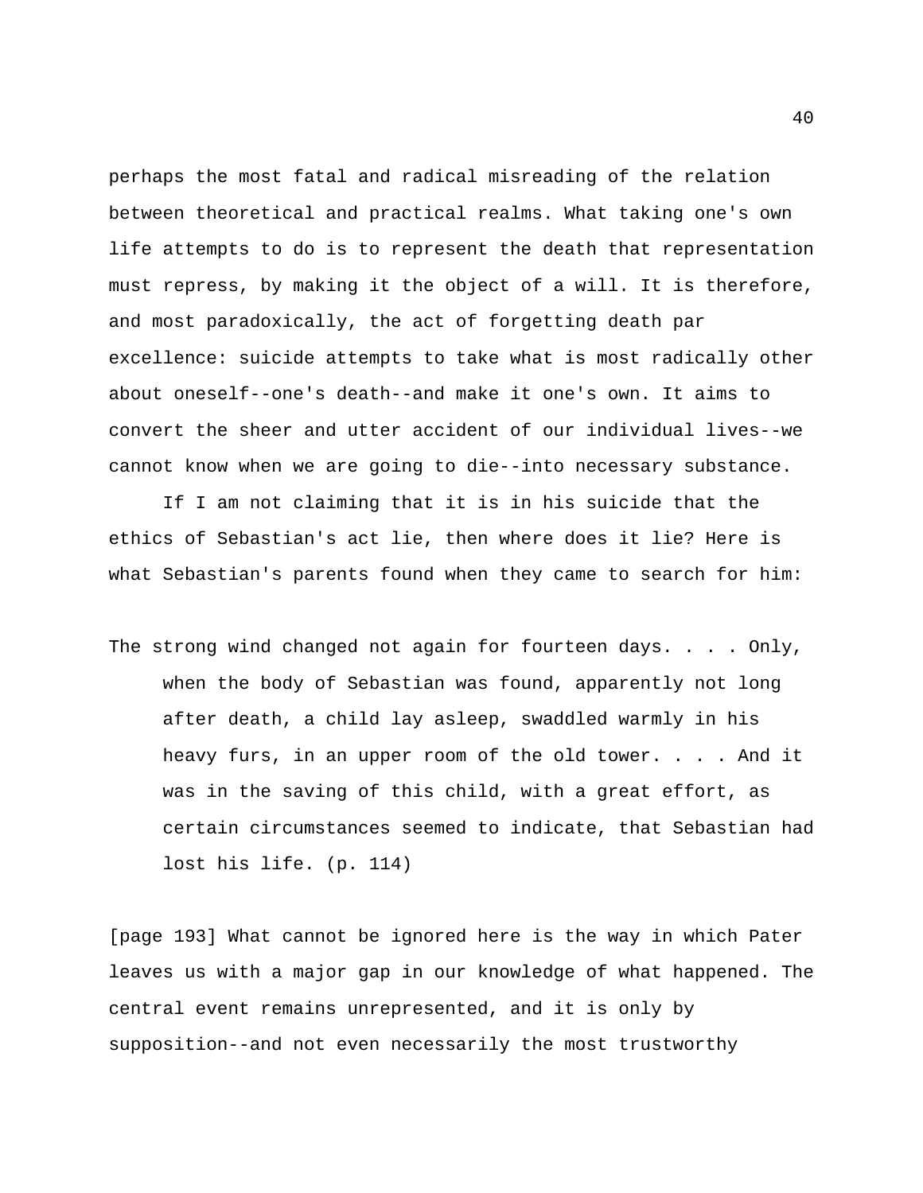perhaps the most fatal and radical misreading of the relation between theoretical and practical realms. What taking one's own life attempts to do is to represent the death that representation must repress, by making it the object of a will. It is therefore, and most paradoxically, the act of forgetting death par excellence: suicide attempts to take what is most radically other about oneself--one's death--and make it one's own. It aims to convert the sheer and utter accident of our individual lives--we cannot know when we are going to die--into necessary substance.

If I am not claiming that it is in his suicide that the ethics of Sebastian's act lie, then where does it lie? Here is what Sebastian's parents found when they came to search for him:

> The strong wind changed not again for fourteen days. . . . Only, when the body of Sebastian was found, apparently not long after death, a child lay asleep, swaddled warmly in his heavy furs, in an upper room of the old tower. . . . And it was in the saving of this child, with a great effort, as certain circumstances seemed to indicate, that Sebastian had lost his life. (p. 114)

[page 193] What cannot be ignored here is the way in which Pater leaves us with a major gap in our knowledge of what happened. The central event remains unrepresented, and it is only by supposition--and not even necessarily the most trustworthy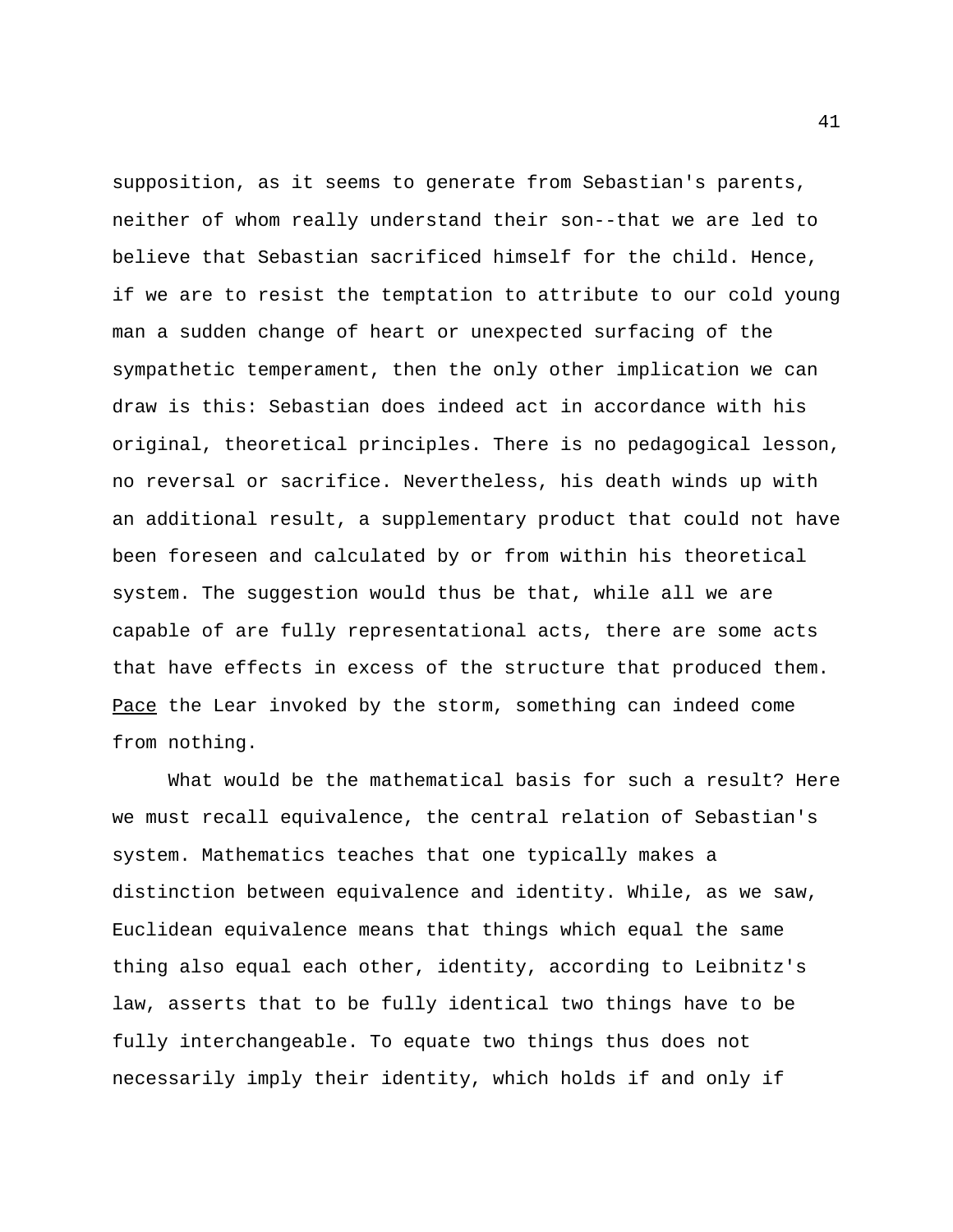supposition, as it seems to generate from Sebastian's parents, neither of whom really understand their son--that we are led to believe that Sebastian sacrificed himself for the child. Hence, if we are to resist the temptation to attribute to our cold young man a sudden change of heart or unexpected surfacing of the sympathetic temperament, then the only other implication we can draw is this: Sebastian does indeed act in accordance with his original, theoretical principles. There is no pedagogical lesson, no reversal or sacrifice. Nevertheless, his death winds up with an additional result, a supplementary product that could not have been foreseen and calculated by or from within his theoretical system. The suggestion would thus be that, while all we are capable of are fully representational acts, there are some acts that have effects in excess of the structure that produced them. *Pace* the Lear invoked by the storm, something can indeed come from nothing.

What would be the mathematical basis for such a result? Here we must recall equivalence, the central relation of Sebastian's system. Mathematics teaches that one typically makes a distinction between equivalence and identity. While, as we saw, Euclidean equivalence means that things which equal the same thing also equal each other, identity, according to Leibnitz's law, asserts that to be fully identical two things have to be fully interchangeable. To equate two things thus does not necessarily imply their identity, which holds if and only if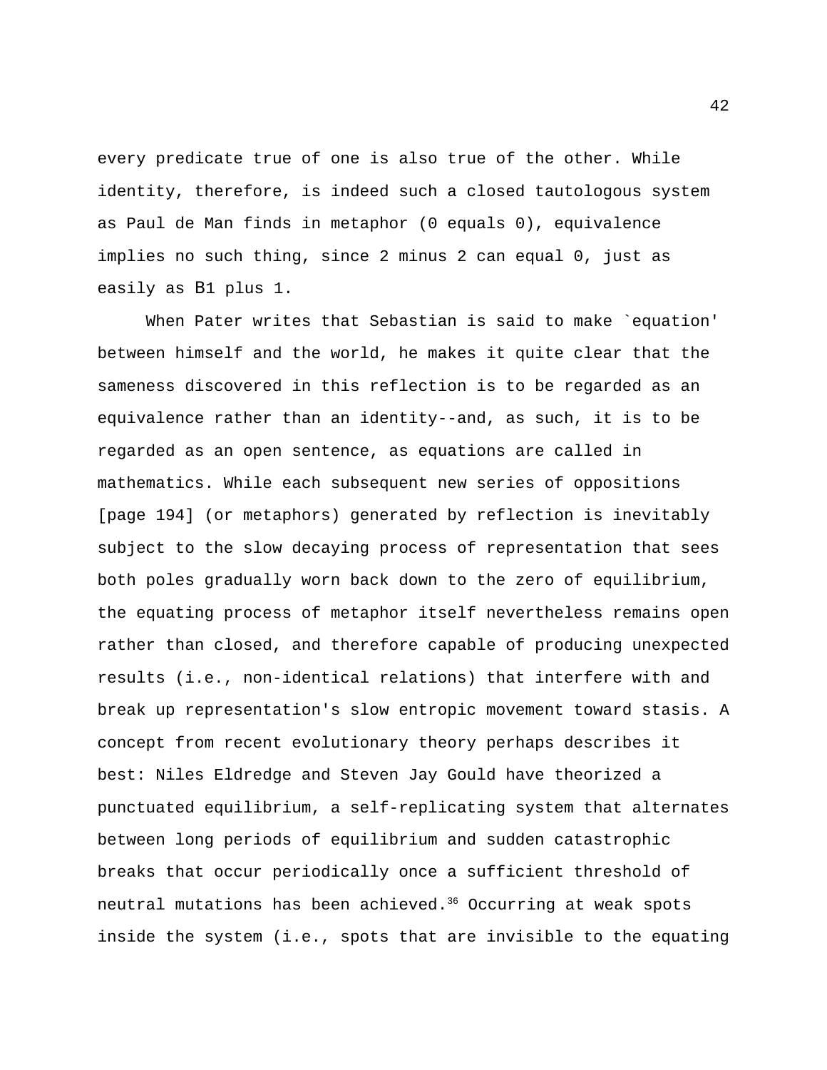every predicate true of one is also true of the other. While identity, therefore, is indeed such a closed tautologous system as Paul de Man finds in metaphor (0 equals 0), equivalence implies no such thing, since 2 minus 2 can equal 0, just as easily as B1 plus 1.

When Pater writes that Sebastian is said to make `equation' between himself and the world, he makes it quite clear that the sameness discovered in this reflection is to be regarded as an equivalence rather than an identity--and, as such, it is to be regarded as an open sentence, as equations are called in mathematics. While each subsequent new series of oppositions [page 194] (or metaphors) generated by reflection is inevitably subject to the slow decaying process of representation that sees both poles gradually worn back down to the zero of equilibrium, the equating process of metaphor itself nevertheless remains open rather than closed, and therefore capable of producing unexpected results (i.e., non-identical relations) that interfere with and break up representation's slow entropic movement toward stasis. A concept from recent evolutionary theory perhaps describes it best: Niles Eldredge and Steven Jay Gould have theorized a punctuated equilibrium, a self-replicating system that alternates between long periods of equilibrium and sudden catastrophic breaks that occur periodically once a sufficient threshold of neutral mutations has been achieved.[36] Occurring at weak spots inside the system (i.e., spots that are invisible to the equating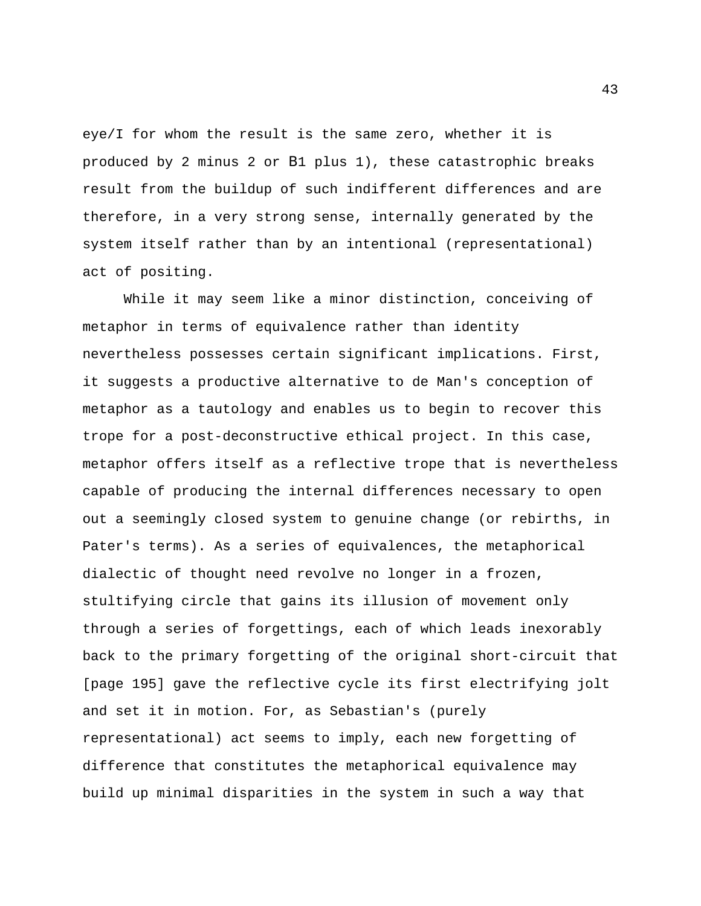eye/I for whom the result is the same zero, whether it is produced by 2 minus 2 or B1 plus 1), these catastrophic breaks result from the buildup of such indifferent differences and are therefore, in a very strong sense, internally generated by the system itself rather than by an intentional (representational) act of positing.

While it may seem like a minor distinction, conceiving of metaphor in terms of equivalence rather than identity nevertheless possesses certain significant implications. First, it suggests a productive alternative to de Man's conception of metaphor as a tautology and enables us to begin to recover this trope for a post-deconstructive ethical project. In this case, metaphor offers itself as a reflective trope that is nevertheless capable of producing the internal differences necessary to open out a seemingly closed system to genuine change (or rebirths, in Pater's terms). As a series of equivalences, the metaphorical dialectic of thought need revolve no longer in a frozen, stultifying circle that gains its illusion of movement only through a series of forgettings, each of which leads inexorably back to the primary forgetting of the original short-circuit that [page 195] gave the reflective cycle its first electrifying jolt and set it in motion. For, as Sebastian's (purely representational) act seems to imply, each new forgetting of difference that constitutes the metaphorical equivalence may build up minimal disparities in the system in such a way that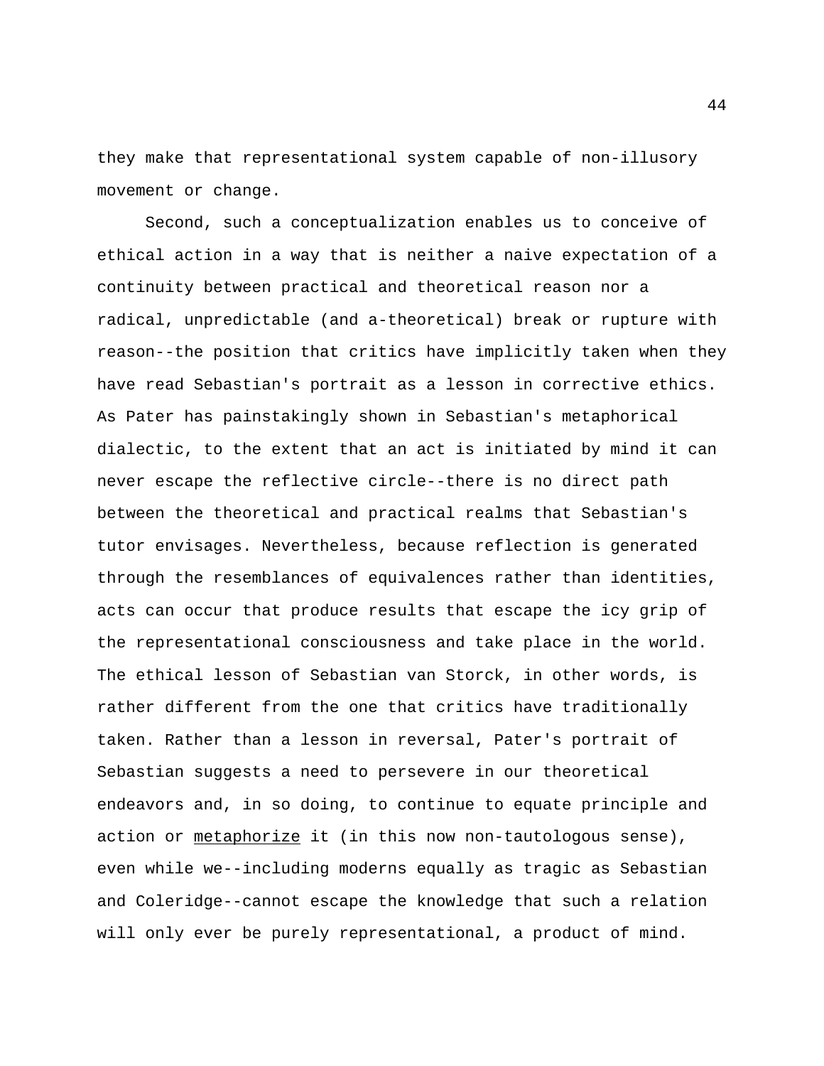they make that representational system capable of non-illusory movement or change.

Second, such a conceptualization enables us to conceive of ethical action in a way that is neither a naive expectation of a continuity between practical and theoretical reason nor a radical, unpredictable (and a-theoretical) break or rupture with reason--the position that critics have implicitly taken when they have read Sebastian's portrait as a lesson in corrective ethics. As Pater has painstakingly shown in Sebastian's metaphorical dialectic, to the extent that an act is initiated by mind it can never escape the reflective circle--there is no direct path between the theoretical and practical realms that Sebastian's tutor envisages. Nevertheless, because reflection is generated through the resemblances of equivalences rather than identities, acts can occur that produce results that escape the icy grip of the representational consciousness and take place in the world. The ethical lesson of Sebastian van Storck, in other words, is rather different from the one that critics have traditionally taken. Rather than a lesson in reversal, Pater's portrait of Sebastian suggests a need to persevere in our theoretical endeavors and, in so doing, to continue to equate principle and action or <u>metaphorize</u> it (in this now non-tautologous sense), even while we--including moderns equally as tragic as Sebastian and Coleridge--cannot escape the knowledge that such a relation will only ever be purely representational, a product of mind.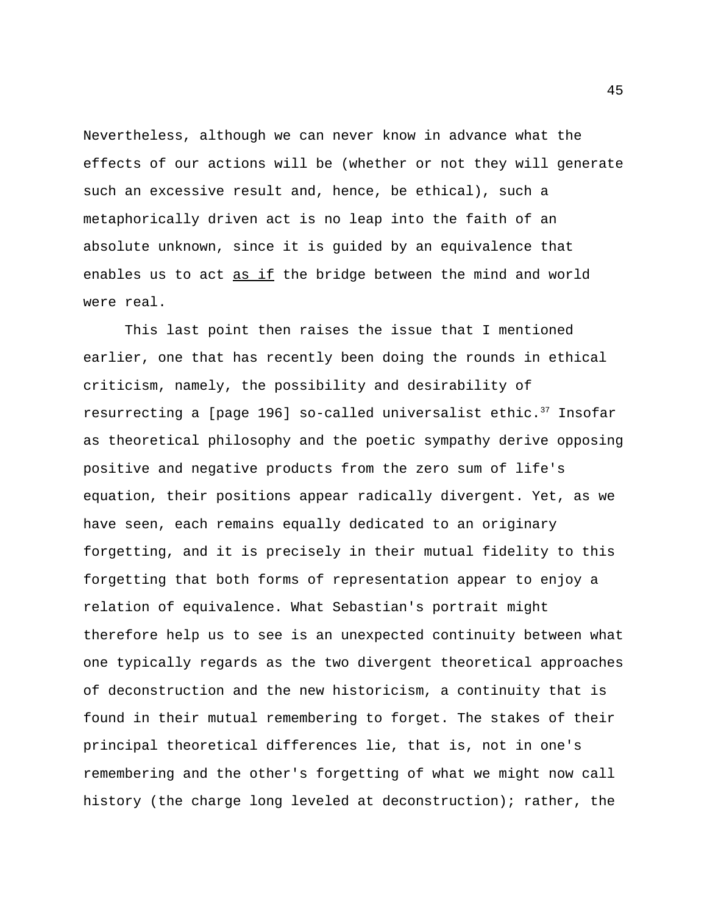Nevertheless, although we can never know in advance what the effects of our actions will be (whether or not they will generate such an excessive result and, hence, be ethical), such a metaphorically driven act is no leap into the faith of an absolute unknown, since it is guided by an equivalence that enables us to act <u>as if</u> the bridge between the mind and world were real.

This last point then raises the issue that I mentioned earlier, one that has recently been doing the rounds in ethical criticism, namely, the possibility and desirability of resurrecting a [page 196] so-called universalist ethic.[37] Insofar as theoretical philosophy and the poetic sympathy derive opposing positive and negative products from the zero sum of life's equation, their positions appear radically divergent. Yet, as we have seen, each remains equally dedicated to an originary forgetting, and it is precisely in their mutual fidelity to this forgetting that both forms of representation appear to enjoy a relation of equivalence. What Sebastian's portrait might therefore help us to see is an unexpected continuity between what one typically regards as the two divergent theoretical approaches of deconstruction and the new historicism, a continuity that is found in their mutual remembering to forget. The stakes of their principal theoretical differences lie, that is, not in one's remembering and the other's forgetting of what we might now call history (the charge long leveled at deconstruction); rather, the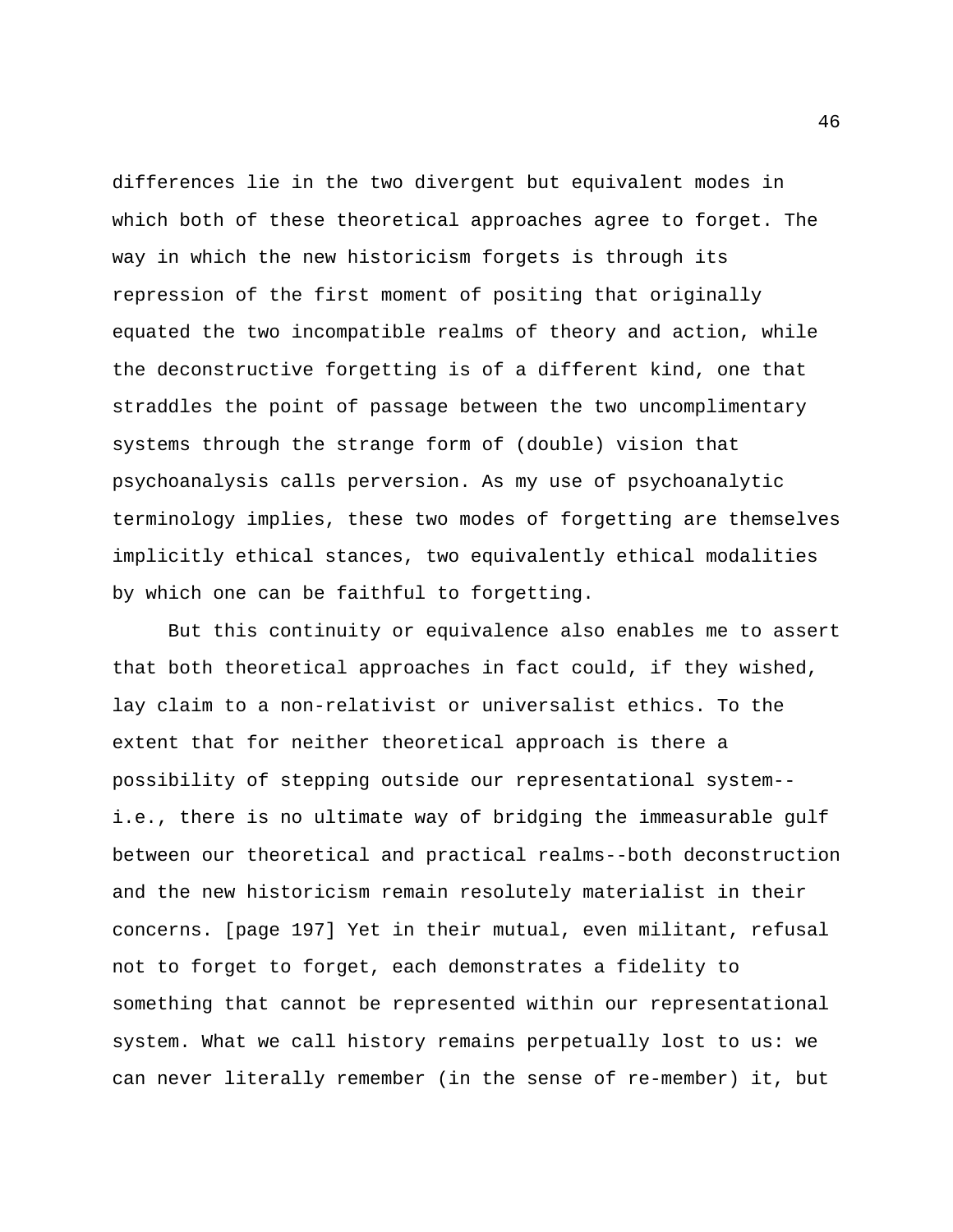differences lie in the two divergent but equivalent modes in which both of these theoretical approaches agree to forget. The way in which the new historicism forgets is through its repression of the first moment of positing that originally equated the two incompatible realms of theory and action, while the deconstructive forgetting is of a different kind, one that straddles the point of passage between the two uncomplimentary systems through the strange form of (double) vision that psychoanalysis calls perversion. As my use of psychoanalytic terminology implies, these two modes of forgetting are themselves implicitly ethical stances, two equivalently ethical modalities by which one can be faithful to forgetting.

But this continuity or equivalence also enables me to assert that both theoretical approaches in fact could, if they wished, lay claim to a non-relativist or universalist ethics. To the extent that for neither theoretical approach is there a possibility of stepping outside our representational system--i.e., there is no ultimate way of bridging the immeasurable gulf between our theoretical and practical realms--both deconstruction and the new historicism remain resolutely materialist in their concerns. [page 197] Yet in their mutual, even militant, refusal not to forget to forget, each demonstrates a fidelity to something that cannot be represented within our representational system. What we call history remains perpetually lost to us: we can never literally remember (in the sense of re-member) it, but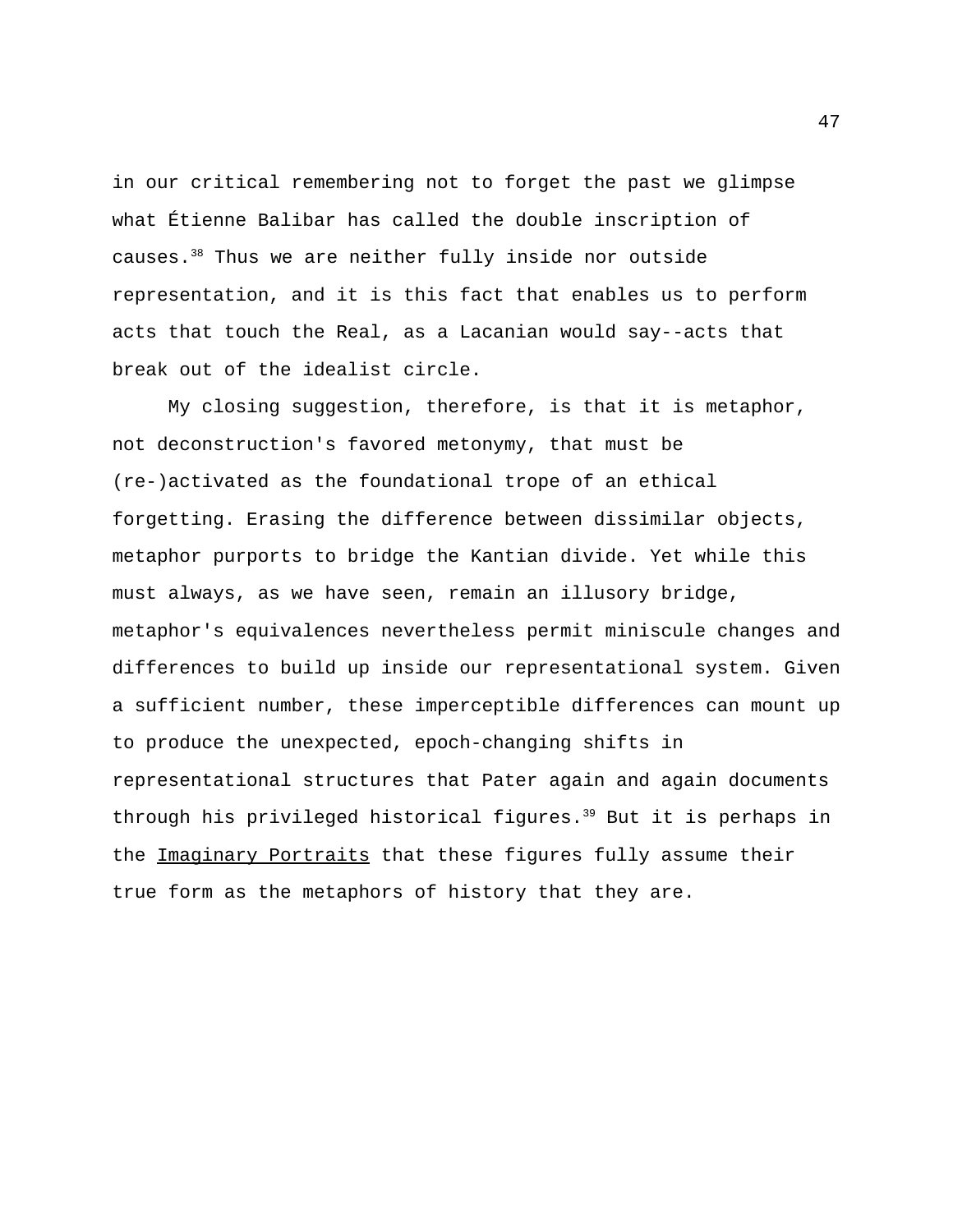in our critical remembering not to forget the past we glimpse what Étienne Balibar has called the double inscription of causes.[38] Thus we are neither fully inside nor outside representation, and it is this fact that enables us to perform acts that touch the Real, as a Lacanian would say--acts that break out of the idealist circle.

My closing suggestion, therefore, is that it is metaphor, not deconstruction's favored metonymy, that must be (re-)activated as the foundational trope of an ethical forgetting. Erasing the difference between dissimilar objects, metaphor purports to bridge the Kantian divide. Yet while this must always, as we have seen, remain an illusory bridge, metaphor's equivalences nevertheless permit miniscule changes and differences to build up inside our representational system. Given a sufficient number, these imperceptible differences can mount up to produce the unexpected, epoch-changing shifts in representational structures that Pater again and again documents through his privileged historical figures.[39] But it is perhaps in the <u>Imaginary Portraits</u> that these figures fully assume their true form as the metaphors of history that they are.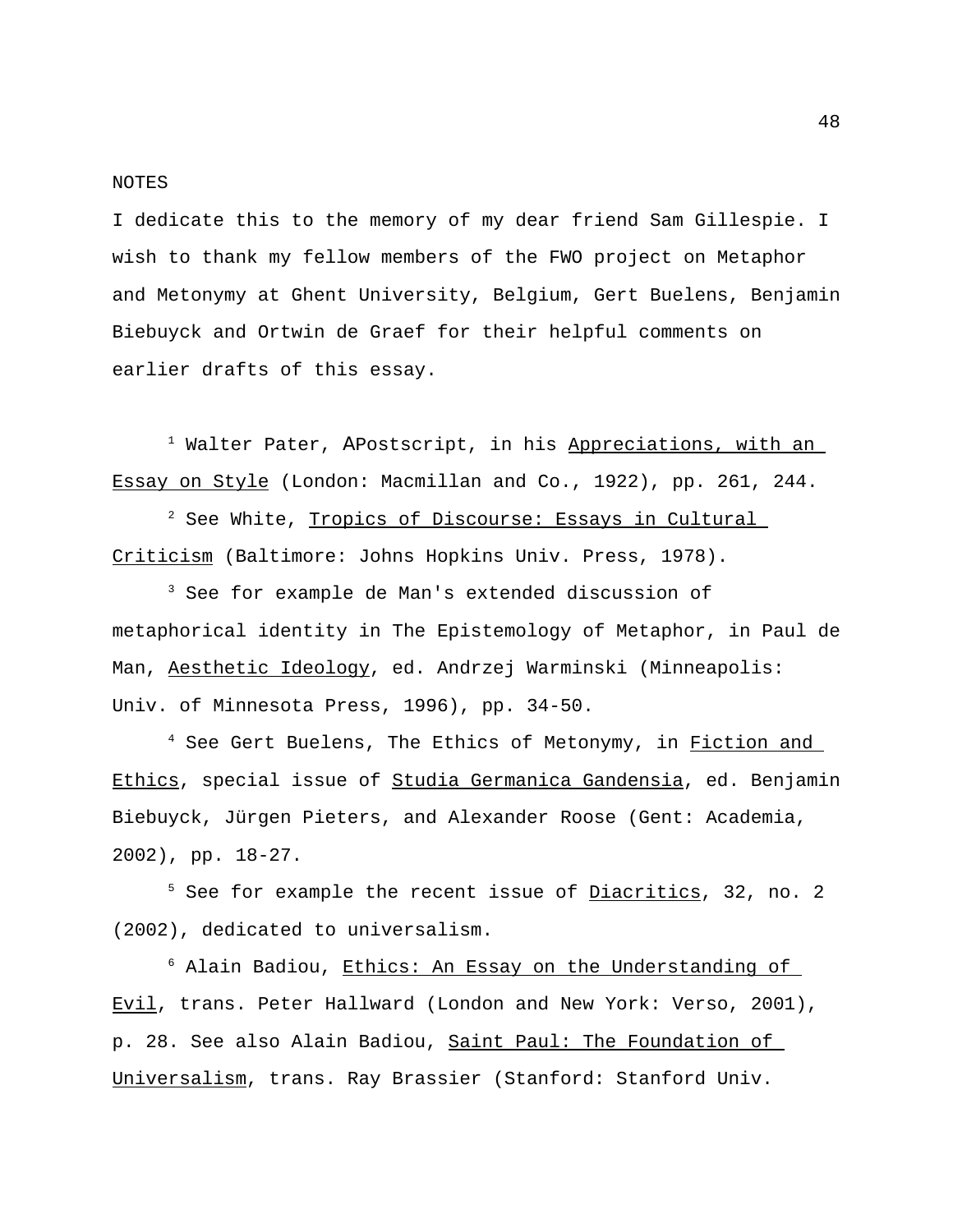NOTES

I dedicate this to the memory of my dear friend Sam Gillespie. I wish to thank my fellow members of the FWO project on Metaphor and Metonymy at Ghent University, Belgium, Gert Buelens, Benjamin Biebuyck and Ortwin de Graef for their helpful comments on earlier drafts of this essay.

[1] Walter Pater, APostscript, in his Appreciations, with an Essay on Style (London: Macmillan and Co., 1922), pp. 261, 244.

[2] See White, Tropics of Discourse: Essays in Cultural Criticism (Baltimore: Johns Hopkins Univ. Press, 1978).

[3] See for example de Man's extended discussion of metaphorical identity in The Epistemology of Metaphor, in Paul de Man, Aesthetic Ideology, ed. Andrzej Warminski (Minneapolis: Univ. of Minnesota Press, 1996), pp. 34-50.

[4] See Gert Buelens, The Ethics of Metonymy, in Fiction and Ethics, special issue of Studia Germanica Gandensia, ed. Benjamin Biebuyck, Jürgen Pieters, and Alexander Roose (Gent: Academia, 2002), pp. 18-27.

[5] See for example the recent issue of Diacritics, 32, no. 2 (2002), dedicated to universalism.

[6] Alain Badiou, Ethics: An Essay on the Understanding of Evil, trans. Peter Hallward (London and New York: Verso, 2001), p. 28. See also Alain Badiou, Saint Paul: The Foundation of Universalism, trans. Ray Brassier (Stanford: Stanford Univ.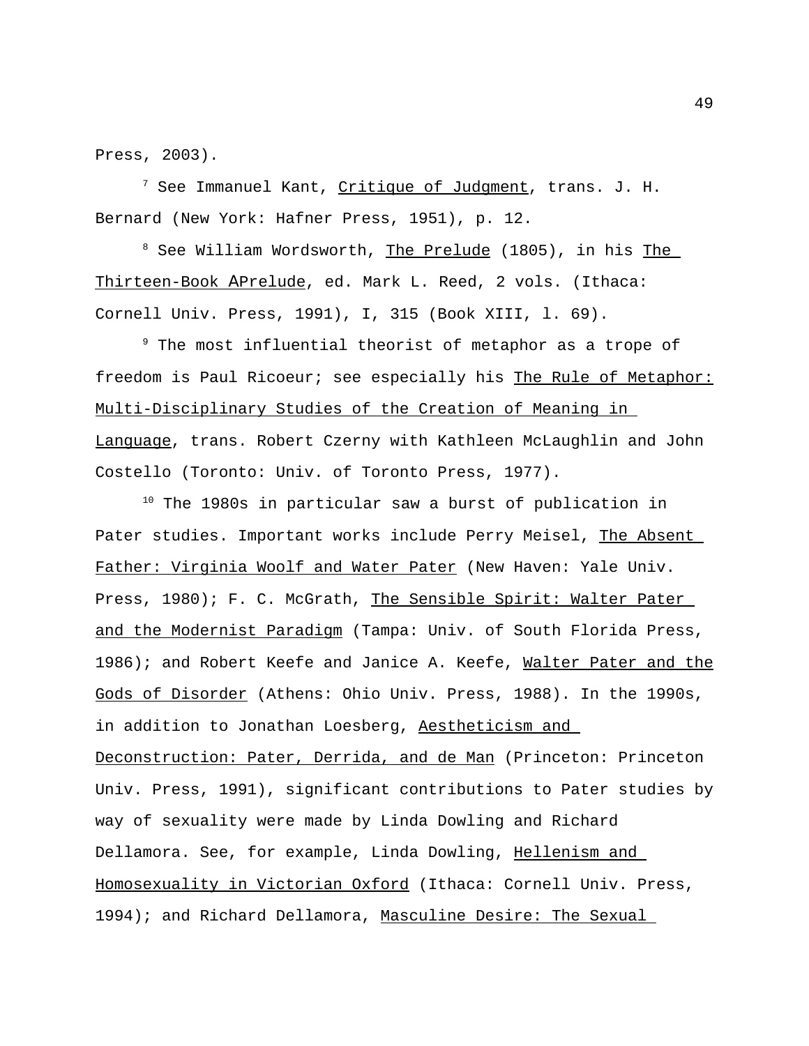Press, 2003).

[7] See Immanuel Kant, Critique of Judgment, trans. J. H. Bernard (New York: Hafner Press, 1951), p. 12.

[8] See William Wordsworth, The Prelude (1805), in his The Thirteen-Book ΑPrelude, ed. Mark L. Reed, 2 vols. (Ithaca: Cornell Univ. Press, 1991), I, 315 (Book XIII, l. 69).

[9] The most influential theorist of metaphor as a trope of freedom is Paul Ricoeur; see especially his The Rule of Metaphor: Multi-Disciplinary Studies of the Creation of Meaning in Language, trans. Robert Czerny with Kathleen McLaughlin and John Costello (Toronto: Univ. of Toronto Press, 1977).

[10] The 1980s in particular saw a burst of publication in Pater studies. Important works include Perry Meisel, The Absent Father: Virginia Woolf and Water Pater (New Haven: Yale Univ. Press, 1980); F. C. McGrath, The Sensible Spirit: Walter Pater and the Modernist Paradigm (Tampa: Univ. of South Florida Press, 1986); and Robert Keefe and Janice A. Keefe, Walter Pater and the Gods of Disorder (Athens: Ohio Univ. Press, 1988). In the 1990s, in addition to Jonathan Loesberg, Aestheticism and Deconstruction: Pater, Derrida, and de Man (Princeton: Princeton Univ. Press, 1991), significant contributions to Pater studies by way of sexuality were made by Linda Dowling and Richard Dellamora. See, for example, Linda Dowling, Hellenism and Homosexuality in Victorian Oxford (Ithaca: Cornell Univ. Press, 1994); and Richard Dellamora, Masculine Desire: The Sexual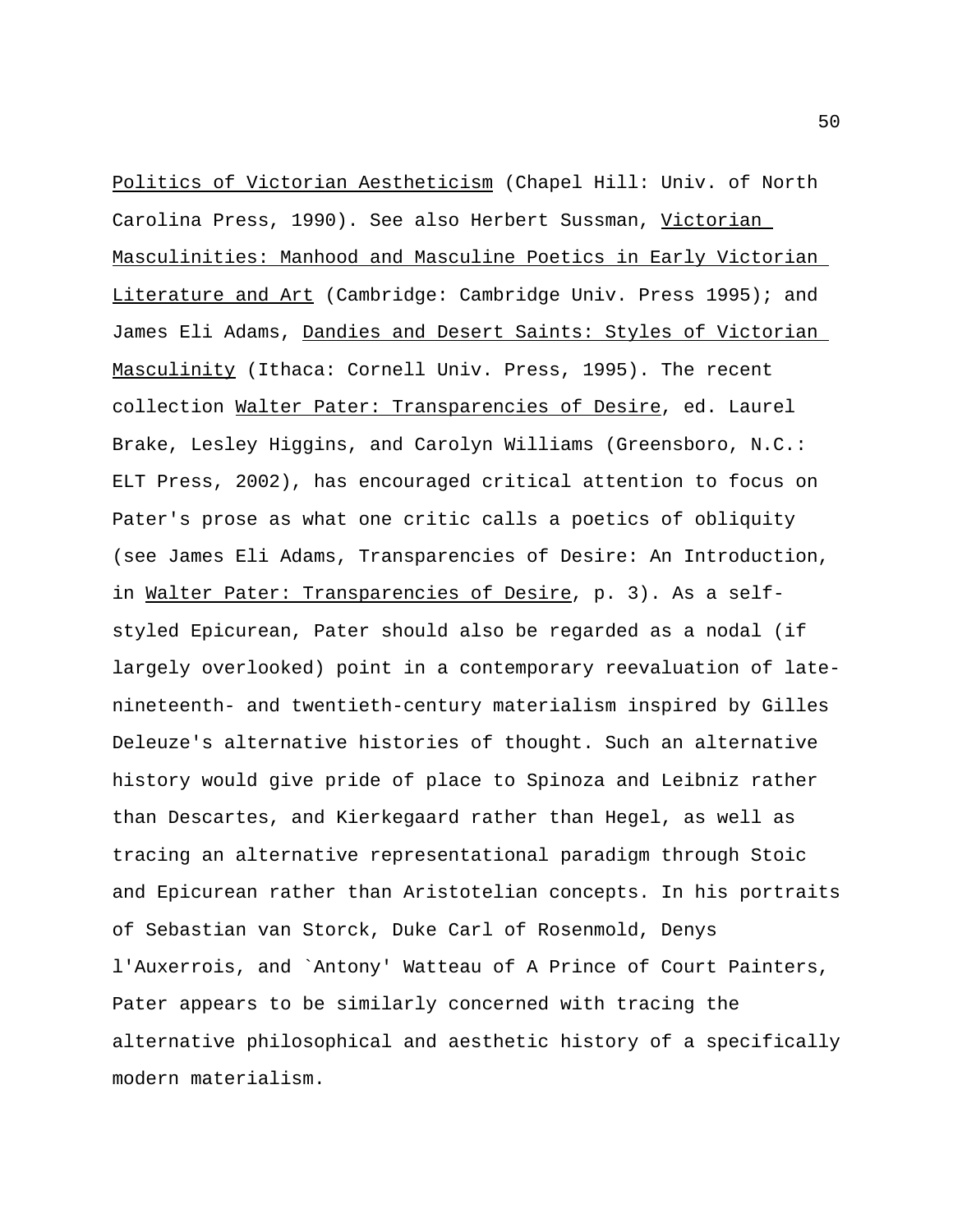Politics of Victorian Aestheticism (Chapel Hill: Univ. of North Carolina Press, 1990). See also Herbert Sussman, Victorian Masculinities: Manhood and Masculine Poetics in Early Victorian Literature and Art (Cambridge: Cambridge Univ. Press 1995); and James Eli Adams, Dandies and Desert Saints: Styles of Victorian Masculinity (Ithaca: Cornell Univ. Press, 1995). The recent collection Walter Pater: Transparencies of Desire, ed. Laurel Brake, Lesley Higgins, and Carolyn Williams (Greensboro, N.C.: ELT Press, 2002), has encouraged critical attention to focus on Pater's prose as what one critic calls a poetics of obliquity (see James Eli Adams, Transparencies of Desire: An Introduction, in Walter Pater: Transparencies of Desire, p. 3). As a self-styled Epicurean, Pater should also be regarded as a nodal (if largely overlooked) point in a contemporary reevaluation of late-nineteenth- and twentieth-century materialism inspired by Gilles Deleuze's alternative histories of thought. Such an alternative history would give pride of place to Spinoza and Leibniz rather than Descartes, and Kierkegaard rather than Hegel, as well as tracing an alternative representational paradigm through Stoic and Epicurean rather than Aristotelian concepts. In his portraits of Sebastian van Storck, Duke Carl of Rosenmold, Denys l'Auxerrois, and `Antony' Watteau of A Prince of Court Painters, Pater appears to be similarly concerned with tracing the alternative philosophical and aesthetic history of a specifically modern materialism.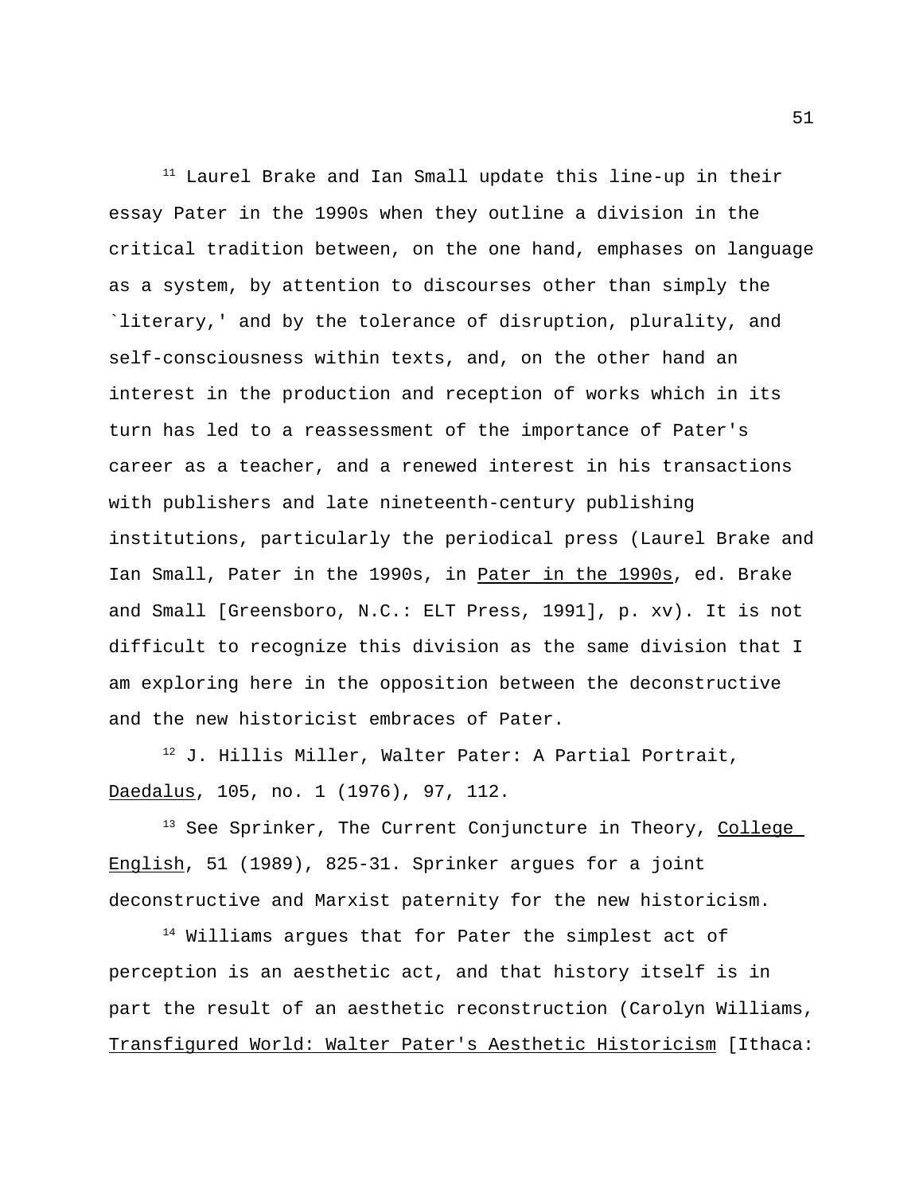[11] Laurel Brake and Ian Small update this line-up in their essay Pater in the 1990s when they outline a division in the critical tradition between, on the one hand, emphases on language as a system, by attention to discourses other than simply the `literary,' and by the tolerance of disruption, plurality, and self-consciousness within texts, and, on the other hand an interest in the production and reception of works which in its turn has led to a reassessment of the importance of Pater's career as a teacher, and a renewed interest in his transactions with publishers and late nineteenth-century publishing institutions, particularly the periodical press (Laurel Brake and Ian Small, Pater in the 1990s, in _Pater in the 1990s_, ed. Brake and Small [Greensboro, N.C.: ELT Press, 1991], p. xv). It is not difficult to recognize this division as the same division that I am exploring here in the opposition between the deconstructive and the new historicist embraces of Pater.

[12] J. Hillis Miller, Walter Pater: A Partial Portrait, _Daedalus_, 105, no. 1 (1976), 97, 112.

[13] See Sprinker, The Current Conjuncture in Theory, _College English_, 51 (1989), 825-31. Sprinker argues for a joint deconstructive and Marxist paternity for the new historicism.

[14] Williams argues that for Pater the simplest act of perception is an aesthetic act, and that history itself is in part the result of an aesthetic reconstruction (Carolyn Williams, _Transfigured World: Walter Pater's Aesthetic Historicism_ [Ithaca: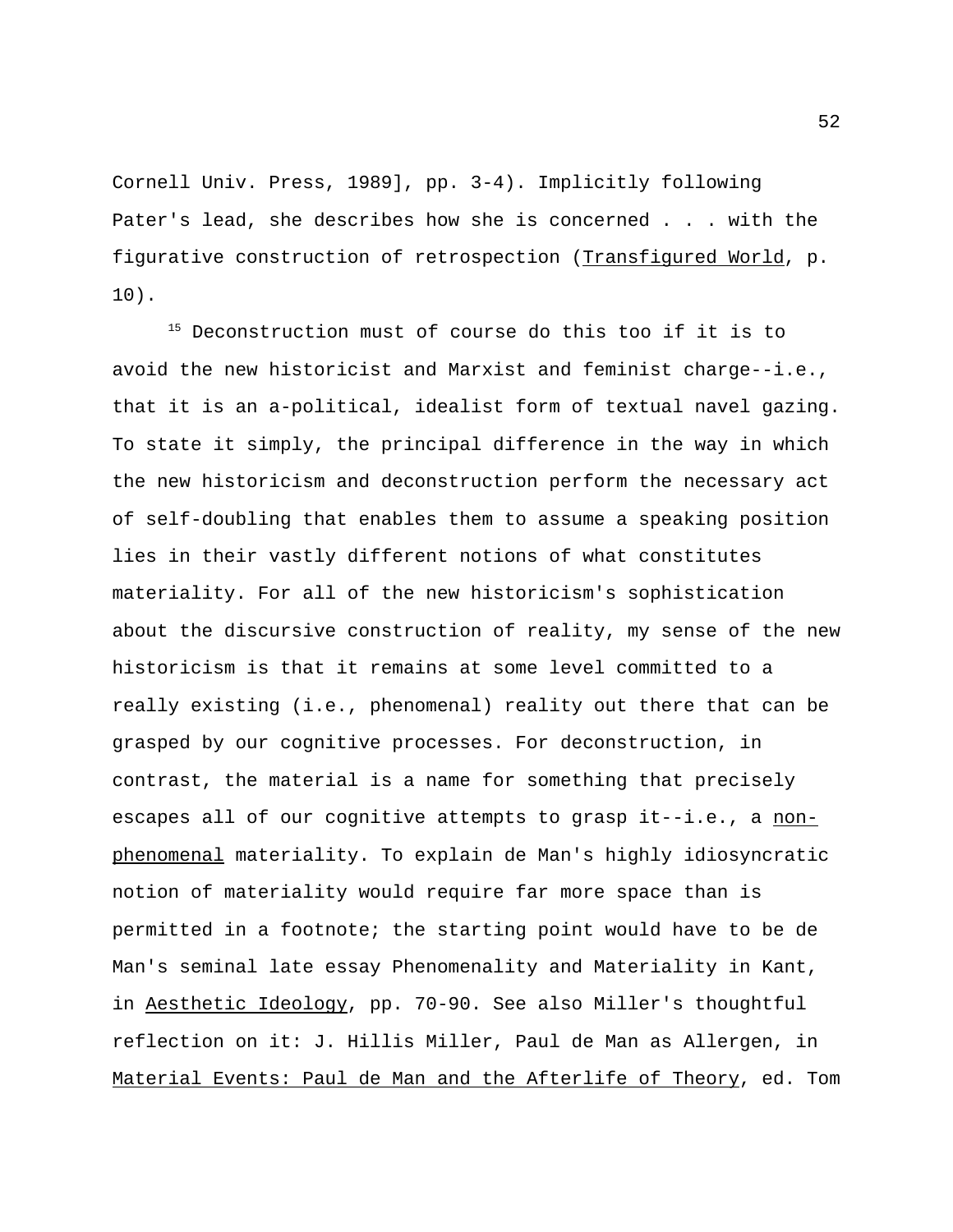Cornell Univ. Press, 1989], pp. 3-4). Implicitly following Pater's lead, she describes how she is concerned . . . with the figurative construction of retrospection (<u>Transfigured World</u>, p. 10).

[15] Deconstruction must of course do this too if it is to avoid the new historicist and Marxist and feminist charge--i.e., that it is an a-political, idealist form of textual navel gazing. To state it simply, the principal difference in the way in which the new historicism and deconstruction perform the necessary act of self-doubling that enables them to assume a speaking position lies in their vastly different notions of what constitutes materiality. For all of the new historicism's sophistication about the discursive construction of reality, my sense of the new historicism is that it remains at some level committed to a really existing (i.e., phenomenal) reality out there that can be grasped by our cognitive processes. For deconstruction, in contrast, the material is a name for something that precisely escapes all of our cognitive attempts to grasp it--i.e., a <u>non-phenomenal</u> materiality. To explain de Man's highly idiosyncratic notion of materiality would require far more space than is permitted in a footnote; the starting point would have to be de Man's seminal late essay Phenomenality and Materiality in Kant, in <u>Aesthetic Ideology</u>, pp. 70-90. See also Miller's thoughtful reflection on it: J. Hillis Miller, Paul de Man as Allergen, in <u>Material Events: Paul de Man and the Afterlife of Theory</u>, ed. Tom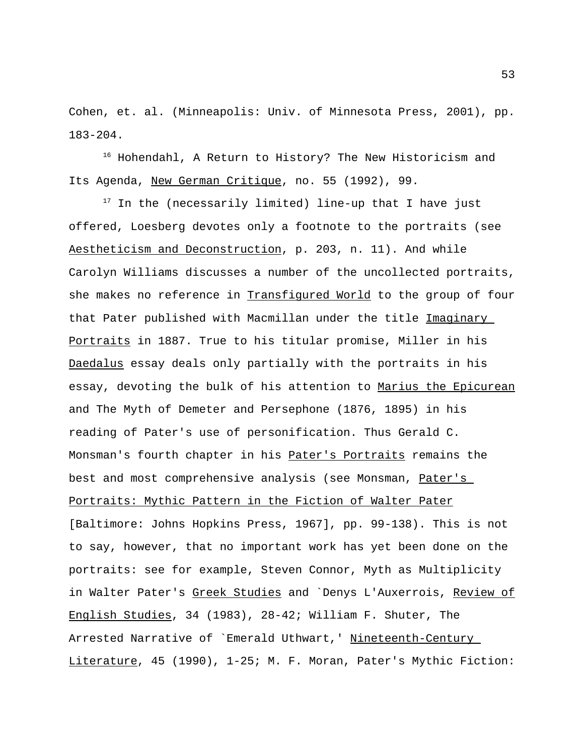Cohen, et. al. (Minneapolis: Univ. of Minnesota Press, 2001), pp. 183-204.

[16] Hohendahl, A Return to History? The New Historicism and Its Agenda, New German Critique, no. 55 (1992), 99.

[17] In the (necessarily limited) line-up that I have just offered, Loesberg devotes only a footnote to the portraits (see Aestheticism and Deconstruction, p. 203, n. 11). And while Carolyn Williams discusses a number of the uncollected portraits, she makes no reference in Transfigured World to the group of four that Pater published with Macmillan under the title Imaginary Portraits in 1887. True to his titular promise, Miller in his Daedalus essay deals only partially with the portraits in his essay, devoting the bulk of his attention to Marius the Epicurean and The Myth of Demeter and Persephone (1876, 1895) in his reading of Pater's use of personification. Thus Gerald C. Monsman's fourth chapter in his Pater's Portraits remains the best and most comprehensive analysis (see Monsman, Pater's Portraits: Mythic Pattern in the Fiction of Walter Pater [Baltimore: Johns Hopkins Press, 1967], pp. 99-138). This is not to say, however, that no important work has yet been done on the portraits: see for example, Steven Connor, Myth as Multiplicity in Walter Pater's Greek Studies and `Denys L'Auxerrois, Review of English Studies, 34 (1983), 28-42; William F. Shuter, The Arrested Narrative of `Emerald Uthwart,' Nineteenth-Century Literature, 45 (1990), 1-25; M. F. Moran, Pater's Mythic Fiction: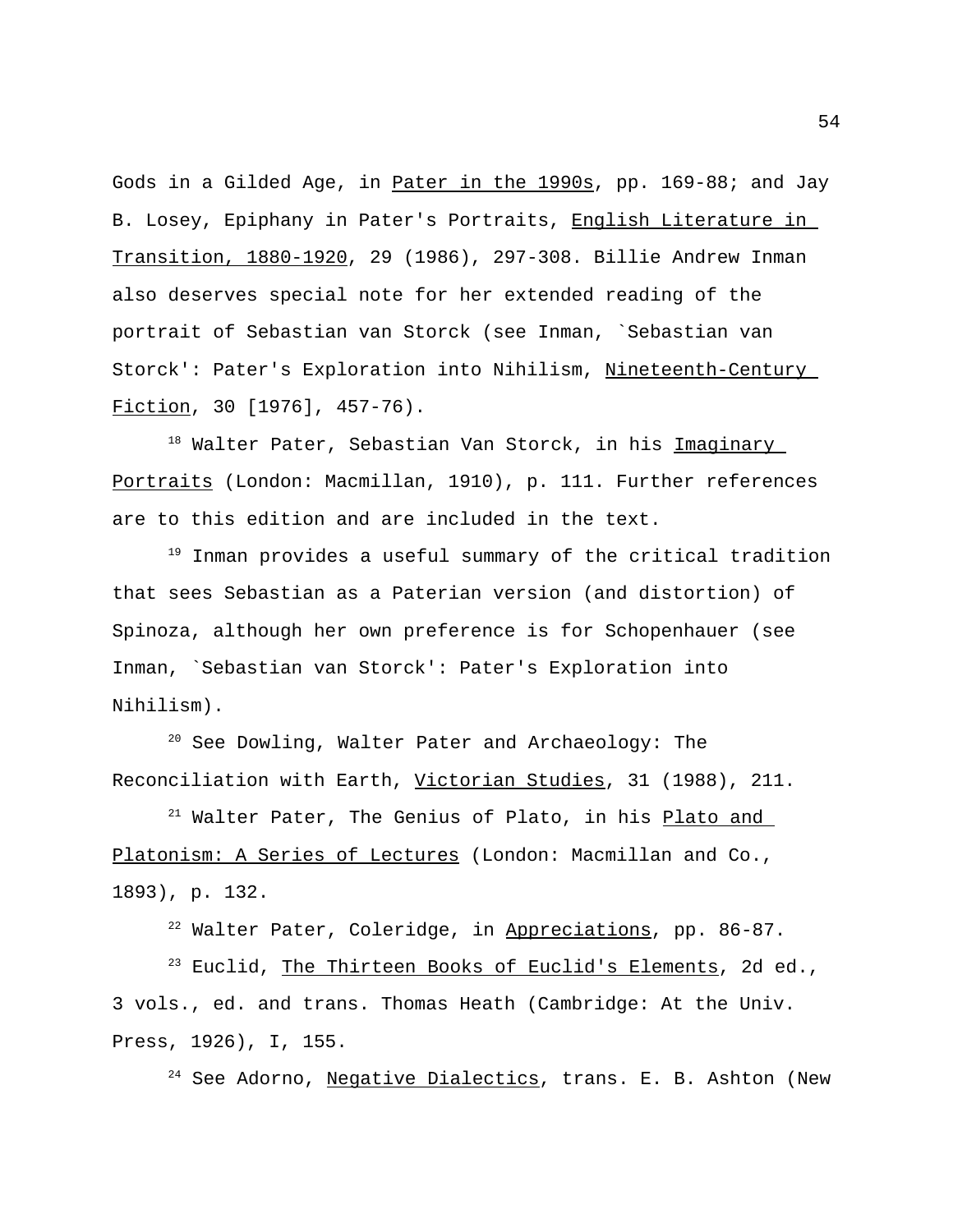Gods in a Gilded Age, in _Pater in the 1990s_, pp. 169-88; and Jay B. Losey, Epiphany in Pater's Portraits, _English Literature in Transition, 1880-1920_, 29 (1986), 297-308. Billie Andrew Inman also deserves special note for her extended reading of the portrait of Sebastian van Storck (see Inman, `Sebastian van Storck': Pater's Exploration into Nihilism, _Nineteenth-Century Fiction_, 30 [1976], 457-76).

[18] Walter Pater, Sebastian Van Storck, in his _Imaginary Portraits_ (London: Macmillan, 1910), p. 111. Further references are to this edition and are included in the text.

[19] Inman provides a useful summary of the critical tradition that sees Sebastian as a Paterian version (and distortion) of Spinoza, although her own preference is for Schopenhauer (see Inman, `Sebastian van Storck': Pater's Exploration into Nihilism).

[20] See Dowling, Walter Pater and Archaeology: The Reconciliation with Earth, _Victorian Studies_, 31 (1988), 211.

[21] Walter Pater, The Genius of Plato, in his _Plato and Platonism: A Series of Lectures_ (London: Macmillan and Co., 1893), p. 132.

[22] Walter Pater, Coleridge, in _Appreciations_, pp. 86-87.

[23] Euclid, _The Thirteen Books of Euclid's Elements_, 2d ed., 3 vols., ed. and trans. Thomas Heath (Cambridge: At the Univ. Press, 1926), I, 155.

[24] See Adorno, _Negative Dialectics_, trans. E. B. Ashton (New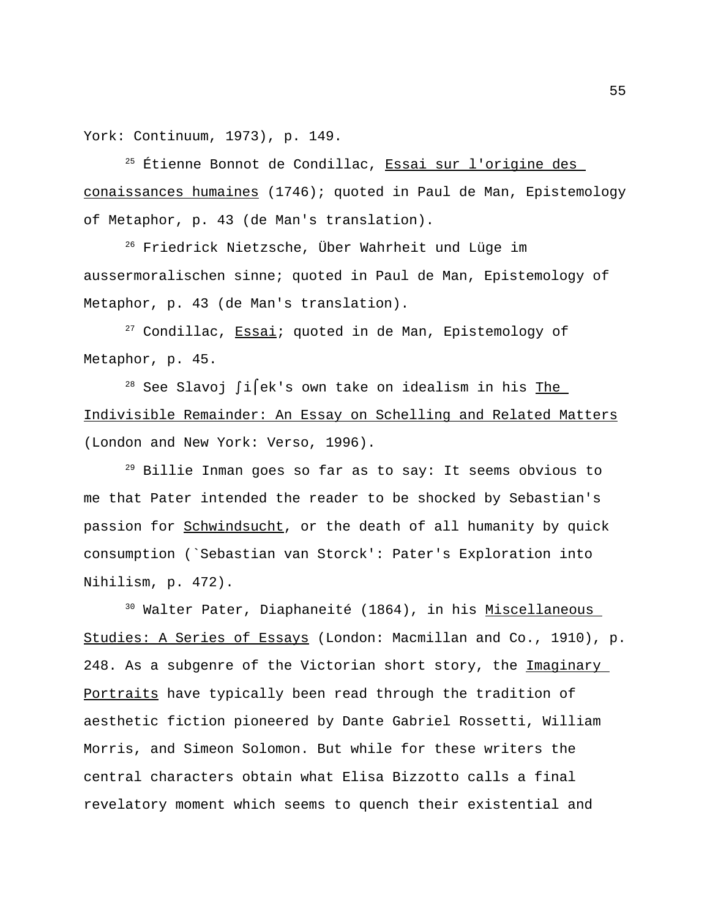York: Continuum, 1973), p. 149.

[25] Étienne Bonnot de Condillac, <u>Essai sur l'origine des conaissances humaines</u> (1746); quoted in Paul de Man, Epistemology of Metaphor, p. 43 (de Man's translation).

[26] Friedrick Nietzsche, Über Wahrheit und Lüge im aussermoralischen sinne; quoted in Paul de Man, Epistemology of Metaphor, p. 43 (de Man's translation).

[27] Condillac, <u>Essai</u>; quoted in de Man, Epistemology of Metaphor, p. 45.

[28] See Slavoj ∫i⌠ek's own take on idealism in his <u>The Indivisible Remainder: An Essay on Schelling and Related Matters</u> (London and New York: Verso, 1996).

[29] Billie Inman goes so far as to say: It seems obvious to me that Pater intended the reader to be shocked by Sebastian's passion for <u>Schwindsucht</u>, or the death of all humanity by quick consumption (`Sebastian van Storck': Pater's Exploration into Nihilism, p. 472).

[30] Walter Pater, Diaphaneité (1864), in his <u>Miscellaneous Studies: A Series of Essays</u> (London: Macmillan and Co., 1910), p. 248. As a subgenre of the Victorian short story, the <u>Imaginary Portraits</u> have typically been read through the tradition of aesthetic fiction pioneered by Dante Gabriel Rossetti, William Morris, and Simeon Solomon. But while for these writers the central characters obtain what Elisa Bizzotto calls a final revelatory moment which seems to quench their existential and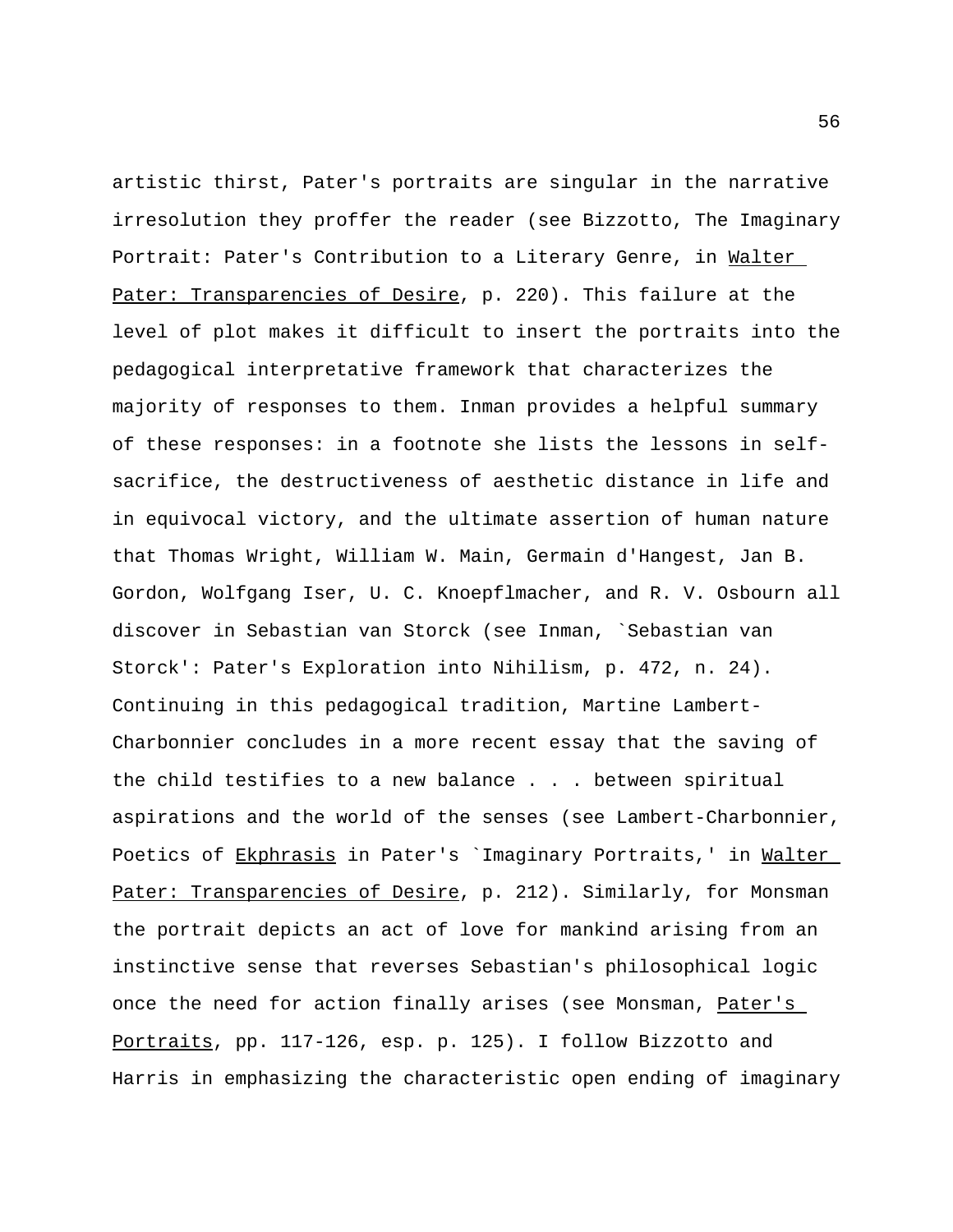artistic thirst, Pater's portraits are singular in the narrative irresolution they proffer the reader (see Bizzotto, The Imaginary Portrait: Pater's Contribution to a Literary Genre, in _Walter Pater: Transparencies of Desire_, p. 220). This failure at the level of plot makes it difficult to insert the portraits into the pedagogical interpretative framework that characterizes the majority of responses to them. Inman provides a helpful summary of these responses: in a footnote she lists the lessons in self-sacrifice, the destructiveness of aesthetic distance in life and in equivocal victory, and the ultimate assertion of human nature that Thomas Wright, William W. Main, Germain d'Hangest, Jan B. Gordon, Wolfgang Iser, U. C. Knoepflmacher, and R. V. Osbourn all discover in Sebastian van Storck (see Inman, `Sebastian van Storck': Pater's Exploration into Nihilism, p. 472, n. 24). Continuing in this pedagogical tradition, Martine Lambert-Charbonnier concludes in a more recent essay that the saving of the child testifies to a new balance . . . between spiritual aspirations and the world of the senses (see Lambert-Charbonnier, Poetics of _Ekphrasis_ in Pater's `Imaginary Portraits,' in _Walter Pater: Transparencies of Desire_, p. 212). Similarly, for Monsman the portrait depicts an act of love for mankind arising from an instinctive sense that reverses Sebastian's philosophical logic once the need for action finally arises (see Monsman, _Pater's Portraits_, pp. 117-126, esp. p. 125). I follow Bizzotto and Harris in emphasizing the characteristic open ending of imaginary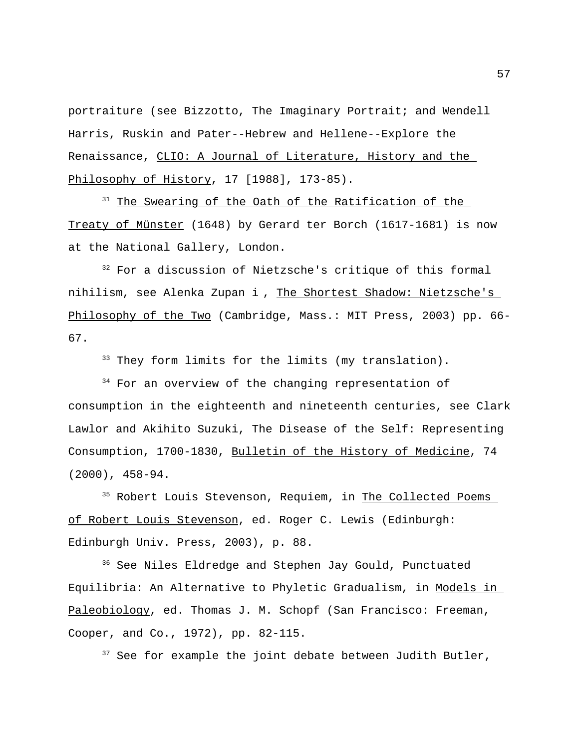portraiture (see Bizzotto, The Imaginary Portrait; and Wendell Harris, Ruskin and Pater--Hebrew and Hellene--Explore the Renaissance, _CLIO: A Journal of Literature, History and the Philosophy of History_, 17 [1988], 173-85).

[31] _The Swearing of the Oath of the Ratification of the Treaty of Münster_ (1648) by Gerard ter Borch (1617-1681) is now at the National Gallery, London.

[32] For a discussion of Nietzsche's critique of this formal nihilism, see Alenka Zupan i , _The Shortest Shadow: Nietzsche's Philosophy of the Two_ (Cambridge, Mass.: MIT Press, 2003) pp. 66-67.

[33] They form limits for the limits (my translation).

[34] For an overview of the changing representation of consumption in the eighteenth and nineteenth centuries, see Clark Lawlor and Akihito Suzuki, The Disease of the Self: Representing Consumption, 1700-1830, _Bulletin of the History of Medicine_, 74 (2000), 458-94.

[35] Robert Louis Stevenson, Requiem, in _The Collected Poems of Robert Louis Stevenson_, ed. Roger C. Lewis (Edinburgh: Edinburgh Univ. Press, 2003), p. 88.

[36] See Niles Eldredge and Stephen Jay Gould, Punctuated Equilibria: An Alternative to Phyletic Gradualism, in _Models in Paleobiology_, ed. Thomas J. M. Schopf (San Francisco: Freeman, Cooper, and Co., 1972), pp. 82-115.

[37] See for example the joint debate between Judith Butler,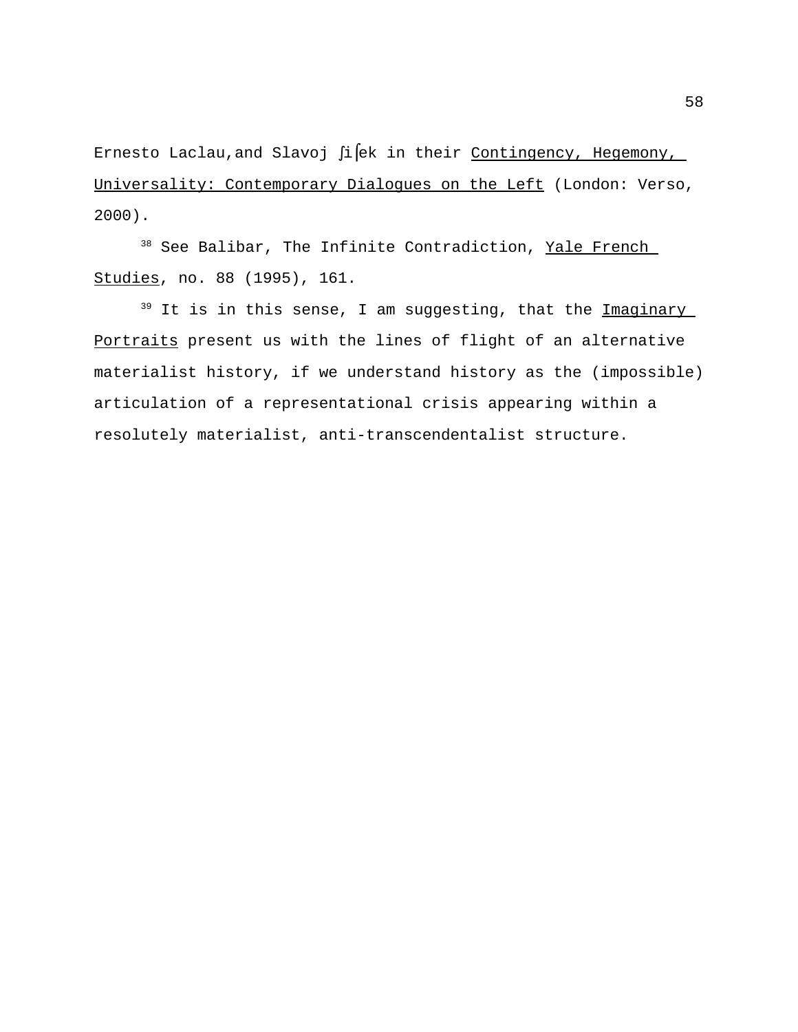Ernesto Laclau,and Slavoj ʃiʃek in their Contingency, Hegemony, Universality: Contemporary Dialogues on the Left (London: Verso, 2000).

[38] See Balibar, The Infinite Contradiction, Yale French Studies, no. 88 (1995), 161.

[39] It is in this sense, I am suggesting, that the Imaginary Portraits present us with the lines of flight of an alternative materialist history, if we understand history as the (impossible) articulation of a representational crisis appearing within a resolutely materialist, anti-transcendentalist structure.